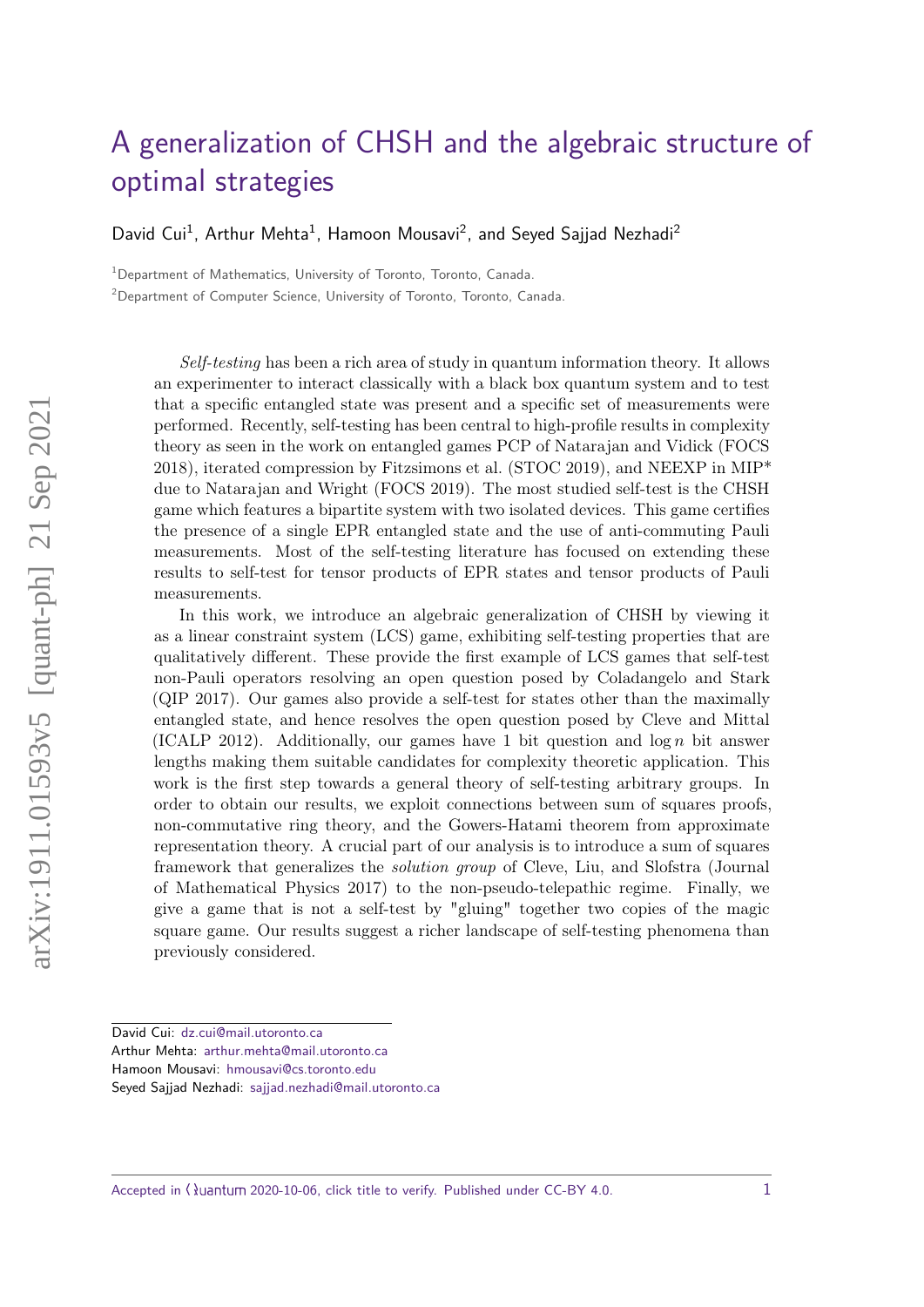# A generalization of CHSH and the algebraic structure of optimal strategies

David Cui[1], Arthur Mehta[1], Hamoon Mousavi[2], and Seyed Sajjad Nezhadi[2]

[1]Department of Mathematics, University of Toronto, Toronto, Canada.

[2]Department of Computer Science, University of Toronto, Toronto, Canada.

*Self-testing* has been a rich area of study in quantum information theory. It allows an experimenter to interact classically with a black box quantum system and to test that a specific entangled state was present and a specific set of measurements were performed. Recently, self-testing has been central to high-profile results in complexity theory as seen in the work on entangled games PCP of Natarajan and Vidick (FOCS 2018), iterated compression by Fitzsimons et al. (STOC 2019), and NEEXP in MIP* due to Natarajan and Wright (FOCS 2019). The most studied self-test is the CHSH game which features a bipartite system with two isolated devices. This game certifies the presence of a single EPR entangled state and the use of anti-commuting Pauli measurements. Most of the self-testing literature has focused on extending these results to self-test for tensor products of EPR states and tensor products of Pauli measurements.

In this work, we introduce an algebraic generalization of CHSH by viewing it as a linear constraint system (LCS) game, exhibiting self-testing properties that are qualitatively different. These provide the first example of LCS games that self-test non-Pauli operators resolving an open question posed by Coladangelo and Stark (QIP 2017). Our games also provide a self-test for states other than the maximally entangled state, and hence resolves the open question posed by Cleve and Mittal (ICALP 2012). Additionally, our games have 1 bit question and $\log n$ bit answer lengths making them suitable candidates for complexity theoretic application. This work is the first step towards a general theory of self-testing arbitrary groups. In order to obtain our results, we exploit connections between sum of squares proofs, non-commutative ring theory, and the Gowers-Hatami theorem from approximate representation theory. A crucial part of our analysis is to introduce a sum of squares framework that generalizes the *solution group* of Cleve, Liu, and Slofstra (Journal of Mathematical Physics 2017) to the non-pseudo-telepathic regime. Finally, we give a game that is not a self-test by "gluing" together two copies of the magic square game. Our results suggest a richer landscape of self-testing phenomena than previously considered.

David Cui: dz.cui@mail.utoronto.ca
Arthur Mehta: arthur.mehta@mail.utoronto.ca
Hamoon Mousavi: hmousavi@cs.toronto.edu
Seyed Sajjad Nezhadi: sajjad.nezhadi@mail.utoronto.ca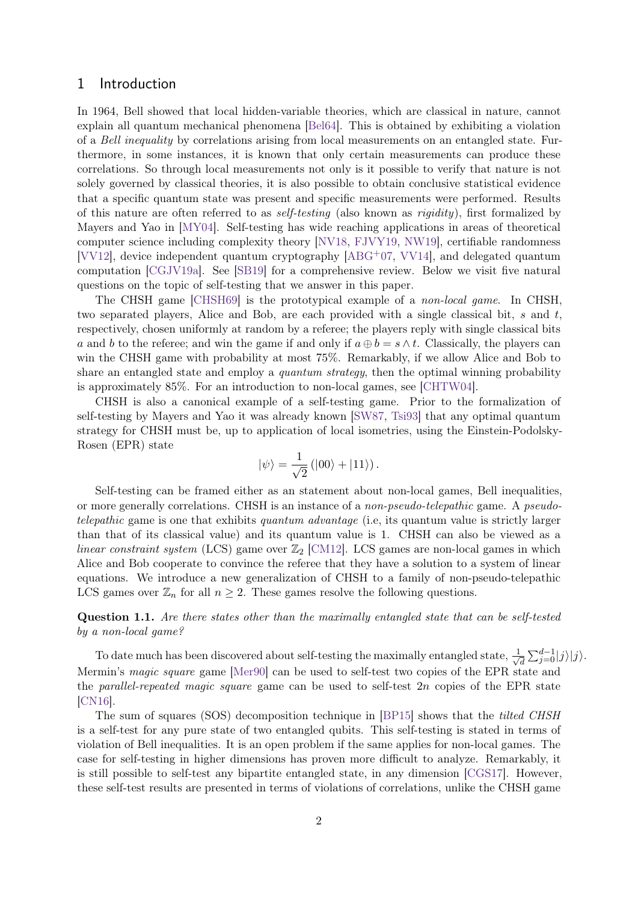# 1 Introduction

In 1964, Bell showed that local hidden-variable theories, which are classical in nature, cannot explain all quantum mechanical phenomena [Bel64]. This is obtained by exhibiting a violation of a *Bell inequality* by correlations arising from local measurements on an entangled state. Furthermore, in some instances, it is known that only certain measurements can produce these correlations. So through local measurements not only is it possible to verify that nature is not solely governed by classical theories, it is also possible to obtain conclusive statistical evidence that a specific quantum state was present and specific measurements were performed. Results of this nature are often referred to as *self-testing* (also known as *rigidity*), first formalized by Mayers and Yao in [MY04]. Self-testing has wide reaching applications in areas of theoretical computer science including complexity theory [NV18, FJVY19, NW19], certifiable randomness [VV12], device independent quantum cryptography [ABG+07, VV14], and delegated quantum computation [CGJV19a]. See [SB19] for a comprehensive review. Below we visit five natural questions on the topic of self-testing that we answer in this paper.

The CHSH game [CHSH69] is the prototypical example of a *non-local game*. In CHSH, two separated players, Alice and Bob, are each provided with a single classical bit, $s$ and $t$, respectively, chosen uniformly at random by a referee; the players reply with single classical bits $a$ and $b$ to the referee; and win the game if and only if $a \oplus b = s \wedge t$. Classically, the players can win the CHSH game with probability at most 75%. Remarkably, if we allow Alice and Bob to share an entangled state and employ a *quantum strategy*, then the optimal winning probability is approximately 85%. For an introduction to non-local games, see [CHTW04].

CHSH is also a canonical example of a self-testing game. Prior to the formalization of self-testing by Mayers and Yao it was already known [SW87, Tsi93] that any optimal quantum strategy for CHSH must be, up to application of local isometries, using the Einstein-Podolsky-Rosen (EPR) state

$$|\psi\rangle = \frac{1}{\sqrt{2}}\left(|00\rangle + |11\rangle\right).$$

Self-testing can be framed either as an statement about non-local games, Bell inequalities, or more generally correlations. CHSH is an instance of a *non-pseudo-telepathic* game. A *pseudo-telepathic* game is one that exhibits *quantum advantage* (i.e, its quantum value is strictly larger than that of its classical value) and its quantum value is 1. CHSH can also be viewed as a *linear constraint system* (LCS) game over $\mathbb{Z}_2$ [CM12]. LCS games are non-local games in which Alice and Bob cooperate to convince the referee that they have a solution to a system of linear equations. We introduce a new generalization of CHSH to a family of non-pseudo-telepathic LCS games over $\mathbb{Z}_n$ for all $n \geq 2$. These games resolve the following questions.

**Question 1.1.** *Are there states other than the maximally entangled state that can be self-tested by a non-local game?*

To date much has been discovered about self-testing the maximally entangled state, $\frac{1}{\sqrt{d}}\sum_{j=0}^{d-1}|j\rangle|j\rangle$. Mermin's *magic square* game [Mer90] can be used to self-test two copies of the EPR state and the *parallel-repeated magic square* game can be used to self-test $2n$ copies of the EPR state [CN16].

The sum of squares (SOS) decomposition technique in [BP15] shows that the *tilted CHSH* is a self-test for any pure state of two entangled qubits. This self-testing is stated in terms of violation of Bell inequalities. It is an open problem if the same applies for non-local games. The case for self-testing in higher dimensions has proven more difficult to analyze. Remarkably, it is still possible to self-test any bipartite entangled state, in any dimension [CGS17]. However, these self-test results are presented in terms of violations of correlations, unlike the CHSH game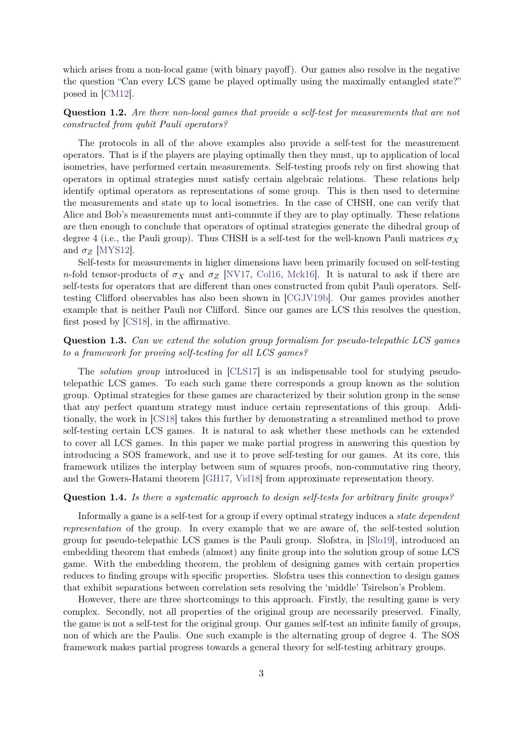which arises from a non-local game (with binary payoff). Our games also resolve in the negative the question "Can every LCS game be played optimally using the maximally entangled state?" posed in [CM12].

**Question 1.2.** *Are there non-local games that provide a self-test for measurements that are not constructed from qubit Pauli operators?*

The protocols in all of the above examples also provide a self-test for the measurement operators. That is if the players are playing optimally then they must, up to application of local isometries, have performed certain measurements. Self-testing proofs rely on first showing that operators in optimal strategies must satisfy certain algebraic relations. These relations help identify optimal operators as representations of some group. This is then used to determine the measurements and state up to local isometries. In the case of CHSH, one can verify that Alice and Bob's measurements must anti-commute if they are to play optimally. These relations are then enough to conclude that operators of optimal strategies generate the dihedral group of degree 4 (i.e., the Pauli group). Thus CHSH is a self-test for the well-known Pauli matrices $\sigma_X$ and $\sigma_Z$ [MYS12].

Self-tests for measurements in higher dimensions have been primarily focused on self-testing $n$-fold tensor-products of $\sigma_X$ and $\sigma_Z$ [NV17, Col16, Mck16]. It is natural to ask if there are self-tests for operators that are different than ones constructed from qubit Pauli operators. Self-testing Clifford observables has also been shown in [CGJV19b]. Our games provides another example that is neither Pauli nor Clifford. Since our games are LCS this resolves the question, first posed by [CS18], in the affirmative.

**Question 1.3.** *Can we extend the solution group formalism for pseudo-telepathic LCS games to a framework for proving self-testing for all LCS games?*

The *solution group* introduced in [CLS17] is an indispensable tool for studying pseudo-telepathic LCS games. To each such game there corresponds a group known as the solution group. Optimal strategies for these games are characterized by their solution group in the sense that any perfect quantum strategy must induce certain representations of this group. Additionally, the work in [CS18] takes this further by demonstrating a streamlined method to prove self-testing certain LCS games. It is natural to ask whether these methods can be extended to cover all LCS games. In this paper we make partial progress in answering this question by introducing a SOS framework, and use it to prove self-testing for our games. At its core, this framework utilizes the interplay between sum of squares proofs, non-commutative ring theory, and the Gowers-Hatami theorem [GH17, Vid18] from approximate representation theory.

**Question 1.4.** *Is there a systematic approach to design self-tests for arbitrary finite groups?*

Informally a game is a self-test for a group if every optimal strategy induces a *state dependent representation* of the group. In every example that we are aware of, the self-tested solution group for pseudo-telepathic LCS games is the Pauli group. Slofstra, in [Slo19], introduced an embedding theorem that embeds (almost) any finite group into the solution group of some LCS game. With the embedding theorem, the problem of designing games with certain properties reduces to finding groups with specific properties. Slofstra uses this connection to design games that exhibit separations between correlation sets resolving the 'middle' Tsirelson's Problem.

However, there are three shortcomings to this approach. Firstly, the resulting game is very complex. Secondly, not all properties of the original group are necessarily preserved. Finally, the game is not a self-test for the original group. Our games self-test an infinite family of groups, non of which are the Paulis. One such example is the alternating group of degree 4. The SOS framework makes partial progress towards a general theory for self-testing arbitrary groups.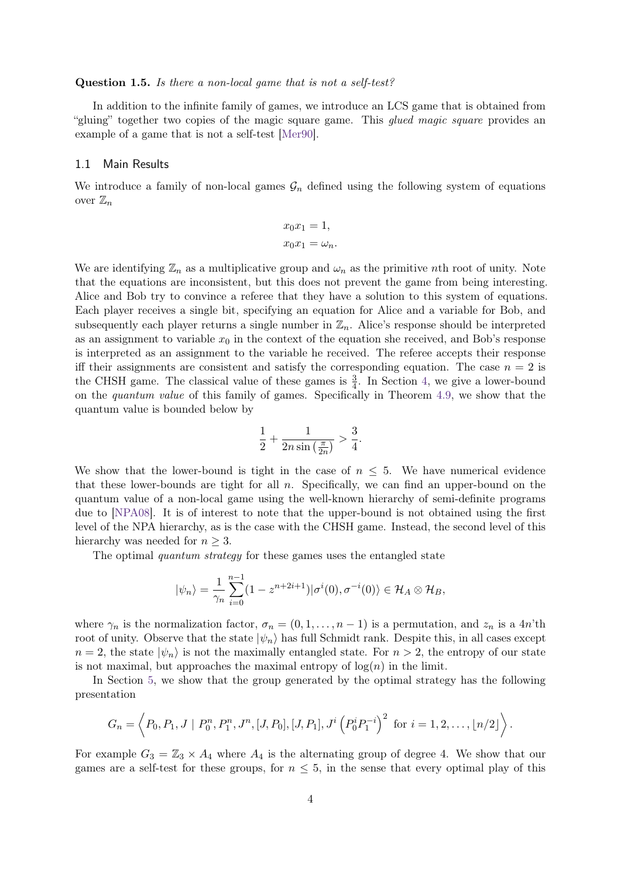**Question 1.5.** *Is there a non-local game that is not a self-test?*

In addition to the infinite family of games, we introduce an LCS game that is obtained from "gluing" together two copies of the magic square game. This *glued magic square* provides an example of a game that is not a self-test [Mer90].

## 1.1 Main Results

We introduce a family of non-local games $\mathcal{G}_n$ defined using the following system of equations over $\mathbb{Z}_n$

$$x_0 x_1 = 1,$$
$$x_0 x_1 = \omega_n.$$

We are identifying $\mathbb{Z}_n$ as a multiplicative group and $\omega_n$ as the primitive $n$th root of unity. Note that the equations are inconsistent, but this does not prevent the game from being interesting. Alice and Bob try to convince a referee that they have a solution to this system of equations. Each player receives a single bit, specifying an equation for Alice and a variable for Bob, and subsequently each player returns a single number in $\mathbb{Z}_n$. Alice's response should be interpreted as an assignment to variable $x_0$ in the context of the equation she received, and Bob's response is interpreted as an assignment to the variable he received. The referee accepts their response iff their assignments are consistent and satisfy the corresponding equation. The case $n = 2$ is the CHSH game. The classical value of these games is $\frac{3}{4}$. In Section 4, we give a lower-bound on the *quantum value* of this family of games. Specifically in Theorem 4.9, we show that the quantum value is bounded below by

$$\frac{1}{2} + \frac{1}{2n \sin\left(\frac{\pi}{2n}\right)} > \frac{3}{4}.$$

We show that the lower-bound is tight in the case of $n \leq 5$. We have numerical evidence that these lower-bounds are tight for all $n$. Specifically, we can find an upper-bound on the quantum value of a non-local game using the well-known hierarchy of semi-definite programs due to [NPA08]. It is of interest to note that the upper-bound is not obtained using the first level of the NPA hierarchy, as is the case with the CHSH game. Instead, the second level of this hierarchy was needed for $n \geq 3$.

The optimal *quantum strategy* for these games uses the entangled state

$$|\psi_n\rangle = \frac{1}{\gamma_n} \sum_{i=0}^{n-1} (1 - z^{n+2i+1}) |\sigma^i(0), \sigma^{-i}(0)\rangle \in \mathcal{H}_A \otimes \mathcal{H}_B,$$

where $\gamma_n$ is the normalization factor, $\sigma_n = (0, 1, \ldots, n-1)$ is a permutation, and $z_n$ is a $4n$'th root of unity. Observe that the state $|\psi_n\rangle$ has full Schmidt rank. Despite this, in all cases except $n = 2$, the state $|\psi_n\rangle$ is not the maximally entangled state. For $n > 2$, the entropy of our state is not maximal, but approaches the maximal entropy of $\log(n)$ in the limit.

In Section 5, we show that the group generated by the optimal strategy has the following presentation

$$G_n = \left\langle P_0, P_1, J \mid P_0^n, P_1^n, J^n, [J, P_0], [J, P_1], J^i \left(P_0^i P_1^{-i}\right)^2 \text{ for } i = 1, 2, \ldots, \lfloor n/2 \rfloor \right\rangle.$$

For example $G_3 = \mathbb{Z}_3 \times A_4$ where $A_4$ is the alternating group of degree 4. We show that our games are a self-test for these groups, for $n \leq 5$, in the sense that every optimal play of this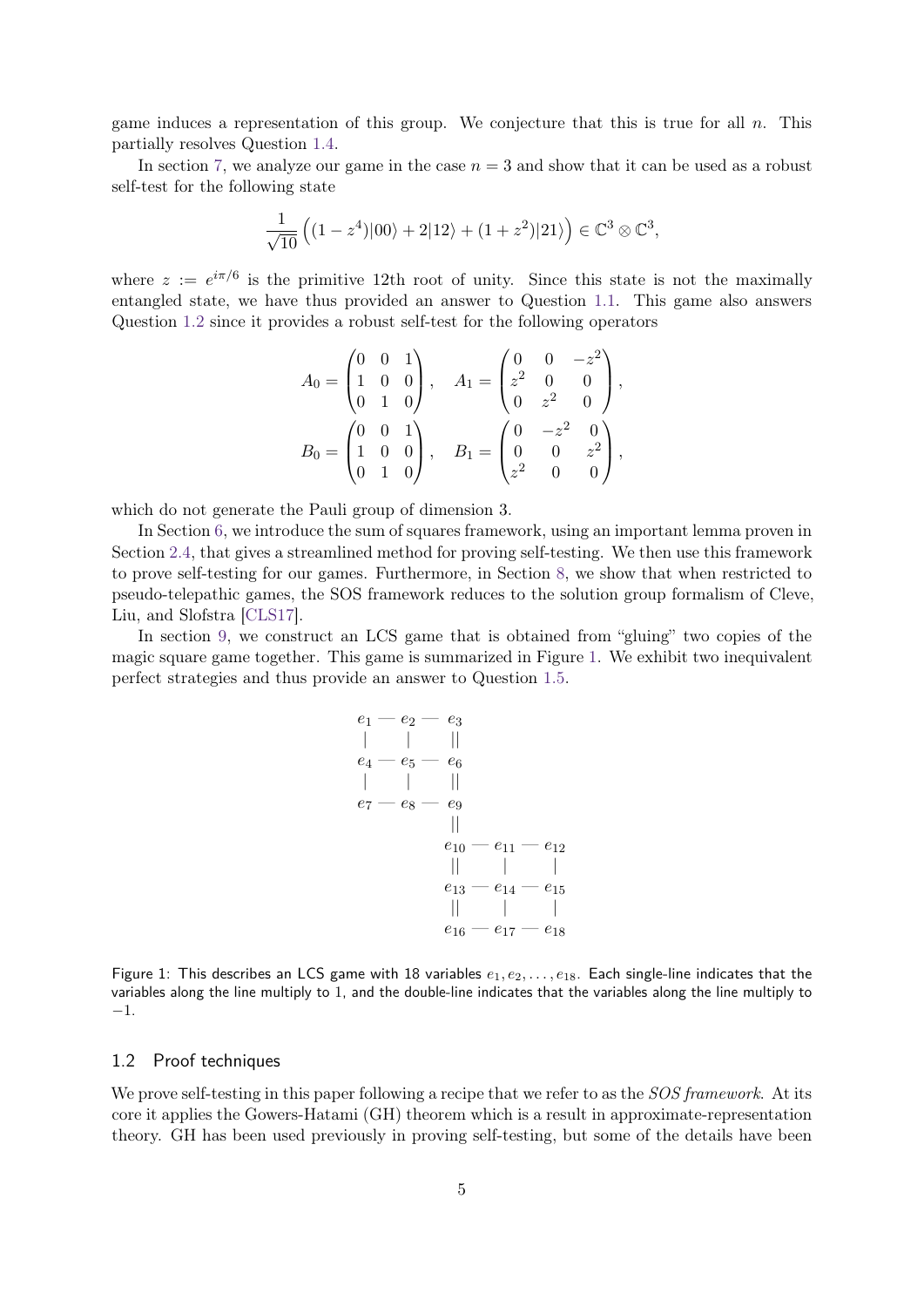game induces a representation of this group. We conjecture that this is true for all $n$. This partially resolves Question 1.4.

In section 7, we analyze our game in the case $n = 3$ and show that it can be used as a robust self-test for the following state

$$\frac{1}{\sqrt{10}}\left((1-z^4)|00\rangle + 2|12\rangle + (1+z^2)|21\rangle\right) \in \mathbb{C}^3 \otimes \mathbb{C}^3,$$

where $z := e^{i\pi/6}$ is the primitive 12th root of unity. Since this state is not the maximally entangled state, we have thus provided an answer to Question 1.1. This game also answers Question 1.2 since it provides a robust self-test for the following operators

$$A_0 = \begin{pmatrix} 0 & 0 & 1 \\ 1 & 0 & 0 \\ 0 & 1 & 0 \end{pmatrix}, \quad A_1 = \begin{pmatrix} 0 & 0 & -z^2 \\ z^2 & 0 & 0 \\ 0 & z^2 & 0 \end{pmatrix},$$
$$B_0 = \begin{pmatrix} 0 & 0 & 1 \\ 1 & 0 & 0 \\ 0 & 1 & 0 \end{pmatrix}, \quad B_1 = \begin{pmatrix} 0 & -z^2 & 0 \\ 0 & 0 & z^2 \\ z^2 & 0 & 0 \end{pmatrix},$$

which do not generate the Pauli group of dimension 3.

In Section 6, we introduce the sum of squares framework, using an important lemma proven in Section 2.4, that gives a streamlined method for proving self-testing. We then use this framework to prove self-testing for our games. Furthermore, in Section 8, we show that when restricted to pseudo-telepathic games, the SOS framework reduces to the solution group formalism of Cleve, Liu, and Slofstra [CLS17].

In section 9, we construct an LCS game that is obtained from "gluing" two copies of the magic square game together. This game is summarized in Figure 1. We exhibit two inequivalent perfect strategies and thus provide an answer to Question 1.5.

$$\begin{array}{ccccccccc}
e_1 & — & e_2 & — & e_3 & & & & \\
| & & | & & || & & & & \\
e_4 & — & e_5 & — & e_6 & & & & \\
| & & | & & || & & & & \\
e_7 & — & e_8 & — & e_9 & & & & \\
 & & & & || & & & & \\
 & & & & e_{10} & — & e_{11} & — & e_{12} \\
 & & & & || & & | & & | \\
 & & & & e_{13} & — & e_{14} & — & e_{15} \\
 & & & & || & & | & & | \\
 & & & & e_{16} & — & e_{17} & — & e_{18}
\end{array}$$

Figure 1: This describes an LCS game with 18 variables $e_1, e_2, \ldots, e_{18}$. Each single-line indicates that the variables along the line multiply to 1, and the double-line indicates that the variables along the line multiply to $-1$.

## 1.2 Proof techniques

We prove self-testing in this paper following a recipe that we refer to as the *SOS framework*. At its core it applies the Gowers-Hatami (GH) theorem which is a result in approximate-representation theory. GH has been used previously in proving self-testing, but some of the details have been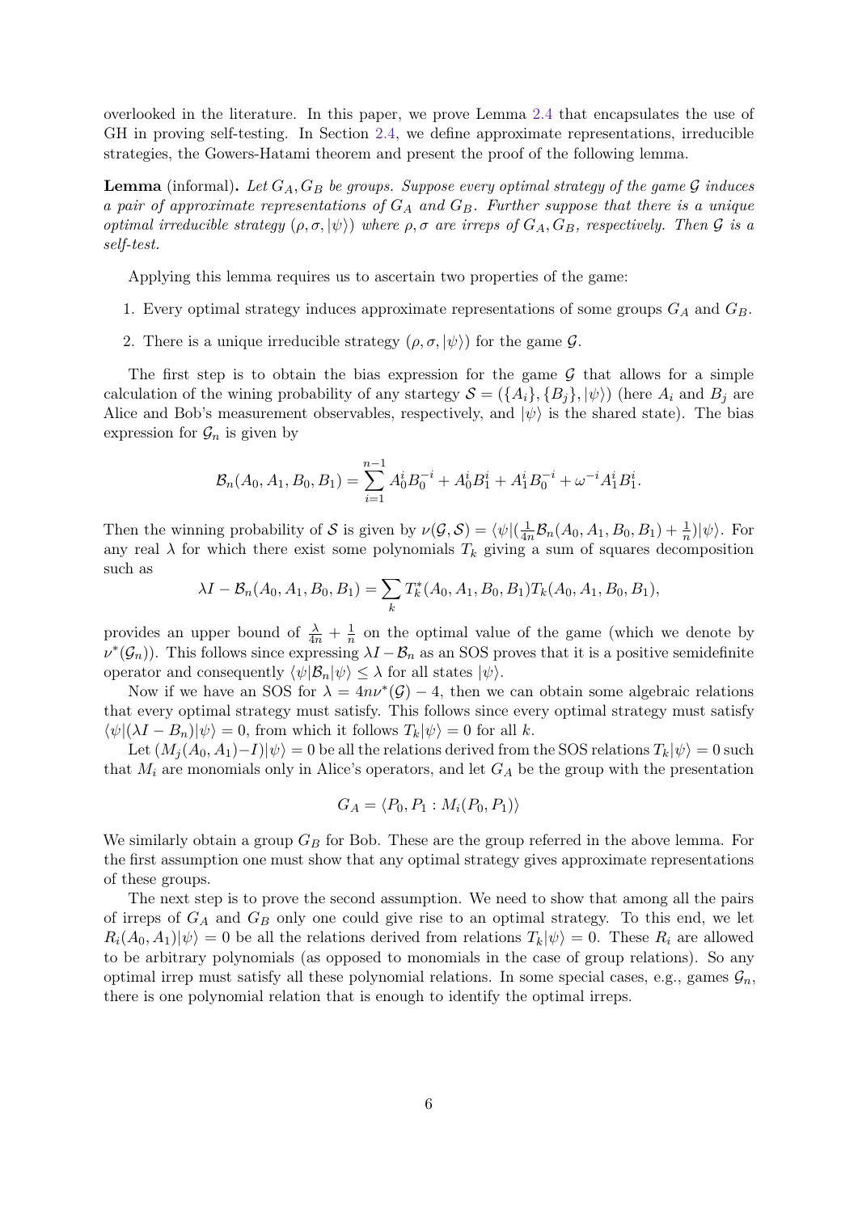overlooked in the literature. In this paper, we prove Lemma 2.4 that encapsulates the use of GH in proving self-testing. In Section 2.4, we define approximate representations, irreducible strategies, the Gowers-Hatami theorem and present the proof of the following lemma.

**Lemma** (informal)**.** *Let $G_A, G_B$ be groups. Suppose every optimal strategy of the game $\mathcal{G}$ induces a pair of approximate representations of $G_A$ and $G_B$. Further suppose that there is a unique optimal irreducible strategy $(\rho, \sigma, |\psi\rangle)$ where $\rho, \sigma$ are irreps of $G_A, G_B$, respectively. Then $\mathcal{G}$ is a self-test.*

Applying this lemma requires us to ascertain two properties of the game:

1. Every optimal strategy induces approximate representations of some groups $G_A$ and $G_B$.
2. There is a unique irreducible strategy $(\rho, \sigma, |\psi\rangle)$ for the game $\mathcal{G}$.

The first step is to obtain the bias expression for the game $\mathcal{G}$ that allows for a simple calculation of the wining probability of any startegy $\mathcal{S} = (\{A_i\}, \{B_j\}, |\psi\rangle)$ (here $A_i$ and $B_j$ are Alice and Bob's measurement observables, respectively, and $|\psi\rangle$ is the shared state). The bias expression for $\mathcal{G}_n$ is given by

$$\mathcal{B}_n(A_0, A_1, B_0, B_1) = \sum_{i=1}^{n-1} A_0^i B_0^{-i} + A_0^i B_1^i + A_1^i B_0^{-i} + \omega^{-i} A_1^i B_1^i.$$

Then the winning probability of $\mathcal{S}$ is given by $\nu(\mathcal{G}, \mathcal{S}) = \langle\psi|(\frac{1}{4n}\mathcal{B}_n(A_0, A_1, B_0, B_1) + \frac{1}{n})|\psi\rangle$. For any real $\lambda$ for which there exist some polynomials $T_k$ giving a sum of squares decomposition such as

$$\lambda I - \mathcal{B}_n(A_0, A_1, B_0, B_1) = \sum_k T_k^*(A_0, A_1, B_0, B_1) T_k(A_0, A_1, B_0, B_1),$$

provides an upper bound of $\frac{\lambda}{4n} + \frac{1}{n}$ on the optimal value of the game (which we denote by $\nu^*(\mathcal{G}_n)$). This follows since expressing $\lambda I - \mathcal{B}_n$ as an SOS proves that it is a positive semidefinite operator and consequently $\langle\psi|\mathcal{B}_n|\psi\rangle \leq \lambda$ for all states $|\psi\rangle$.

Now if we have an SOS for $\lambda = 4n\nu^*(\mathcal{G}) - 4$, then we can obtain some algebraic relations that every optimal strategy must satisfy. This follows since every optimal strategy must satisfy $\langle\psi|(\lambda I - B_n)|\psi\rangle = 0$, from which it follows $T_k|\psi\rangle = 0$ for all $k$.

Let $(M_j(A_0, A_1) - I)|\psi\rangle = 0$ be all the relations derived from the SOS relations $T_k|\psi\rangle = 0$ such that $M_i$ are monomials only in Alice's operators, and let $G_A$ be the group with the presentation

$$G_A = \langle P_0, P_1 : M_i(P_0, P_1)\rangle$$

We similarly obtain a group $G_B$ for Bob. These are the group referred in the above lemma. For the first assumption one must show that any optimal strategy gives approximate representations of these groups.

The next step is to prove the second assumption. We need to show that among all the pairs of irreps of $G_A$ and $G_B$ only one could give rise to an optimal strategy. To this end, we let $R_i(A_0, A_1)|\psi\rangle = 0$ be all the relations derived from relations $T_k|\psi\rangle = 0$. These $R_i$ are allowed to be arbitrary polynomials (as opposed to monomials in the case of group relations). So any optimal irrep must satisfy all these polynomial relations. In some special cases, e.g., games $\mathcal{G}_n$, there is one polynomial relation that is enough to identify the optimal irreps.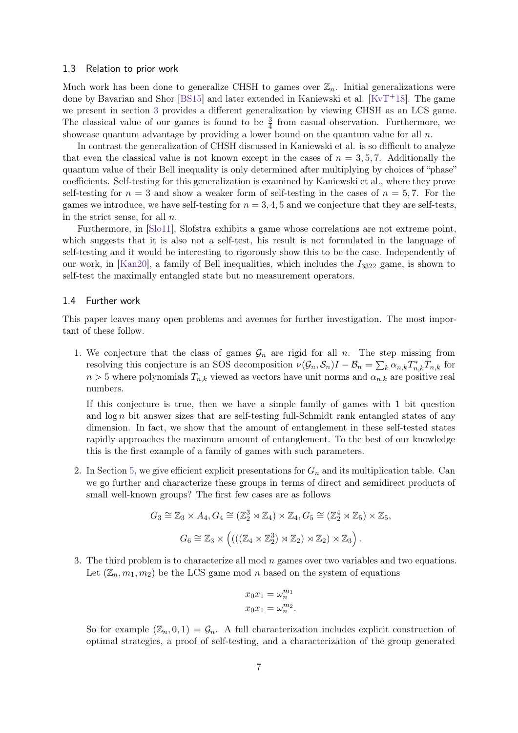### 1.3 Relation to prior work

Much work has been done to generalize CHSH to games over $\mathbb{Z}_n$. Initial generalizations were done by Bavarian and Shor [BS15] and later extended in Kaniewski et al. [KvT+18]. The game we present in section 3 provides a different generalization by viewing CHSH as an LCS game. The classical value of our games is found to be $\frac{3}{4}$ from casual observation. Furthermore, we showcase quantum advantage by providing a lower bound on the quantum value for all $n$.

In contrast the generalization of CHSH discussed in Kaniewski et al. is so difficult to analyze that even the classical value is not known except in the cases of $n = 3, 5, 7$. Additionally the quantum value of their Bell inequality is only determined after multiplying by choices of "phase" coefficients. Self-testing for this generalization is examined by Kaniewski et al., where they prove self-testing for $n = 3$ and show a weaker form of self-testing in the cases of $n = 5, 7$. For the games we introduce, we have self-testing for $n = 3, 4, 5$ and we conjecture that they are self-tests, in the strict sense, for all $n$.

Furthermore, in [Slo11], Slofstra exhibits a game whose correlations are not extreme point, which suggests that it is also not a self-test, his result is not formulated in the language of self-testing and it would be interesting to rigorously show this to be the case. Independently of our work, in [Kan20], a family of Bell inequalities, which includes the $I_{3322}$ game, is shown to self-test the maximally entangled state but no measurement operators.

### 1.4 Further work

This paper leaves many open problems and avenues for further investigation. The most important of these follow.

1. We conjecture that the class of games $\mathcal{G}_n$ are rigid for all $n$. The step missing from resolving this conjecture is an SOS decomposition $\nu(\mathcal{G}_n, \mathcal{S}_n)I - \mathcal{B}_n = \sum_k \alpha_{n,k} T^*_{n,k} T_{n,k}$ for $n > 5$ where polynomials $T_{n,k}$ viewed as vectors have unit norms and $\alpha_{n,k}$ are positive real numbers.

   If this conjecture is true, then we have a simple family of games with 1 bit question and $\log n$ bit answer sizes that are self-testing full-Schmidt rank entangled states of any dimension. In fact, we show that the amount of entanglement in these self-tested states rapidly approaches the maximum amount of entanglement. To the best of our knowledge this is the first example of a family of games with such parameters.

2. In Section 5, we give efficient explicit presentations for $G_n$ and its multiplication table. Can we go further and characterize these groups in terms of direct and semidirect products of small well-known groups? The first few cases are as follows

$$G_3 \cong \mathbb{Z}_3 \times A_4, G_4 \cong (\mathbb{Z}_2^3 \rtimes \mathbb{Z}_4) \rtimes \mathbb{Z}_4, G_5 \cong (\mathbb{Z}_2^4 \rtimes \mathbb{Z}_5) \times \mathbb{Z}_5,$$

$$G_6 \cong \mathbb{Z}_3 \times \left( (((\mathbb{Z}_4 \times \mathbb{Z}_2^3) \rtimes \mathbb{Z}_2) \rtimes \mathbb{Z}_2) \rtimes \mathbb{Z}_3 \right).$$

3. The third problem is to characterize all mod $n$ games over two variables and two equations. Let $(\mathbb{Z}_n, m_1, m_2)$ be the LCS game mod $n$ based on the system of equations

$$x_0 x_1 = \omega_n^{m_1}$$
$$x_0 x_1 = \omega_n^{m_2}.$$

   So for example $(\mathbb{Z}_n, 0, 1) = \mathcal{G}_n$. A full characterization includes explicit construction of optimal strategies, a proof of self-testing, and a characterization of the group generated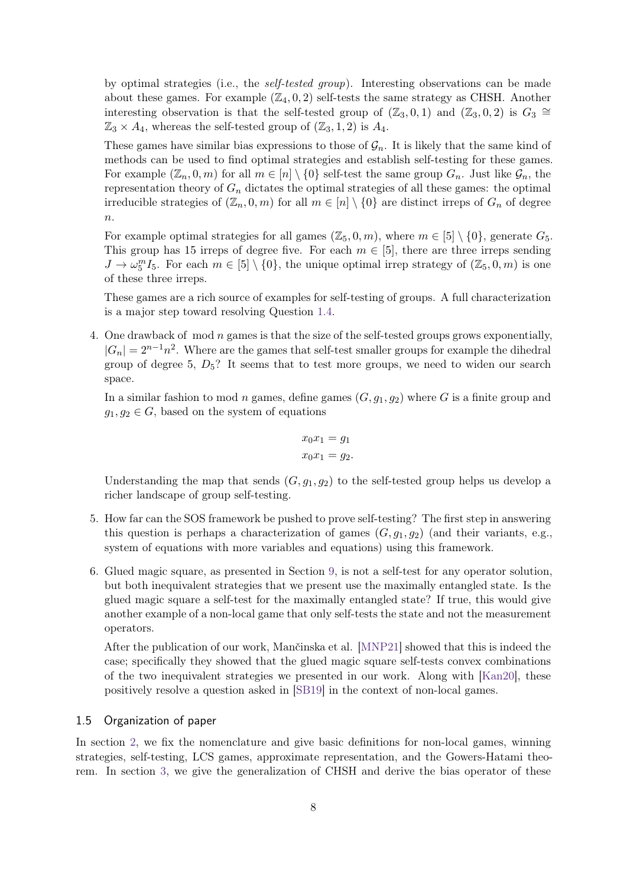by optimal strategies (i.e., the *self-tested group*). Interesting observations can be made about these games. For example $(\mathbb{Z}_4, 0, 2)$ self-tests the same strategy as CHSH. Another interesting observation is that the self-tested group of $(\mathbb{Z}_3, 0, 1)$ and $(\mathbb{Z}_3, 0, 2)$ is $G_3 \cong \mathbb{Z}_3 \times A_4$, whereas the self-tested group of $(\mathbb{Z}_3, 1, 2)$ is $A_4$.

These games have similar bias expressions to those of $\mathcal{G}_n$. It is likely that the same kind of methods can be used to find optimal strategies and establish self-testing for these games. For example $(\mathbb{Z}_n, 0, m)$ for all $m \in [n] \setminus \{0\}$ self-test the same group $G_n$. Just like $\mathcal{G}_n$, the representation theory of $G_n$ dictates the optimal strategies of all these games: the optimal irreducible strategies of $(\mathbb{Z}_n, 0, m)$ for all $m \in [n] \setminus \{0\}$ are distinct irreps of $G_n$ of degree $n$.

For example optimal strategies for all games $(\mathbb{Z}_5, 0, m)$, where $m \in [5] \setminus \{0\}$, generate $G_5$. This group has 15 irreps of degree five. For each $m \in [5]$, there are three irreps sending $J \to \omega_5^m I_5$. For each $m \in [5] \setminus \{0\}$, the unique optimal irrep strategy of $(\mathbb{Z}_5, 0, m)$ is one of these three irreps.

These games are a rich source of examples for self-testing of groups. A full characterization is a major step toward resolving Question 1.4.

4. One drawback of mod $n$ games is that the size of the self-tested groups grows exponentially, $|G_n| = 2^{n-1}n^2$. Where are the games that self-test smaller groups for example the dihedral group of degree 5, $D_5$? It seems that to test more groups, we need to widen our search space.

   In a similar fashion to mod $n$ games, define games $(G, g_1, g_2)$ where $G$ is a finite group and $g_1, g_2 \in G$, based on the system of equations

$$x_0 x_1 = g_1$$
$$x_0 x_1 = g_2.$$

   Understanding the map that sends $(G, g_1, g_2)$ to the self-tested group helps us develop a richer landscape of group self-testing.

5. How far can the SOS framework be pushed to prove self-testing? The first step in answering this question is perhaps a characterization of games $(G, g_1, g_2)$ (and their variants, e.g., system of equations with more variables and equations) using this framework.

6. Glued magic square, as presented in Section 9, is not a self-test for any operator solution, but both inequivalent strategies that we present use the maximally entangled state. Is the glued magic square a self-test for the maximally entangled state? If true, this would give another example of a non-local game that only self-tests the state and not the measurement operators.

   After the publication of our work, Mančinska et al. [MNP21] showed that this is indeed the case; specifically they showed that the glued magic square self-tests convex combinations of the two inequivalent strategies we presented in our work. Along with [Kan20], these positively resolve a question asked in [SB19] in the context of non-local games.

### 1.5 Organization of paper

In section 2, we fix the nomenclature and give basic definitions for non-local games, winning strategies, self-testing, LCS games, approximate representation, and the Gowers-Hatami theorem. In section 3, we give the generalization of CHSH and derive the bias operator of these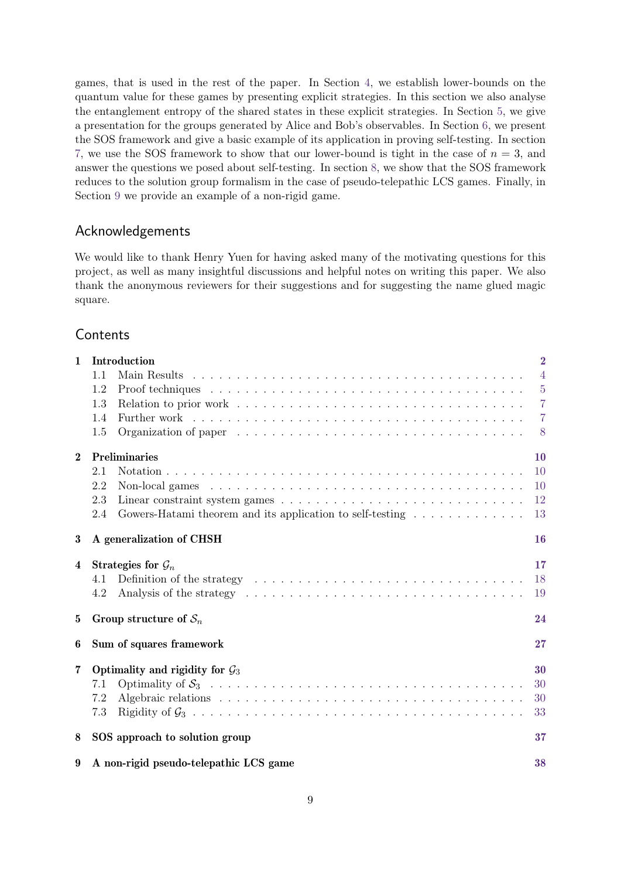games, that is used in the rest of the paper. In Section 4, we establish lower-bounds on the quantum value for these games by presenting explicit strategies. In this section we also analyse the entanglement entropy of the shared states in these explicit strategies. In Section 5, we give a presentation for the groups generated by Alice and Bob's observables. In Section 6, we present the SOS framework and give a basic example of its application in proving self-testing. In section 7, we use the SOS framework to show that our lower-bound is tight in the case of $n = 3$, and answer the questions we posed about self-testing. In section 8, we show that the SOS framework reduces to the solution group formalism in the case of pseudo-telepathic LCS games. Finally, in Section 9 we provide an example of a non-rigid game.

## Acknowledgements

We would like to thank Henry Yuen for having asked many of the motivating questions for this project, as well as many insightful discussions and helpful notes on writing this paper. We also thank the anonymous reviewers for their suggestions and for suggesting the name glued magic square.

## Contents

- **1 Introduction** — 2
  - 1.1 Main Results — 4
  - 1.2 Proof techniques — 5
  - 1.3 Relation to prior work — 7
  - 1.4 Further work — 7
  - 1.5 Organization of paper — 8
- **2 Preliminaries** — 10
  - 2.1 Notation — 10
  - 2.2 Non-local games — 10
  - 2.3 Linear constraint system games — 12
  - 2.4 Gowers-Hatami theorem and its application to self-testing — 13
- **3 A generalization of CHSH** — 16
- **4 Strategies for $\mathcal{G}_n$** — 17
  - 4.1 Definition of the strategy — 18
  - 4.2 Analysis of the strategy — 19
- **5 Group structure of $\mathcal{S}_n$** — 24
- **6 Sum of squares framework** — 27
- **7 Optimality and rigidity for $\mathcal{G}_3$** — 30
  - 7.1 Optimality of $\mathcal{S}_3$ — 30
  - 7.2 Algebraic relations — 30
  - 7.3 Rigidity of $\mathcal{G}_3$ — 33
- **8 SOS approach to solution group** — 37
- **9 A non-rigid pseudo-telepathic LCS game** — 38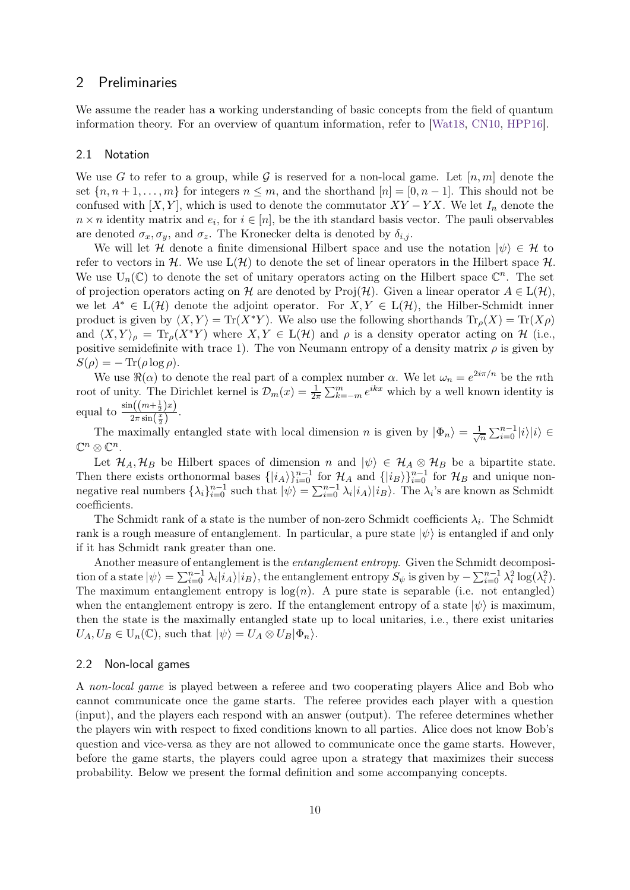## 2 Preliminaries

We assume the reader has a working understanding of basic concepts from the field of quantum information theory. For an overview of quantum information, refer to [Wat18, CN10, HPP16].

### 2.1 Notation

We use $G$ to refer to a group, while $\mathcal{G}$ is reserved for a non-local game. Let $[n, m]$ denote the set $\{n, n+1, \ldots, m\}$ for integers $n \leq m$, and the shorthand $[n] = [0, n-1]$. This should not be confused with $[X, Y]$, which is used to denote the commutator $XY - YX$. We let $I_n$ denote the $n \times n$ identity matrix and $e_i$, for $i \in [n]$, be the ith standard basis vector. The pauli observables are denoted $\sigma_x, \sigma_y$, and $\sigma_z$. The Kronecker delta is denoted by $\delta_{i,j}$.

We will let $\mathcal{H}$ denote a finite dimensional Hilbert space and use the notation $|\psi\rangle \in \mathcal{H}$ to refer to vectors in $\mathcal{H}$. We use $\mathrm{L}(\mathcal{H})$ to denote the set of linear operators in the Hilbert space $\mathcal{H}$. We use $\mathrm{U}_n(\mathbb{C})$ to denote the set of unitary operators acting on the Hilbert space $\mathbb{C}^n$. The set of projection operators acting on $\mathcal{H}$ are denoted by $\mathrm{Proj}(\mathcal{H})$. Given a linear operator $A \in \mathrm{L}(\mathcal{H})$, we let $A^* \in \mathrm{L}(\mathcal{H})$ denote the adjoint operator. For $X, Y \in \mathrm{L}(\mathcal{H})$, the Hilber-Schmidt inner product is given by $\langle X, Y\rangle = \mathrm{Tr}(X^*Y)$. We also use the following shorthands $\mathrm{Tr}_\rho(X) = \mathrm{Tr}(X\rho)$ and $\langle X, Y\rangle_\rho = \mathrm{Tr}_\rho(X^*Y)$ where $X, Y \in \mathrm{L}(\mathcal{H})$ and $\rho$ is a density operator acting on $\mathcal{H}$ (i.e., positive semidefinite with trace 1). The von Neumann entropy of a density matrix $\rho$ is given by $S(\rho) = -\mathrm{Tr}(\rho \log \rho)$.

We use $\Re(\alpha)$ to denote the real part of a complex number $\alpha$. We let $\omega_n = e^{2i\pi/n}$ be the $n$th root of unity. The Dirichlet kernel is $\mathcal{D}_m(x) = \frac{1}{2\pi}\sum_{k=-m}^{m} e^{ikx}$ which by a well known identity is equal to $\frac{\sin\left(\left(m+\frac{1}{2}\right)x\right)}{2\pi \sin\left(\frac{x}{2}\right)}$.

The maximally entangled state with local dimension $n$ is given by $|\Phi_n\rangle = \frac{1}{\sqrt{n}}\sum_{i=0}^{n-1}|i\rangle|i\rangle \in \mathbb{C}^n \otimes \mathbb{C}^n$.

Let $\mathcal{H}_A, \mathcal{H}_B$ be Hilbert spaces of dimension $n$ and $|\psi\rangle \in \mathcal{H}_A \otimes \mathcal{H}_B$ be a bipartite state. Then there exists orthonormal bases $\{|i_A\rangle\}_{i=0}^{n-1}$ for $\mathcal{H}_A$ and $\{|i_B\rangle\}_{i=0}^{n-1}$ for $\mathcal{H}_B$ and unique non-negative real numbers $\{\lambda_i\}_{i=0}^{n-1}$ such that $|\psi\rangle = \sum_{i=0}^{n-1}\lambda_i|i_A\rangle|i_B\rangle$. The $\lambda_i$'s are known as Schmidt coefficients.

The Schmidt rank of a state is the number of non-zero Schmidt coefficients $\lambda_i$. The Schmidt rank is a rough measure of entanglement. In particular, a pure state $|\psi\rangle$ is entangled if and only if it has Schmidt rank greater than one.

Another measure of entanglement is the *entanglement entropy*. Given the Schmidt decomposition of a state $|\psi\rangle = \sum_{i=0}^{n-1}\lambda_i|i_A\rangle|i_B\rangle$, the entanglement entropy $S_\psi$ is given by $-\sum_{i=0}^{n-1}\lambda_i^2\log(\lambda_i^2)$. The maximum entanglement entropy is $\log(n)$. A pure state is separable (i.e. not entangled) when the entanglement entropy is zero. If the entanglement entropy of a state $|\psi\rangle$ is maximum, then the state is the maximally entangled state up to local unitaries, i.e., there exist unitaries $U_A, U_B \in \mathrm{U}_n(\mathbb{C})$, such that $|\psi\rangle = U_A \otimes U_B|\Phi_n\rangle$.

### 2.2 Non-local games

A *non-local game* is played between a referee and two cooperating players Alice and Bob who cannot communicate once the game starts. The referee provides each player with a question (input), and the players each respond with an answer (output). The referee determines whether the players win with respect to fixed conditions known to all parties. Alice does not know Bob's question and vice-versa as they are not allowed to communicate once the game starts. However, before the game starts, the players could agree upon a strategy that maximizes their success probability. Below we present the formal definition and some accompanying concepts.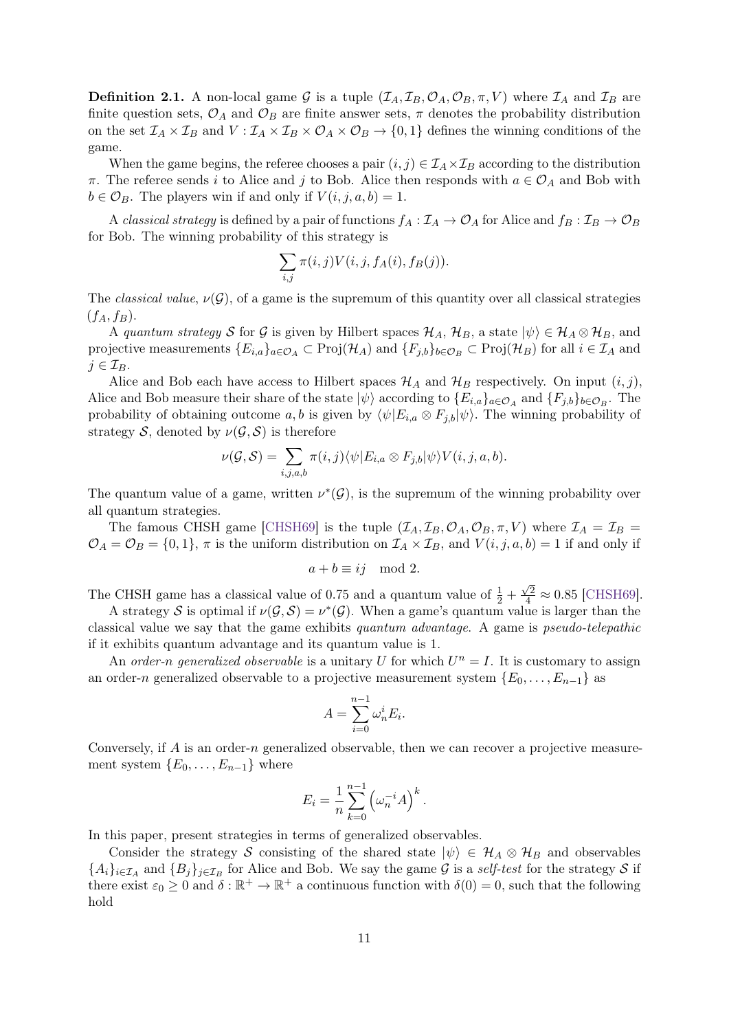**Definition 2.1.** A non-local game $\mathcal{G}$ is a tuple $(\mathcal{I}_A, \mathcal{I}_B, \mathcal{O}_A, \mathcal{O}_B, \pi, V)$ where $\mathcal{I}_A$ and $\mathcal{I}_B$ are finite question sets, $\mathcal{O}_A$ and $\mathcal{O}_B$ are finite answer sets, $\pi$ denotes the probability distribution on the set $\mathcal{I}_A \times \mathcal{I}_B$ and $V : \mathcal{I}_A \times \mathcal{I}_B \times \mathcal{O}_A \times \mathcal{O}_B \to \{0, 1\}$ defines the winning conditions of the game.

When the game begins, the referee chooses a pair $(i, j) \in \mathcal{I}_A \times \mathcal{I}_B$ according to the distribution $\pi$. The referee sends $i$ to Alice and $j$ to Bob. Alice then responds with $a \in \mathcal{O}_A$ and Bob with $b \in \mathcal{O}_B$. The players win if and only if $V(i, j, a, b) = 1$.

A *classical strategy* is defined by a pair of functions $f_A : \mathcal{I}_A \to \mathcal{O}_A$ for Alice and $f_B : \mathcal{I}_B \to \mathcal{O}_B$ for Bob. The winning probability of this strategy is

$$\sum_{i,j} \pi(i, j)V(i, j, f_A(i), f_B(j)).$$

The *classical value*, $\nu(\mathcal{G})$, of a game is the supremum of this quantity over all classical strategies $(f_A, f_B)$.

A *quantum strategy* $\mathcal{S}$ for $\mathcal{G}$ is given by Hilbert spaces $\mathcal{H}_A$, $\mathcal{H}_B$, a state $|\psi\rangle \in \mathcal{H}_A \otimes \mathcal{H}_B$, and projective measurements $\{E_{i,a}\}_{a\in\mathcal{O}_A} \subset \mathrm{Proj}(\mathcal{H}_A)$ and $\{F_{j,b}\}_{b\in\mathcal{O}_B} \subset \mathrm{Proj}(\mathcal{H}_B)$ for all $i \in \mathcal{I}_A$ and $j \in \mathcal{I}_B$.

Alice and Bob each have access to Hilbert spaces $\mathcal{H}_A$ and $\mathcal{H}_B$ respectively. On input $(i, j)$, Alice and Bob measure their share of the state $|\psi\rangle$ according to $\{E_{i,a}\}_{a\in\mathcal{O}_A}$ and $\{F_{j,b}\}_{b\in\mathcal{O}_B}$. The probability of obtaining outcome $a, b$ is given by $\langle\psi|E_{i,a} \otimes F_{j,b}|\psi\rangle$. The winning probability of strategy $\mathcal{S}$, denoted by $\nu(\mathcal{G}, \mathcal{S})$ is therefore

$$\nu(\mathcal{G}, \mathcal{S}) = \sum_{i,j,a,b} \pi(i, j)\langle\psi|E_{i,a} \otimes F_{j,b}|\psi\rangle V(i, j, a, b).$$

The quantum value of a game, written $\nu^*(\mathcal{G})$, is the supremum of the winning probability over all quantum strategies.

The famous CHSH game [CHSH69] is the tuple $(\mathcal{I}_A, \mathcal{I}_B, \mathcal{O}_A, \mathcal{O}_B, \pi, V)$ where $\mathcal{I}_A = \mathcal{I}_B = \mathcal{O}_A = \mathcal{O}_B = \{0, 1\}$, $\pi$ is the uniform distribution on $\mathcal{I}_A \times \mathcal{I}_B$, and $V(i, j, a, b) = 1$ if and only if

$$a + b \equiv ij \mod 2.$$

The CHSH game has a classical value of 0.75 and a quantum value of $\frac{1}{2} + \frac{\sqrt{2}}{4} \approx 0.85$ [CHSH69].

A strategy $\mathcal{S}$ is optimal if $\nu(\mathcal{G}, \mathcal{S}) = \nu^*(\mathcal{G})$. When a game's quantum value is larger than the classical value we say that the game exhibits *quantum advantage.* A game is *pseudo-telepathic* if it exhibits quantum advantage and its quantum value is 1.

An *order-n generalized observable* is a unitary $U$ for which $U^n = I$. It is customary to assign an order-$n$ generalized observable to a projective measurement system $\{E_0, \ldots, E_{n-1}\}$ as

$$A = \sum_{i=0}^{n-1} \omega_n^i E_i.$$

Conversely, if $A$ is an order-$n$ generalized observable, then we can recover a projective measurement system $\{E_0, \ldots, E_{n-1}\}$ where

$$E_i = \frac{1}{n} \sum_{k=0}^{n-1} \left(\omega_n^{-i} A\right)^k.$$

In this paper, present strategies in terms of generalized observables.

Consider the strategy $\mathcal{S}$ consisting of the shared state $|\psi\rangle \in \mathcal{H}_A \otimes \mathcal{H}_B$ and observables $\{A_i\}_{i\in\mathcal{I}_A}$ and $\{B_j\}_{j\in\mathcal{I}_B}$ for Alice and Bob. We say the game $\mathcal{G}$ is a *self-test* for the strategy $\mathcal{S}$ if there exist $\varepsilon_0 \geq 0$ and $\delta : \mathbb{R}^+ \to \mathbb{R}^+$ a continuous function with $\delta(0) = 0$, such that the following hold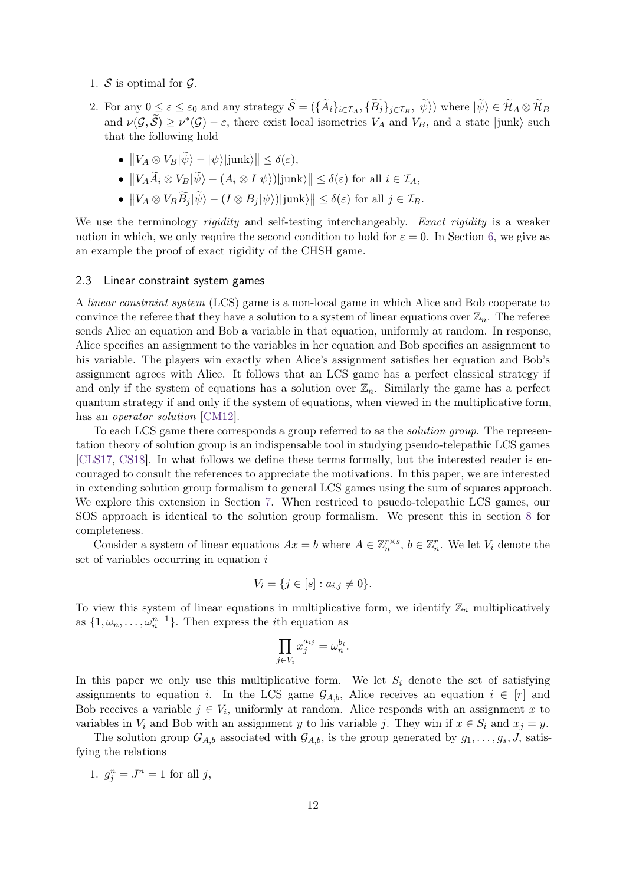1. $\mathcal{S}$ is optimal for $\mathcal{G}$.
2. For any $0 \leq \varepsilon \leq \varepsilon_0$ and any strategy $\widetilde{\mathcal{S}} = (\{\widetilde{A}_i\}_{i \in \mathcal{I}_A}, \{\widetilde{B}_j\}_{j \in \mathcal{I}_B}, |\widetilde{\psi}\rangle)$ where $|\widetilde{\psi}\rangle \in \widetilde{\mathcal{H}}_A \otimes \widetilde{\mathcal{H}}_B$ and $\nu(\mathcal{G}, \widetilde{\mathcal{S}}) \geq \nu^*(\mathcal{G}) - \varepsilon$, there exist local isometries $V_A$ and $V_B$, and a state $|\text{junk}\rangle$ such that the following hold
   - $\| V_A \otimes V_B |\widetilde{\psi}\rangle - |\psi\rangle|\text{junk}\rangle \| \leq \delta(\varepsilon)$,
   - $\| V_A \widetilde{A}_i \otimes V_B |\widetilde{\psi}\rangle - (A_i \otimes I |\psi\rangle)|\text{junk}\rangle \| \leq \delta(\varepsilon)$ for all $i \in \mathcal{I}_A$,
   - $\| V_A \otimes V_B \widetilde{B}_j |\widetilde{\psi}\rangle - (I \otimes B_j |\psi\rangle)|\text{junk}\rangle \| \leq \delta(\varepsilon)$ for all $j \in \mathcal{I}_B$.

We use the terminology *rigidity* and self-testing interchangeably. *Exact rigidity* is a weaker notion in which, we only require the second condition to hold for $\varepsilon = 0$. In Section 6, we give as an example the proof of exact rigidity of the CHSH game.

### 2.3 Linear constraint system games

A *linear constraint system* (LCS) game is a non-local game in which Alice and Bob cooperate to convince the referee that they have a solution to a system of linear equations over $\mathbb{Z}_n$. The referee sends Alice an equation and Bob a variable in that equation, uniformly at random. In response, Alice specifies an assignment to the variables in her equation and Bob specifies an assignment to his variable. The players win exactly when Alice's assignment satisfies her equation and Bob's assignment agrees with Alice. It follows that an LCS game has a perfect classical strategy if and only if the system of equations has a solution over $\mathbb{Z}_n$. Similarly the game has a perfect quantum strategy if and only if the system of equations, when viewed in the multiplicative form, has an *operator solution* [CM12].

To each LCS game there corresponds a group referred to as the *solution group*. The representation theory of solution group is an indispensable tool in studying pseudo-telepathic LCS games [CLS17, CS18]. In what follows we define these terms formally, but the interested reader is encouraged to consult the references to appreciate the motivations. In this paper, we are interested in extending solution group formalism to general LCS games using the sum of squares approach. We explore this extension in Section 7. When restriced to psuedo-telepathic LCS games, our SOS approach is identical to the solution group formalism. We present this in section 8 for completeness.

Consider a system of linear equations $Ax = b$ where $A \in \mathbb{Z}_n^{r \times s}$, $b \in \mathbb{Z}_n^r$. We let $V_i$ denote the set of variables occurring in equation $i$

$$V_i = \{j \in [s] : a_{i,j} \neq 0\}.$$

To view this system of linear equations in multiplicative form, we identify $\mathbb{Z}_n$ multiplicatively as $\{1, \omega_n, \ldots, \omega_n^{n-1}\}$. Then express the $i$th equation as

$$\prod_{j \in V_i} x_j^{a_{ij}} = \omega_n^{b_i}.$$

In this paper we only use this multiplicative form. We let $S_i$ denote the set of satisfying assignments to equation $i$. In the LCS game $\mathcal{G}_{A,b}$, Alice receives an equation $i \in [r]$ and Bob receives a variable $j \in V_i$, uniformly at random. Alice responds with an assignment $x$ to variables in $V_i$ and Bob with an assignment $y$ to his variable $j$. They win if $x \in S_i$ and $x_j = y$.

The solution group $G_{A,b}$ associated with $\mathcal{G}_{A,b}$, is the group generated by $g_1, \ldots, g_s, J$, satisfying the relations

1. $g_j^n = J^n = 1$ for all $j$,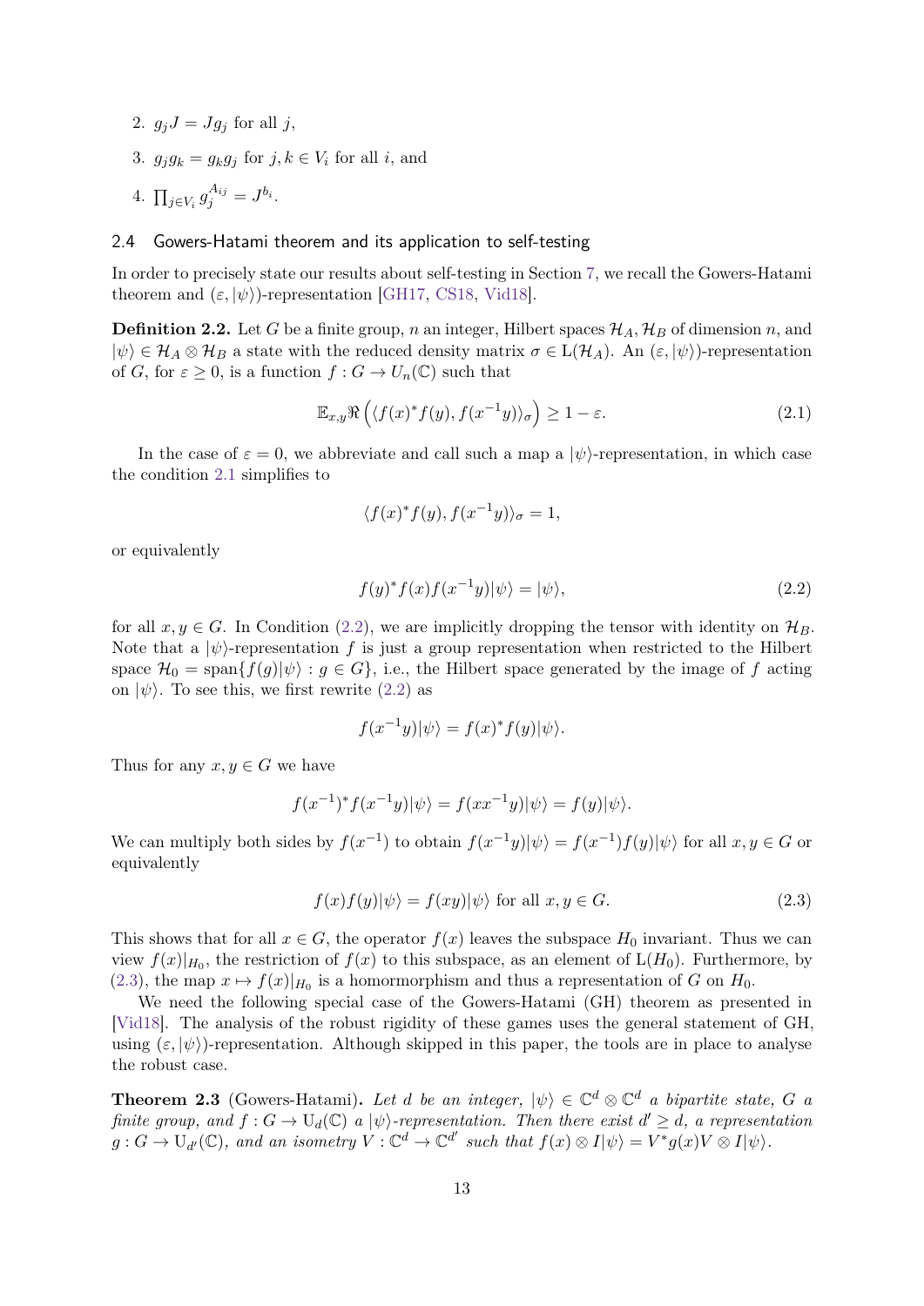2. $g_j J = J g_j$ for all $j$,
3. $g_j g_k = g_k g_j$ for $j, k \in V_i$ for all $i$, and
4. $\prod_{j \in V_i} g_j^{A_{ij}} = J^{b_i}$.

### 2.4 Gowers-Hatami theorem and its application to self-testing

In order to precisely state our results about self-testing in Section 7, we recall the Gowers-Hatami theorem and $(\varepsilon, |\psi\rangle)$-representation [GH17, CS18, Vid18].

**Definition 2.2.** Let $G$ be a finite group, $n$ an integer, Hilbert spaces $\mathcal{H}_A, \mathcal{H}_B$ of dimension $n$, and $|\psi\rangle \in \mathcal{H}_A \otimes \mathcal{H}_B$ a state with the reduced density matrix $\sigma \in \mathrm{L}(\mathcal{H}_A)$. An $(\varepsilon, |\psi\rangle)$-representation of $G$, for $\varepsilon \geq 0$, is a function $f : G \to U_n(\mathbb{C})$ such that

$$\mathbb{E}_{x,y} \Re \left( \langle f(x)^* f(y), f(x^{-1}y) \rangle_\sigma \right) \geq 1 - \varepsilon. \tag{2.1}$$

In the case of $\varepsilon = 0$, we abbreviate and call such a map a $|\psi\rangle$-representation, in which case the condition 2.1 simplifies to

$$\langle f(x)^* f(y), f(x^{-1}y) \rangle_\sigma = 1,$$

or equivalently

$$f(y)^* f(x) f(x^{-1}y) |\psi\rangle = |\psi\rangle, \tag{2.2}$$

for all $x, y \in G$. In Condition (2.2), we are implicitly dropping the tensor with identity on $\mathcal{H}_B$. Note that a $|\psi\rangle$-representation $f$ is just a group representation when restricted to the Hilbert space $\mathcal{H}_0 = \mathrm{span}\{f(g)|\psi\rangle : g \in G\}$, i.e., the Hilbert space generated by the image of $f$ acting on $|\psi\rangle$. To see this, we first rewrite (2.2) as

$$f(x^{-1}y)|\psi\rangle = f(x)^* f(y)|\psi\rangle.$$

Thus for any $x, y \in G$ we have

$$f(x^{-1})^* f(x^{-1}y)|\psi\rangle = f(xx^{-1}y)|\psi\rangle = f(y)|\psi\rangle.$$

We can multiply both sides by $f(x^{-1})$ to obtain $f(x^{-1}y)|\psi\rangle = f(x^{-1})f(y)|\psi\rangle$ for all $x, y \in G$ or equivalently

$$f(x)f(y)|\psi\rangle = f(xy)|\psi\rangle \text{ for all } x, y \in G. \tag{2.3}$$

This shows that for all $x \in G$, the operator $f(x)$ leaves the subspace $H_0$ invariant. Thus we can view $f(x)|_{H_0}$, the restriction of $f(x)$ to this subspace, as an element of $\mathrm{L}(H_0)$. Furthermore, by (2.3), the map $x \mapsto f(x)|_{H_0}$ is a homormorphism and thus a representation of $G$ on $H_0$.

We need the following special case of the Gowers-Hatami (GH) theorem as presented in [Vid18]. The analysis of the robust rigidity of these games uses the general statement of GH, using $(\varepsilon, |\psi\rangle)$-representation. Although skipped in this paper, the tools are in place to analyse the robust case.

**Theorem 2.3** (Gowers-Hatami)**.** *Let $d$ be an integer, $|\psi\rangle \in \mathbb{C}^d \otimes \mathbb{C}^d$ a bipartite state, $G$ a finite group, and $f : G \to \mathrm{U}_d(\mathbb{C})$ a $|\psi\rangle$-representation. Then there exist $d' \geq d$, a representation $g : G \to \mathrm{U}_{d'}(\mathbb{C})$, and an isometry $V : \mathbb{C}^d \to \mathbb{C}^{d'}$ such that $f(x) \otimes I|\psi\rangle = V^* g(x) V \otimes I|\psi\rangle$.*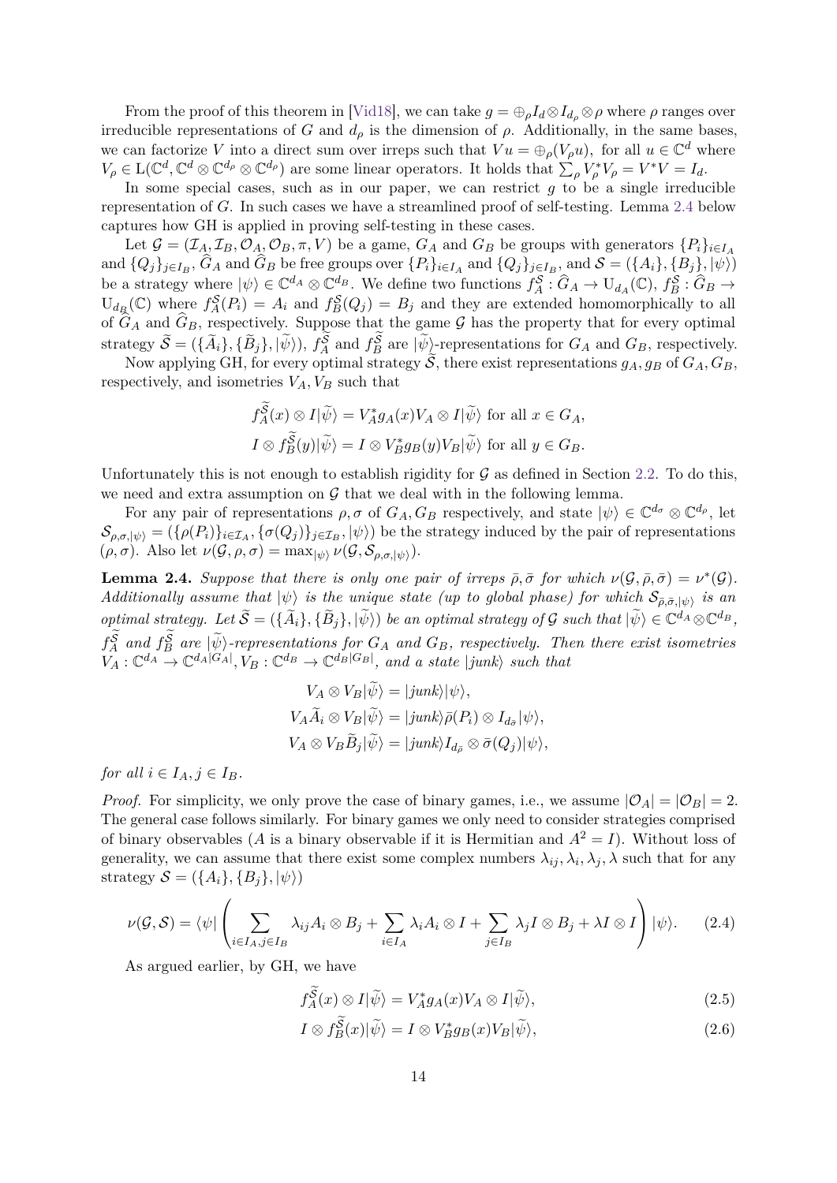From the proof of this theorem in [Vid18], we can take $g = \oplus_\rho I_d \otimes I_{d_\rho} \otimes \rho$ where $\rho$ ranges over irreducible representations of $G$ and $d_\rho$ is the dimension of $\rho$. Additionally, in the same bases, we can factorize $V$ into a direct sum over irreps such that $Vu = \oplus_\rho (V_\rho u)$, for all $u \in \mathbb{C}^d$ where $V_\rho \in \mathrm{L}(\mathbb{C}^d, \mathbb{C}^d \otimes \mathbb{C}^{d_\rho} \otimes \mathbb{C}^{d_\rho})$ are some linear operators. It holds that $\sum_\rho V_\rho^* V_\rho = V^*V = I_d$.

In some special cases, such as in our paper, we can restrict $g$ to be a single irreducible representation of $G$. In such cases we have a streamlined proof of self-testing. Lemma 2.4 below captures how GH is applied in proving self-testing in these cases.

Let $\mathcal{G} = (\mathcal{I}_A, \mathcal{I}_B, \mathcal{O}_A, \mathcal{O}_B, \pi, V)$ be a game, $G_A$ and $G_B$ be groups with generators $\{P_i\}_{i \in I_A}$ and $\{Q_j\}_{j \in I_B}$, $\widehat{G}_A$ and $\widehat{G}_B$ be free groups over $\{P_i\}_{i \in I_A}$ and $\{Q_j\}_{j \in I_B}$, and $\mathcal{S} = (\{A_i\}, \{B_j\}, |\psi\rangle)$ be a strategy where $|\psi\rangle \in \mathbb{C}^{d_A} \otimes \mathbb{C}^{d_B}$. We define two functions $f_A^{\mathcal{S}} : \widehat{G}_A \to \mathrm{U}_{d_A}(\mathbb{C})$, $f_B^{\mathcal{S}} : \widehat{G}_B \to \mathrm{U}_{d_B}(\mathbb{C})$ where $f_A^{\mathcal{S}}(P_i) = A_i$ and $f_B^{\mathcal{S}}(Q_j) = B_j$ and they are extended homomorphically to all of $\widehat{G}_A$ and $\widehat{G}_B$, respectively. Suppose that the game $\mathcal{G}$ has the property that for every optimal strategy $\widetilde{\mathcal{S}} = (\{\widetilde{A}_i\}, \{\widetilde{B}_j\}, |\widetilde{\psi}\rangle)$, $f_A^{\widetilde{\mathcal{S}}}$ and $f_B^{\widetilde{\mathcal{S}}}$ are $|\widetilde{\psi}\rangle$-representations for $G_A$ and $G_B$, respectively.

Now applying GH, for every optimal strategy $\widetilde{\mathcal{S}}$, there exist representations $g_A, g_B$ of $G_A, G_B$, respectively, and isometries $V_A, V_B$ such that

$$f_A^{\widetilde{\mathcal{S}}}(x) \otimes I|\widetilde{\psi}\rangle = V_A^* g_A(x) V_A \otimes I|\widetilde{\psi}\rangle \text{ for all } x \in G_A,$$
$$I \otimes f_B^{\widetilde{\mathcal{S}}}(y)|\widetilde{\psi}\rangle = I \otimes V_B^* g_B(y) V_B|\widetilde{\psi}\rangle \text{ for all } y \in G_B.$$

Unfortunately this is not enough to establish rigidity for $\mathcal{G}$ as defined in Section 2.2. To do this, we need and extra assumption on $\mathcal{G}$ that we deal with in the following lemma.

For any pair of representations $\rho, \sigma$ of $G_A, G_B$ respectively, and state $|\psi\rangle \in \mathbb{C}^{d_\sigma} \otimes \mathbb{C}^{d_\rho}$, let $\mathcal{S}_{\rho,\sigma,|\psi\rangle} = (\{\rho(P_i)\}_{i \in \mathcal{I}_A}, \{\sigma(Q_j)\}_{j \in \mathcal{I}_B}, |\psi\rangle)$ be the strategy induced by the pair of representations $(\rho, \sigma)$. Also let $\nu(\mathcal{G}, \rho, \sigma) = \max_{|\psi\rangle} \nu(\mathcal{G}, \mathcal{S}_{\rho,\sigma,|\psi\rangle})$.

**Lemma 2.4.** *Suppose that there is only one pair of irreps $\bar{\rho}, \bar{\sigma}$ for which $\nu(\mathcal{G}, \bar{\rho}, \bar{\sigma}) = \nu^*(\mathcal{G})$. Additionally assume that $|\psi\rangle$ is the unique state (up to global phase) for which $\mathcal{S}_{\bar{\rho},\bar{\sigma},|\psi\rangle}$ is an optimal strategy. Let $\widetilde{\mathcal{S}} = (\{\widetilde{A}_i\}, \{\widetilde{B}_j\}, |\widetilde{\psi}\rangle)$ be an optimal strategy of $\mathcal{G}$ such that $|\widetilde{\psi}\rangle \in \mathbb{C}^{d_A} \otimes \mathbb{C}^{d_B}$, $f_A^{\widetilde{\mathcal{S}}}$ and $f_B^{\widetilde{\mathcal{S}}}$ are $|\widetilde{\psi}\rangle$-representations for $G_A$ and $G_B$, respectively. Then there exist isometries $V_A : \mathbb{C}^{d_A} \to \mathbb{C}^{d_A|G_A|}, V_B : \mathbb{C}^{d_B} \to \mathbb{C}^{d_B|G_B|}$, and a state $|junk\rangle$ such that*

$$V_A \otimes V_B|\widetilde{\psi}\rangle = |junk\rangle|\psi\rangle,$$
$$V_A \widetilde{A}_i \otimes V_B|\widetilde{\psi}\rangle = |junk\rangle \bar{\rho}(P_i) \otimes I_{d_{\bar{\sigma}}}|\psi\rangle,$$
$$V_A \otimes V_B \widetilde{B}_j|\widetilde{\psi}\rangle = |junk\rangle I_{d_{\bar{\rho}}} \otimes \bar{\sigma}(Q_j)|\psi\rangle,$$

*for all $i \in I_A, j \in I_B$.*

*Proof.* For simplicity, we only prove the case of binary games, i.e., we assume $|\mathcal{O}_A| = |\mathcal{O}_B| = 2$. The general case follows similarly. For binary games we only need to consider strategies comprised of binary observables ($A$ is a binary observable if it is Hermitian and $A^2 = I$). Without loss of generality, we can assume that there exist some complex numbers $\lambda_{ij}, \lambda_i, \lambda_j, \lambda$ such that for any strategy $\mathcal{S} = (\{A_i\}, \{B_j\}, |\psi\rangle)$

$$\nu(\mathcal{G}, \mathcal{S}) = \langle\psi| \left( \sum_{i \in I_A, j \in I_B} \lambda_{ij} A_i \otimes B_j + \sum_{i \in I_A} \lambda_i A_i \otimes I + \sum_{j \in I_B} \lambda_j I \otimes B_j + \lambda I \otimes I \right) |\psi\rangle. \tag{2.4}$$

As argued earlier, by GH, we have

$$f_A^{\widetilde{\mathcal{S}}}(x) \otimes I|\widetilde{\psi}\rangle = V_A^* g_A(x) V_A \otimes I|\widetilde{\psi}\rangle, \tag{2.5}$$
$$I \otimes f_B^{\widetilde{\mathcal{S}}}(x)|\widetilde{\psi}\rangle = I \otimes V_B^* g_B(x) V_B|\widetilde{\psi}\rangle, \tag{2.6}$$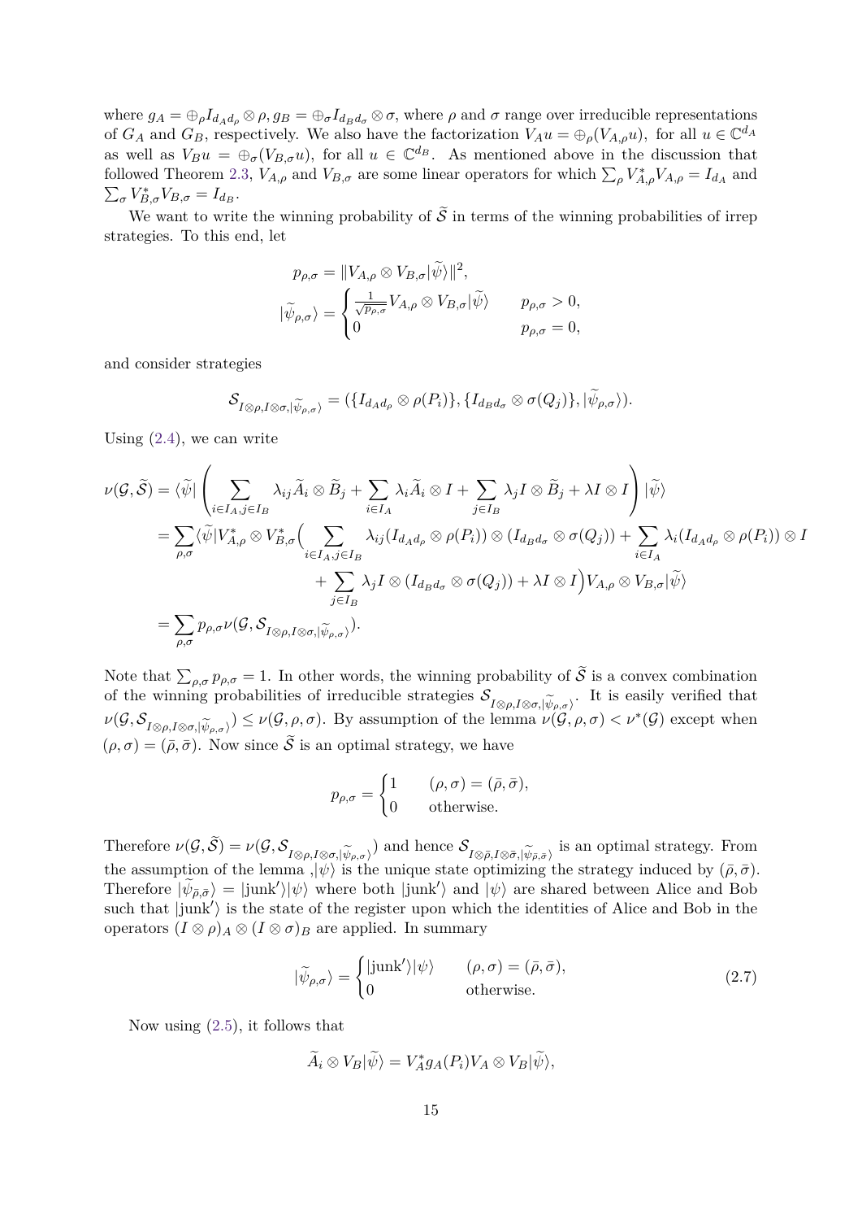where $g_A = \oplus_\rho I_{d_A d_\rho} \otimes \rho, g_B = \oplus_\sigma I_{d_B d_\sigma} \otimes \sigma$, where $\rho$ and $\sigma$ range over irreducible representations of $G_A$ and $G_B$, respectively. We also have the factorization $V_A u = \oplus_\rho (V_{A,\rho} u)$, for all $u \in \mathbb{C}^{d_A}$ as well as $V_B u = \oplus_\sigma (V_{B,\sigma} u)$, for all $u \in \mathbb{C}^{d_B}$. As mentioned above in the discussion that followed Theorem 2.3, $V_{A,\rho}$ and $V_{B,\sigma}$ are some linear operators for which $\sum_\rho V_{A,\rho}^* V_{A,\rho} = I_{d_A}$ and $\sum_\sigma V_{B,\sigma}^* V_{B,\sigma} = I_{d_B}$.

We want to write the winning probability of $\widetilde{\mathcal{S}}$ in terms of the winning probabilities of irrep strategies. To this end, let

$$
p_{\rho,\sigma} = \|V_{A,\rho} \otimes V_{B,\sigma} |\widetilde{\psi}\rangle\|^2,
$$

$$
|\widetilde{\psi}_{\rho,\sigma}\rangle = \begin{cases} \frac{1}{\sqrt{p_{\rho,\sigma}}} V_{A,\rho} \otimes V_{B,\sigma} |\widetilde{\psi}\rangle & p_{\rho,\sigma} > 0, \\ 0 & p_{\rho,\sigma} = 0, \end{cases}
$$

and consider strategies

$$
\mathcal{S}_{I\otimes\rho, I\otimes\sigma, |\widetilde{\psi}_{\rho,\sigma}\rangle} = (\{I_{d_A d_\rho} \otimes \rho(P_i)\}, \{I_{d_B d_\sigma} \otimes \sigma(Q_j)\}, |\widetilde{\psi}_{\rho,\sigma}\rangle).
$$

Using (2.4), we can write

$$
\begin{aligned}
\nu(\mathcal{G}, \widetilde{\mathcal{S}}) &= \langle \widetilde{\psi} | \left( \sum_{i \in I_A, j \in I_B} \lambda_{ij} \widetilde{A}_i \otimes \widetilde{B}_j + \sum_{i \in I_A} \lambda_i \widetilde{A}_i \otimes I + \sum_{j \in I_B} \lambda_j I \otimes \widetilde{B}_j + \lambda I \otimes I \right) |\widetilde{\psi}\rangle \\
&= \sum_{\rho,\sigma} \langle \widetilde{\psi} | V_{A,\rho}^* \otimes V_{B,\sigma}^* \Big( \sum_{i \in I_A, j \in I_B} \lambda_{ij} (I_{d_A d_\rho} \otimes \rho(P_i)) \otimes (I_{d_B d_\sigma} \otimes \sigma(Q_j)) + \sum_{i \in I_A} \lambda_i (I_{d_A d_\rho} \otimes \rho(P_i)) \otimes I \\
&\qquad + \sum_{j \in I_B} \lambda_j I \otimes (I_{d_B d_\sigma} \otimes \sigma(Q_j)) + \lambda I \otimes I \Big) V_{A,\rho} \otimes V_{B,\sigma} |\widetilde{\psi}\rangle \\
&= \sum_{\rho,\sigma} p_{\rho,\sigma} \nu(\mathcal{G}, \mathcal{S}_{I\otimes\rho, I\otimes\sigma, |\widetilde{\psi}_{\rho,\sigma}\rangle}).
\end{aligned}
$$

Note that $\sum_{\rho,\sigma} p_{\rho,\sigma} = 1$. In other words, the winning probability of $\widetilde{\mathcal{S}}$ is a convex combination of the winning probabilities of irreducible strategies $\mathcal{S}_{I\otimes\rho, I\otimes\sigma, |\widetilde{\psi}_{\rho,\sigma}\rangle}$. It is easily verified that $\nu(\mathcal{G}, \mathcal{S}_{I\otimes\rho, I\otimes\sigma, |\widetilde{\psi}_{\rho,\sigma}\rangle}) \leq \nu(\mathcal{G}, \rho, \sigma)$. By assumption of the lemma $\nu(\mathcal{G}, \rho, \sigma) < \nu^*(\mathcal{G})$ except when $(\rho, \sigma) = (\bar{\rho}, \bar{\sigma})$. Now since $\widetilde{\mathcal{S}}$ is an optimal strategy, we have

$$
p_{\rho,\sigma} = \begin{cases} 1 & (\rho, \sigma) = (\bar{\rho}, \bar{\sigma}), \\ 0 & \text{otherwise.} \end{cases}
$$

Therefore $\nu(\mathcal{G}, \widetilde{\mathcal{S}}) = \nu(\mathcal{G}, \mathcal{S}_{I\otimes\rho, I\otimes\sigma, |\widetilde{\psi}_{\rho,\sigma}\rangle})$ and hence $\mathcal{S}_{I\otimes\bar{\rho}, I\otimes\bar{\sigma}, |\widetilde{\psi}_{\bar{\rho},\bar{\sigma}}\rangle}$ is an optimal strategy. From the assumption of the lemma ,$|\psi\rangle$ is the unique state optimizing the strategy induced by $(\bar{\rho}, \bar{\sigma})$. Therefore $|\widetilde{\psi}_{\bar{\rho},\bar{\sigma}}\rangle = |\text{junk}'\rangle |\psi\rangle$ where both $|\text{junk}'\rangle$ and $|\psi\rangle$ are shared between Alice and Bob such that $|\text{junk}'\rangle$ is the state of the register upon which the identities of Alice and Bob in the operators $(I \otimes \rho)_A \otimes (I \otimes \sigma)_B$ are applied. In summary

$$
|\widetilde{\psi}_{\rho,\sigma}\rangle = \begin{cases} |\text{junk}'\rangle |\psi\rangle & (\rho, \sigma) = (\bar{\rho}, \bar{\sigma}), \\ 0 & \text{otherwise.} \end{cases} \tag{2.7}
$$

Now using (2.5), it follows that

$$
\widetilde{A}_i \otimes V_B |\widetilde{\psi}\rangle = V_A^* g_A(P_i) V_A \otimes V_B |\widetilde{\psi}\rangle,
$$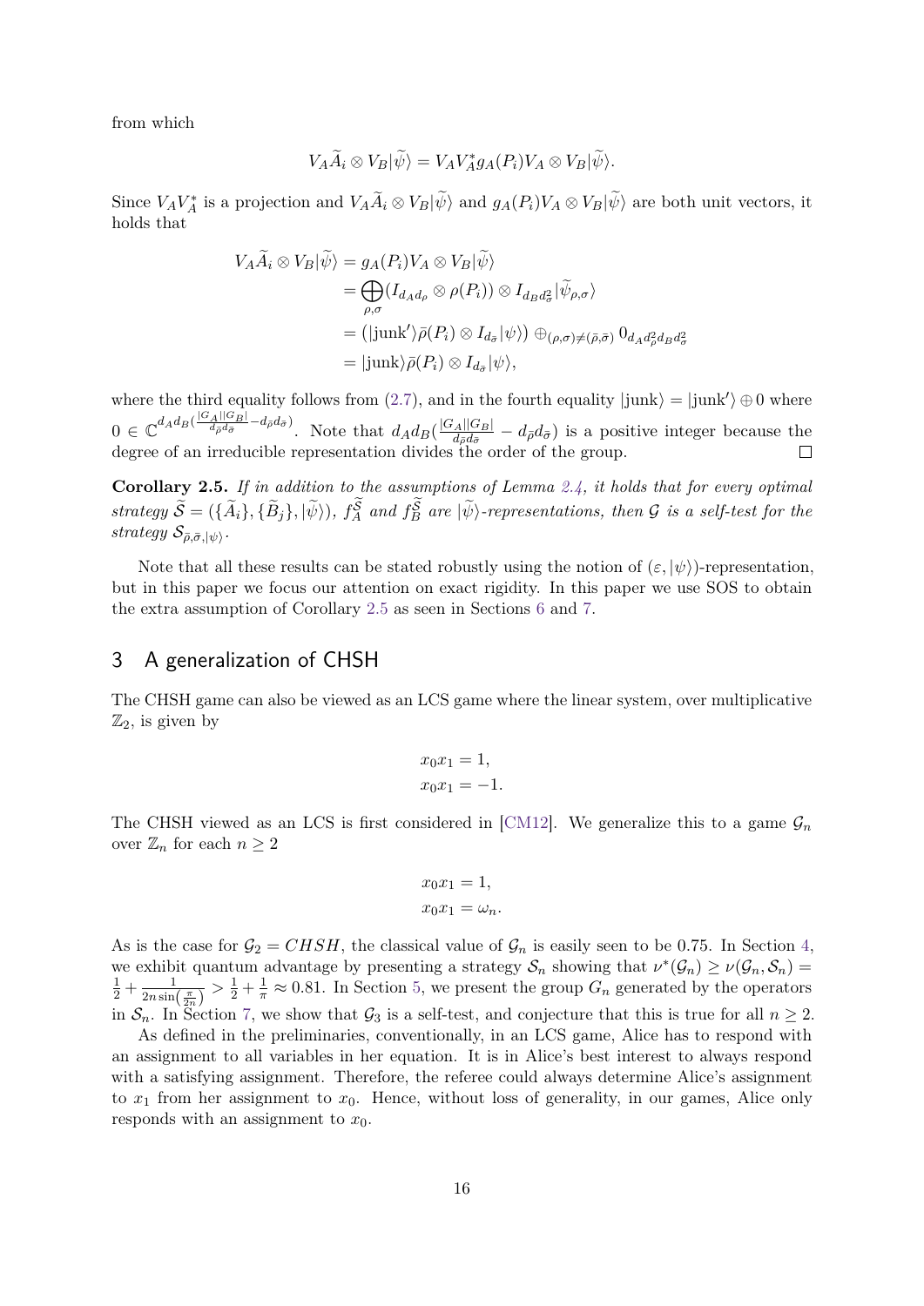from which

$$V_A\widetilde{A}_i \otimes V_B|\widetilde{\psi}\rangle = V_A V_A^* g_A(P_i) V_A \otimes V_B|\widetilde{\psi}\rangle.$$

Since $V_A V_A^*$ is a projection and $V_A\widetilde{A}_i \otimes V_B|\widetilde{\psi}\rangle$ and $g_A(P_i)V_A \otimes V_B|\widetilde{\psi}\rangle$ are both unit vectors, it holds that

$$\begin{aligned}
V_A\widetilde{A}_i \otimes V_B|\widetilde{\psi}\rangle &= g_A(P_i)V_A \otimes V_B|\widetilde{\psi}\rangle \\
&= \bigoplus_{\rho,\sigma}(I_{d_A d_\rho} \otimes \rho(P_i)) \otimes I_{d_B d_\sigma^2}|\widetilde{\psi}_{\rho,\sigma}\rangle \\
&= (|\text{junk}'\rangle\bar{\rho}(P_i) \otimes I_{d_{\bar{\sigma}}}|\psi\rangle) \oplus_{(\rho,\sigma)\neq(\bar{\rho},\bar{\sigma})} 0_{d_A d_\rho^2 d_B d_\sigma^2} \\
&= |\text{junk}\rangle\bar{\rho}(P_i) \otimes I_{d_{\bar{\sigma}}}|\psi\rangle,
\end{aligned}$$

where the third equality follows from (2.7), and in the fourth equality $|\text{junk}\rangle = |\text{junk}'\rangle \oplus 0$ where $0 \in \mathbb{C}^{d_A d_B(\frac{|G_A||G_B|}{d_{\bar{\rho}} d_{\bar{\sigma}}} - d_{\bar{\rho}} d_{\bar{\sigma}})}$. Note that $d_A d_B(\frac{|G_A||G_B|}{d_{\bar{\rho}} d_{\bar{\sigma}}} - d_{\bar{\rho}} d_{\bar{\sigma}})$ is a positive integer because the degree of an irreducible representation divides the order of the group. $\square$

**Corollary 2.5.** *If in addition to the assumptions of Lemma 2.4, it holds that for every optimal strategy $\widetilde{\mathcal{S}} = (\{\widetilde{A}_i\}, \{\widetilde{B}_j\}, |\widetilde{\psi}\rangle)$, $f_A^{\widetilde{\mathcal{S}}}$ and $f_B^{\widetilde{\mathcal{S}}}$ are $|\widetilde{\psi}\rangle$-representations, then $\mathcal{G}$ is a self-test for the strategy $\mathcal{S}_{\bar{\rho},\bar{\sigma},|\psi\rangle}$.*

Note that all these results can be stated robustly using the notion of $(\varepsilon, |\psi\rangle)$-representation, but in this paper we focus our attention on exact rigidity. In this paper we use SOS to obtain the extra assumption of Corollary 2.5 as seen in Sections 6 and 7.

## 3 A generalization of CHSH

The CHSH game can also be viewed as an LCS game where the linear system, over multiplicative $\mathbb{Z}_2$, is given by

$$\begin{aligned}
x_0 x_1 &= 1, \\
x_0 x_1 &= -1.
\end{aligned}$$

The CHSH viewed as an LCS is first considered in [CM12]. We generalize this to a game $\mathcal{G}_n$ over $\mathbb{Z}_n$ for each $n \geq 2$

$$\begin{aligned}
x_0 x_1 &= 1, \\
x_0 x_1 &= \omega_n.
\end{aligned}$$

As is the case for $\mathcal{G}_2 = CHSH$, the classical value of $\mathcal{G}_n$ is easily seen to be 0.75. In Section 4, we exhibit quantum advantage by presenting a strategy $\mathcal{S}_n$ showing that $\nu^*(\mathcal{G}_n) \geq \nu(\mathcal{G}_n, \mathcal{S}_n) = \frac{1}{2} + \frac{1}{2n\sin(\frac{\pi}{2n})} > \frac{1}{2} + \frac{1}{\pi} \approx 0.81$. In Section 5, we present the group $G_n$ generated by the operators in $\mathcal{S}_n$. In Section 7, we show that $\mathcal{G}_3$ is a self-test, and conjecture that this is true for all $n \geq 2$.

As defined in the preliminaries, conventionally, in an LCS game, Alice has to respond with an assignment to all variables in her equation. It is in Alice's best interest to always respond with a satisfying assignment. Therefore, the referee could always determine Alice's assignment to $x_1$ from her assignment to $x_0$. Hence, without loss of generality, in our games, Alice only responds with an assignment to $x_0$.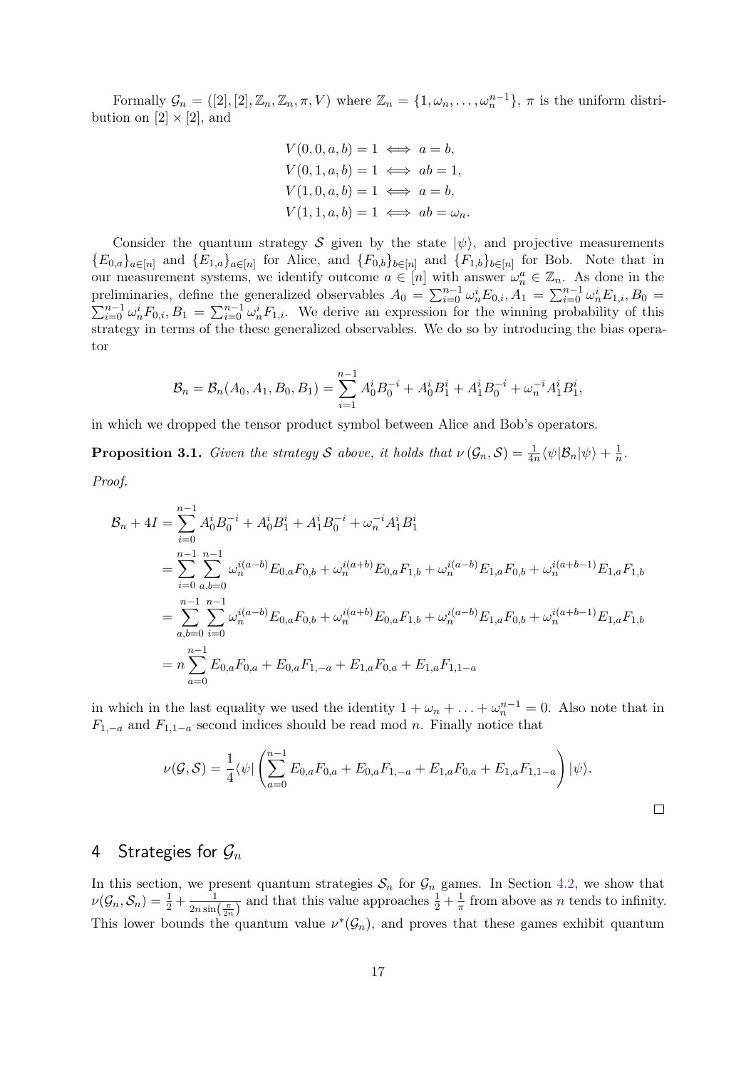Formally $\mathcal{G}_n = ([2],[2],\mathbb{Z}_n,\mathbb{Z}_n,\pi,V)$ where $\mathbb{Z}_n = \{1,\omega_n,\ldots,\omega_n^{n-1}\}$, $\pi$ is the uniform distribution on $[2]\times[2]$, and

$$
\begin{aligned}
V(0,0,a,b) = 1 &\iff a = b,\\
V(0,1,a,b) = 1 &\iff ab = 1,\\
V(1,0,a,b) = 1 &\iff a = b,\\
V(1,1,a,b) = 1 &\iff ab = \omega_n.
\end{aligned}
$$

Consider the quantum strategy $\mathcal{S}$ given by the state $|\psi\rangle$, and projective measurements $\{E_{0,a}\}_{a\in[n]}$ and $\{E_{1,a}\}_{a\in[n]}$ for Alice, and $\{F_{0,b}\}_{b\in[n]}$ and $\{F_{1,b}\}_{b\in[n]}$ for Bob. Note that in our measurement systems, we identify outcome $a \in [n]$ with answer $\omega_n^a \in \mathbb{Z}_n$. As done in the preliminaries, define the generalized observables $A_0 = \sum_{i=0}^{n-1}\omega_n^i E_{0,i}$, $A_1 = \sum_{i=0}^{n-1}\omega_n^i E_{1,i}$, $B_0 = \sum_{i=0}^{n-1}\omega_n^i F_{0,i}$, $B_1 = \sum_{i=0}^{n-1}\omega_n^i F_{1,i}$. We derive an expression for the winning probability of this strategy in terms of the these generalized observables. We do so by introducing the bias operator

$$
\mathcal{B}_n = \mathcal{B}_n(A_0,A_1,B_0,B_1) = \sum_{i=1}^{n-1} A_0^i B_0^{-i} + A_0^i B_1^i + A_1^i B_0^{-i} + \omega_n^{-i} A_1^i B_1^i,
$$

in which we dropped the tensor product symbol between Alice and Bob's operators.

**Proposition 3.1.** *Given the strategy $\mathcal{S}$ above, it holds that $\nu(\mathcal{G}_n,\mathcal{S}) = \frac{1}{4n}\langle\psi|\mathcal{B}_n|\psi\rangle + \frac{1}{n}$.*

*Proof.*

$$
\begin{aligned}
\mathcal{B}_n + 4I &= \sum_{i=0}^{n-1} A_0^i B_0^{-i} + A_0^i B_1^i + A_1^i B_0^{-i} + \omega_n^{-i} A_1^i B_1^i\\
&= \sum_{i=0}^{n-1}\sum_{a,b=0}^{n-1} \omega_n^{i(a-b)} E_{0,a}F_{0,b} + \omega_n^{i(a+b)} E_{0,a}F_{1,b} + \omega_n^{i(a-b)} E_{1,a}F_{0,b} + \omega_n^{i(a+b-1)} E_{1,a}F_{1,b}\\
&= \sum_{a,b=0}^{n-1}\sum_{i=0}^{n-1} \omega_n^{i(a-b)} E_{0,a}F_{0,b} + \omega_n^{i(a+b)} E_{0,a}F_{1,b} + \omega_n^{i(a-b)} E_{1,a}F_{0,b} + \omega_n^{i(a+b-1)} E_{1,a}F_{1,b}\\
&= n\sum_{a=0}^{n-1} E_{0,a}F_{0,a} + E_{0,a}F_{1,-a} + E_{1,a}F_{0,a} + E_{1,a}F_{1,1-a}
\end{aligned}
$$

in which in the last equality we used the identity $1 + \omega_n + \ldots + \omega_n^{n-1} = 0$. Also note that in $F_{1,-a}$ and $F_{1,1-a}$ second indices should be read mod $n$. Finally notice that

$$
\nu(\mathcal{G},\mathcal{S}) = \frac{1}{4}\langle\psi|\left(\sum_{a=0}^{n-1} E_{0,a}F_{0,a} + E_{0,a}F_{1,-a} + E_{1,a}F_{0,a} + E_{1,a}F_{1,1-a}\right)|\psi\rangle.
$$

□

## 4 Strategies for $\mathcal{G}_n$

In this section, we present quantum strategies $\mathcal{S}_n$ for $\mathcal{G}_n$ games. In Section 4.2, we show that $\nu(\mathcal{G}_n,\mathcal{S}_n) = \frac{1}{2} + \frac{1}{2n\sin\left(\frac{\pi}{2n}\right)}$ and that this value approaches $\frac{1}{2}+\frac{1}{\pi}$ from above as $n$ tends to infinity. This lower bounds the quantum value $\nu^*(\mathcal{G}_n)$, and proves that these games exhibit quantum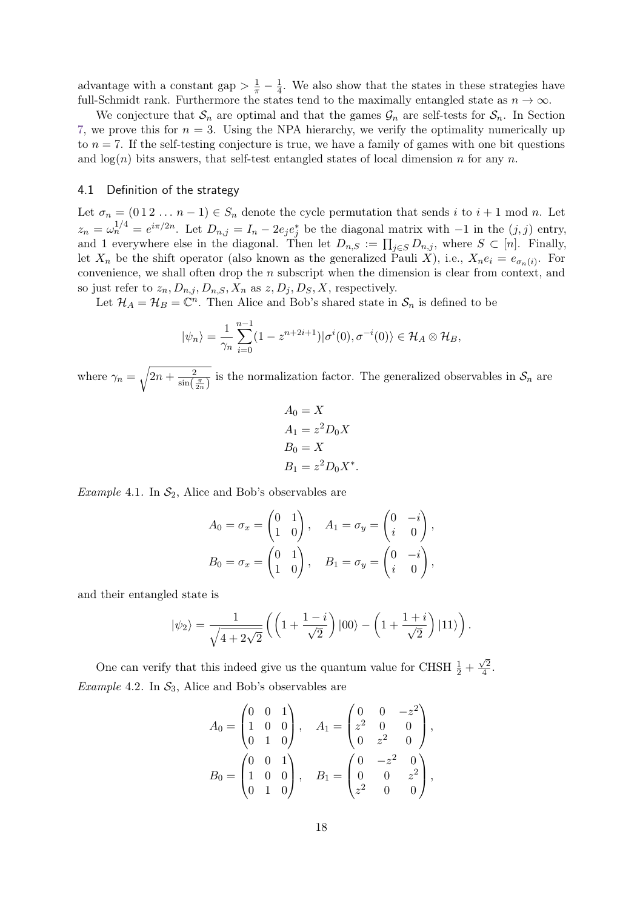advantage with a constant gap $> \frac{1}{\pi} - \frac{1}{4}$. We also show that the states in these strategies have full-Schmidt rank. Furthermore the states tend to the maximally entangled state as $n \to \infty$.

We conjecture that $\mathcal{S}_n$ are optimal and that the games $\mathcal{G}_n$ are self-tests for $\mathcal{S}_n$. In Section 7, we prove this for $n = 3$. Using the NPA hierarchy, we verify the optimality numerically up to $n = 7$. If the self-testing conjecture is true, we have a family of games with one bit questions and $\log(n)$ bits answers, that self-test entangled states of local dimension $n$ for any $n$.

## 4.1 Definition of the strategy

Let $\sigma_n = (0\,1\,2\,\dots\,n-1) \in S_n$ denote the cycle permutation that sends $i$ to $i+1 \bmod n$. Let $z_n = \omega_n^{1/4} = e^{i\pi/2n}$. Let $D_{n,j} = I_n - 2e_j e_j^*$ be the diagonal matrix with $-1$ in the $(j,j)$ entry, and 1 everywhere else in the diagonal. Then let $D_{n,S} := \prod_{j \in S} D_{n,j}$, where $S \subset [n]$. Finally, let $X_n$ be the shift operator (also known as the generalized Pauli $X$), i.e., $X_n e_i = e_{\sigma_n(i)}$. For convenience, we shall often drop the $n$ subscript when the dimension is clear from context, and so just refer to $z_n, D_{n,j}, D_{n,S}, X_n$ as $z, D_j, D_S, X$, respectively.

Let $\mathcal{H}_A = \mathcal{H}_B = \mathbb{C}^n$. Then Alice and Bob's shared state in $\mathcal{S}_n$ is defined to be

$$|\psi_n\rangle = \frac{1}{\gamma_n} \sum_{i=0}^{n-1} (1 - z^{n+2i+1}) |\sigma^i(0), \sigma^{-i}(0)\rangle \in \mathcal{H}_A \otimes \mathcal{H}_B,$$

where $\gamma_n = \sqrt{2n + \frac{2}{\sin(\frac{\pi}{2n})}}$ is the normalization factor. The generalized observables in $\mathcal{S}_n$ are

$$\begin{aligned}
A_0 &= X \\
A_1 &= z^2 D_0 X \\
B_0 &= X \\
B_1 &= z^2 D_0 X^*.
\end{aligned}$$

*Example* 4.1. In $\mathcal{S}_2$, Alice and Bob's observables are

$$A_0 = \sigma_x = \begin{pmatrix} 0 & 1 \\ 1 & 0 \end{pmatrix}, \quad A_1 = \sigma_y = \begin{pmatrix} 0 & -i \\ i & 0 \end{pmatrix},$$
$$B_0 = \sigma_x = \begin{pmatrix} 0 & 1 \\ 1 & 0 \end{pmatrix}, \quad B_1 = \sigma_y = \begin{pmatrix} 0 & -i \\ i & 0 \end{pmatrix},$$

and their entangled state is

$$|\psi_2\rangle = \frac{1}{\sqrt{4 + 2\sqrt{2}}} \left( \left(1 + \frac{1-i}{\sqrt{2}}\right) |00\rangle - \left(1 + \frac{1+i}{\sqrt{2}}\right) |11\rangle \right).$$

One can verify that this indeed give us the quantum value for CHSH $\frac{1}{2} + \frac{\sqrt{2}}{4}$.

*Example* 4.2. In $\mathcal{S}_3$, Alice and Bob's observables are

$$A_0 = \begin{pmatrix} 0 & 0 & 1 \\ 1 & 0 & 0 \\ 0 & 1 & 0 \end{pmatrix}, \quad A_1 = \begin{pmatrix} 0 & 0 & -z^2 \\ z^2 & 0 & 0 \\ 0 & z^2 & 0 \end{pmatrix},$$
$$B_0 = \begin{pmatrix} 0 & 0 & 1 \\ 1 & 0 & 0 \\ 0 & 1 & 0 \end{pmatrix}, \quad B_1 = \begin{pmatrix} 0 & -z^2 & 0 \\ 0 & 0 & z^2 \\ z^2 & 0 & 0 \end{pmatrix},$$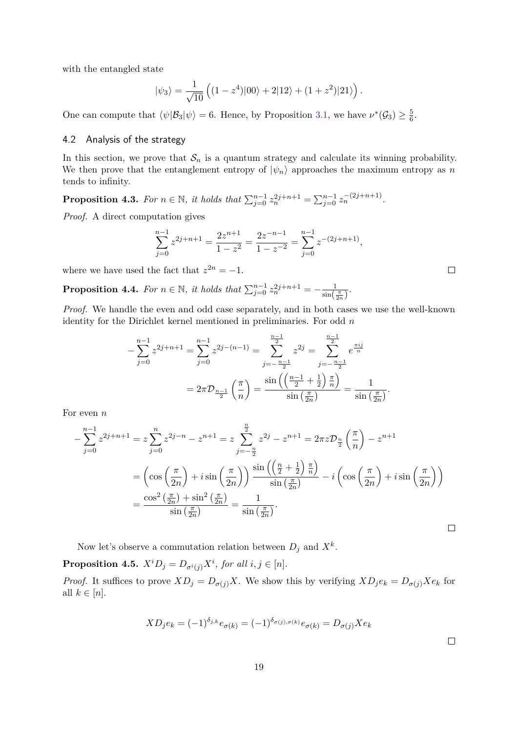with the entangled state

$$|\psi_3\rangle = \frac{1}{\sqrt{10}}\left((1-z^4)|00\rangle + 2|12\rangle + (1+z^2)|21\rangle\right).$$

One can compute that $\langle\psi|\mathcal{B}_3|\psi\rangle = 6$. Hence, by Proposition 3.1, we have $\nu^*(\mathcal{G}_3) \geq \frac{5}{6}$.

## 4.2 Analysis of the strategy

In this section, we prove that $\mathcal{S}_n$ is a quantum strategy and calculate its winning probability. We then prove that the entanglement entropy of $|\psi_n\rangle$ approaches the maximum entropy as $n$ tends to infinity.

**Proposition 4.3.** *For $n \in \mathbb{N}$, it holds that $\sum_{j=0}^{n-1} z_n^{2j+n+1} = \sum_{j=0}^{n-1} z_n^{-(2j+n+1)}$.*

*Proof.* A direct computation gives

$$\sum_{j=0}^{n-1} z^{2j+n+1} = \frac{2z^{n+1}}{1-z^2} = \frac{2z^{-n-1}}{1-z^{-2}} = \sum_{j=0}^{n-1} z^{-(2j+n+1)},$$

where we have used the fact that $z^{2n} = -1$. $\square$

**Proposition 4.4.** *For $n \in \mathbb{N}$, it holds that $\sum_{j=0}^{n-1} z_n^{2j+n+1} = -\frac{1}{\sin\left(\frac{\pi}{2n}\right)}$.*

*Proof.* We handle the even and odd case separately, and in both cases we use the well-known identity for the Dirichlet kernel mentioned in preliminaries. For odd $n$

$$-\sum_{j=0}^{n-1} z^{2j+n+1} = \sum_{j=0}^{n-1} z^{2j-(n-1)} = \sum_{j=-\frac{n-1}{2}}^{\frac{n-1}{2}} z^{2j} = \sum_{j=-\frac{n-1}{2}}^{\frac{n-1}{2}} e^{\frac{\pi i j}{n}}$$

$$= 2\pi\mathcal{D}_{\frac{n-1}{2}}\left(\frac{\pi}{n}\right) = \frac{\sin\left(\left(\frac{n-1}{2}+\frac{1}{2}\right)\frac{\pi}{n}\right)}{\sin\left(\frac{\pi}{2n}\right)} = \frac{1}{\sin\left(\frac{\pi}{2n}\right)}.$$

For even $n$

$$-\sum_{j=0}^{n-1} z^{2j+n+1} = z\sum_{j=0}^{n} z^{2j-n} - z^{n+1} = z\sum_{j=-\frac{n}{2}}^{\frac{n}{2}} z^{2j} - z^{n+1} = 2\pi z\mathcal{D}_{\frac{n}{2}}\left(\frac{\pi}{n}\right) - z^{n+1}$$

$$= \left(\cos\left(\frac{\pi}{2n}\right) + i\sin\left(\frac{\pi}{2n}\right)\right)\frac{\sin\left(\left(\frac{n}{2}+\frac{1}{2}\right)\frac{\pi}{n}\right)}{\sin\left(\frac{\pi}{2n}\right)} - i\left(\cos\left(\frac{\pi}{2n}\right) + i\sin\left(\frac{\pi}{2n}\right)\right)$$

$$= \frac{\cos^2\left(\frac{\pi}{2n}\right) + \sin^2\left(\frac{\pi}{2n}\right)}{\sin\left(\frac{\pi}{2n}\right)} = \frac{1}{\sin\left(\frac{\pi}{2n}\right)}.$$

$\square$

Now let's observe a commutation relation between $D_j$ and $X^k$.

**Proposition 4.5.** *$X^i D_j = D_{\sigma^i(j)} X^i$, for all $i, j \in [n]$.*

*Proof.* It suffices to prove $XD_j = D_{\sigma(j)}X$. We show this by verifying $XD_j e_k = D_{\sigma(j)}Xe_k$ for all $k \in [n]$.

$$XD_j e_k = (-1)^{\delta_{j,k}} e_{\sigma(k)} = (-1)^{\delta_{\sigma(j),\sigma(k)}} e_{\sigma(k)} = D_{\sigma(j)}Xe_k$$

$\square$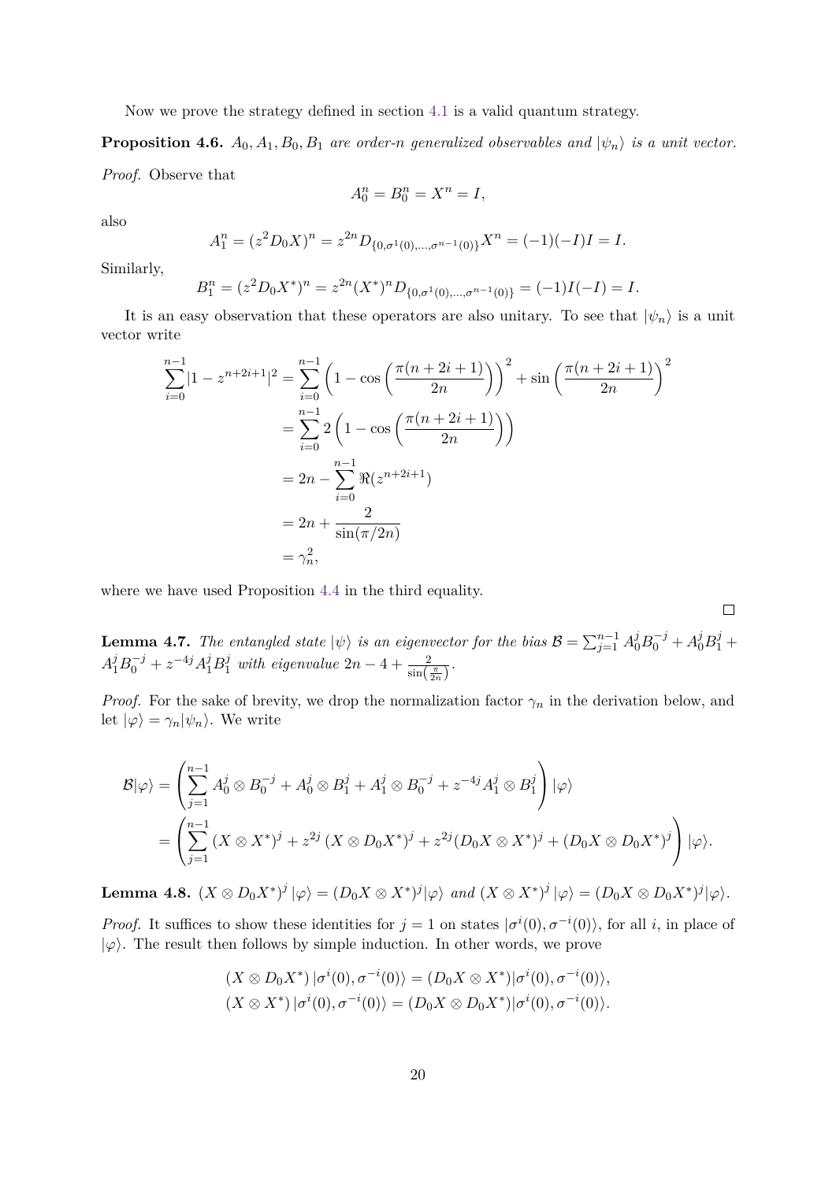Now we prove the strategy defined in section 4.1 is a valid quantum strategy.

**Proposition 4.6.** *$A_0, A_1, B_0, B_1$ are order-$n$ generalized observables and $|\psi_n\rangle$ is a unit vector.*

*Proof.* Observe that

$$A_0^n = B_0^n = X^n = I,$$

also

$$A_1^n = (z^2 D_0 X)^n = z^{2n} D_{\{0,\sigma^1(0),\ldots,\sigma^{n-1}(0)\}} X^n = (-1)(-I)I = I.$$

Similarly,

$$B_1^n = (z^2 D_0 X^*)^n = z^{2n} (X^*)^n D_{\{0,\sigma^1(0),\ldots,\sigma^{n-1}(0)\}} = (-1)I(-I) = I.$$

It is an easy observation that these operators are also unitary. To see that $|\psi_n\rangle$ is a unit vector write

$$\begin{aligned}
\sum_{i=0}^{n-1} |1 - z^{n+2i+1}|^2 &= \sum_{i=0}^{n-1} \left(1 - \cos\left(\frac{\pi(n+2i+1)}{2n}\right)\right)^2 + \sin\left(\frac{\pi(n+2i+1)}{2n}\right)^2 \\
&= \sum_{i=0}^{n-1} 2\left(1 - \cos\left(\frac{\pi(n+2i+1)}{2n}\right)\right) \\
&= 2n - \sum_{i=0}^{n-1} \Re(z^{n+2i+1}) \\
&= 2n + \frac{2}{\sin(\pi/2n)} \\
&= \gamma_n^2,
\end{aligned}$$

where we have used Proposition 4.4 in the third equality.

$\square$

**Lemma 4.7.** *The entangled state $|\psi\rangle$ is an eigenvector for the bias $\mathcal{B} = \sum_{j=1}^{n-1} A_0^j B_0^{-j} + A_0^j B_1^j + A_1^j B_0^{-j} + z^{-4j} A_1^j B_1^j$ with eigenvalue $2n - 4 + \frac{2}{\sin\left(\frac{\pi}{2n}\right)}$.*

*Proof.* For the sake of brevity, we drop the normalization factor $\gamma_n$ in the derivation below, and let $|\varphi\rangle = \gamma_n |\psi_n\rangle$. We write

$$\begin{aligned}
\mathcal{B}|\varphi\rangle &= \left(\sum_{j=1}^{n-1} A_0^j \otimes B_0^{-j} + A_0^j \otimes B_1^j + A_1^j \otimes B_0^{-j} + z^{-4j} A_1^j \otimes B_1^j\right)|\varphi\rangle \\
&= \left(\sum_{j=1}^{n-1} (X \otimes X^*)^j + z^{2j} (X \otimes D_0 X^*)^j + z^{2j} (D_0 X \otimes X^*)^j + (D_0 X \otimes D_0 X^*)^j\right)|\varphi\rangle.
\end{aligned}$$

**Lemma 4.8.** *$(X \otimes D_0 X^*)^j |\varphi\rangle = (D_0 X \otimes X^*)^j |\varphi\rangle$ and $(X \otimes X^*)^j |\varphi\rangle = (D_0 X \otimes D_0 X^*)^j |\varphi\rangle$.*

*Proof.* It suffices to show these identities for $j = 1$ on states $|\sigma^i(0), \sigma^{-i}(0)\rangle$, for all $i$, in place of $|\varphi\rangle$. The result then follows by simple induction. In other words, we prove

$$\begin{aligned}
(X \otimes D_0 X^*) |\sigma^i(0), \sigma^{-i}(0)\rangle &= (D_0 X \otimes X^*) |\sigma^i(0), \sigma^{-i}(0)\rangle, \\
(X \otimes X^*) |\sigma^i(0), \sigma^{-i}(0)\rangle &= (D_0 X \otimes D_0 X^*) |\sigma^i(0), \sigma^{-i}(0)\rangle.
\end{aligned}$$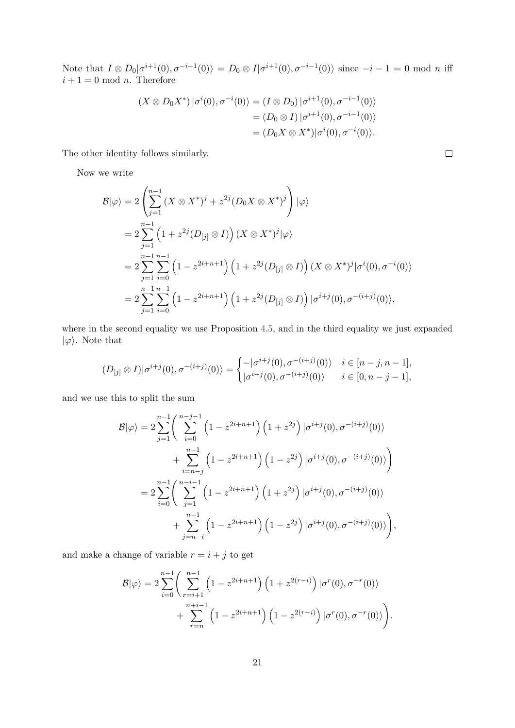Note that $I \otimes D_0|\sigma^{i+1}(0), \sigma^{-i-1}(0)\rangle = D_0 \otimes I|\sigma^{i+1}(0), \sigma^{-i-1}(0)\rangle$ since $-i-1 = 0 \bmod n$ iff $i+1 = 0 \bmod n$. Therefore

$$
\begin{aligned}
(X \otimes D_0 X^*)\,|\sigma^i(0), \sigma^{-i}(0)\rangle &= (I \otimes D_0)\,|\sigma^{i+1}(0), \sigma^{-i-1}(0)\rangle \\
&= (D_0 \otimes I)\,|\sigma^{i+1}(0), \sigma^{-i-1}(0)\rangle \\
&= (D_0 X \otimes X^*)|\sigma^i(0), \sigma^{-i}(0)\rangle.
\end{aligned}
$$

The other identity follows similarly. □

Now we write

$$
\begin{aligned}
\mathcal{B}|\varphi\rangle &= 2\left(\sum_{j=1}^{n-1} (X \otimes X^*)^j + z^{2j}(D_0 X \otimes X^*)^j\right)|\varphi\rangle \\
&= 2\sum_{j=1}^{n-1}\left(1 + z^{2j}(D_{[j]} \otimes I)\right)(X \otimes X^*)^j|\varphi\rangle \\
&= 2\sum_{j=1}^{n-1}\sum_{i=0}^{n-1}\left(1 - z^{2i+n+1}\right)\left(1 + z^{2j}(D_{[j]} \otimes I)\right)(X \otimes X^*)^j|\sigma^i(0), \sigma^{-i}(0)\rangle \\
&= 2\sum_{j=1}^{n-1}\sum_{i=0}^{n-1}\left(1 - z^{2i+n+1}\right)\left(1 + z^{2j}(D_{[j]} \otimes I)\right)|\sigma^{i+j}(0), \sigma^{-(i+j)}(0)\rangle,
\end{aligned}
$$

where in the second equality we use Proposition 4.5, and in the third equality we just expanded $|\varphi\rangle$. Note that

$$
(D_{[j]} \otimes I)|\sigma^{i+j}(0), \sigma^{-(i+j)}(0)\rangle = \begin{cases} -|\sigma^{i+j}(0), \sigma^{-(i+j)}(0)\rangle & i \in [n-j, n-1], \\ |\sigma^{i+j}(0), \sigma^{-(i+j)}(0)\rangle & i \in [0, n-j-1], \end{cases}
$$

and we use this to split the sum

$$
\begin{aligned}
\mathcal{B}|\varphi\rangle &= 2\sum_{j=1}^{n-1}\Bigg(\sum_{i=0}^{n-j-1}\left(1 - z^{2i+n+1}\right)\left(1 + z^{2j}\right)|\sigma^{i+j}(0), \sigma^{-(i+j)}(0)\rangle \\
&\qquad + \sum_{i=n-j}^{n-1}\left(1 - z^{2i+n+1}\right)\left(1 - z^{2j}\right)|\sigma^{i+j}(0), \sigma^{-(i+j)}(0)\rangle\Bigg) \\
&= 2\sum_{i=0}^{n-1}\Bigg(\sum_{j=1}^{n-i-1}\left(1 - z^{2i+n+1}\right)\left(1 + z^{2j}\right)|\sigma^{i+j}(0), \sigma^{-(i+j)}(0)\rangle \\
&\qquad + \sum_{j=n-i}^{n-1}\left(1 - z^{2i+n+1}\right)\left(1 - z^{2j}\right)|\sigma^{i+j}(0), \sigma^{-(i+j)}(0)\rangle\Bigg),
\end{aligned}
$$

and make a change of variable $r = i + j$ to get

$$
\begin{aligned}
\mathcal{B}|\varphi\rangle = 2\sum_{i=0}^{n-1}\Bigg(&\sum_{r=i+1}^{n-1}\left(1 - z^{2i+n+1}\right)\left(1 + z^{2(r-i)}\right)|\sigma^r(0), \sigma^{-r}(0)\rangle \\
&+ \sum_{r=n}^{n+i-1}\left(1 - z^{2i+n+1}\right)\left(1 - z^{2(r-i)}\right)|\sigma^r(0), \sigma^{-r}(0)\rangle\Bigg).
\end{aligned}
$$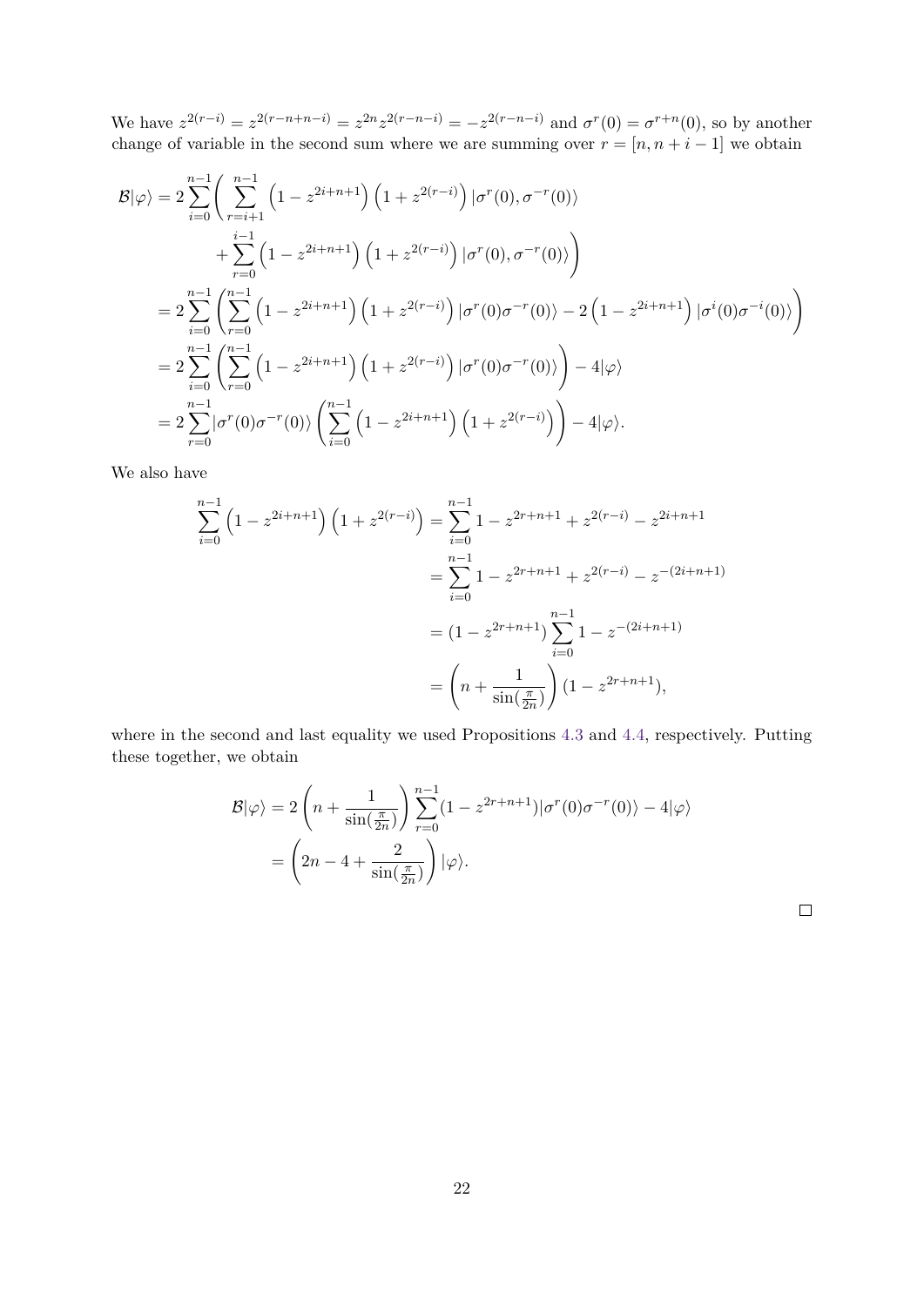We have $z^{2(r-i)} = z^{2(r-n+n-i)} = z^{2n} z^{2(r-n-i)} = -z^{2(r-n-i)}$ and $\sigma^r(0) = \sigma^{r+n}(0)$, so by another change of variable in the second sum where we are summing over $r = [n, n+i-1]$ we obtain

$$\begin{aligned}
\mathcal{B}|\varphi\rangle &= 2\sum_{i=0}^{n-1}\Bigg(\sum_{r=i+1}^{n-1}\left(1 - z^{2i+n+1}\right)\left(1 + z^{2(r-i)}\right)|\sigma^r(0), \sigma^{-r}(0)\rangle \\
&\qquad + \sum_{r=0}^{i-1}\left(1 - z^{2i+n+1}\right)\left(1 + z^{2(r-i)}\right)|\sigma^r(0), \sigma^{-r}(0)\rangle\Bigg) \\
&= 2\sum_{i=0}^{n-1}\left(\sum_{r=0}^{n-1}\left(1 - z^{2i+n+1}\right)\left(1 + z^{2(r-i)}\right)|\sigma^r(0)\sigma^{-r}(0)\rangle - 2\left(1 - z^{2i+n+1}\right)|\sigma^i(0)\sigma^{-i}(0)\rangle\right) \\
&= 2\sum_{i=0}^{n-1}\left(\sum_{r=0}^{n-1}\left(1 - z^{2i+n+1}\right)\left(1 + z^{2(r-i)}\right)|\sigma^r(0)\sigma^{-r}(0)\rangle\right) - 4|\varphi\rangle \\
&= 2\sum_{r=0}^{n-1}|\sigma^r(0)\sigma^{-r}(0)\rangle\left(\sum_{i=0}^{n-1}\left(1 - z^{2i+n+1}\right)\left(1 + z^{2(r-i)}\right)\right) - 4|\varphi\rangle.
\end{aligned}$$

We also have

$$\begin{aligned}
\sum_{i=0}^{n-1}\left(1 - z^{2i+n+1}\right)\left(1 + z^{2(r-i)}\right) &= \sum_{i=0}^{n-1} 1 - z^{2r+n+1} + z^{2(r-i)} - z^{2i+n+1} \\
&= \sum_{i=0}^{n-1} 1 - z^{2r+n+1} + z^{2(r-i)} - z^{-(2i+n+1)} \\
&= (1 - z^{2r+n+1})\sum_{i=0}^{n-1} 1 - z^{-(2i+n+1)} \\
&= \left(n + \frac{1}{\sin(\frac{\pi}{2n})}\right)(1 - z^{2r+n+1}),
\end{aligned}$$

where in the second and last equality we used Propositions 4.3 and 4.4, respectively. Putting these together, we obtain

$$\begin{aligned}
\mathcal{B}|\varphi\rangle &= 2\left(n + \frac{1}{\sin(\frac{\pi}{2n})}\right)\sum_{r=0}^{n-1}(1 - z^{2r+n+1})|\sigma^r(0)\sigma^{-r}(0)\rangle - 4|\varphi\rangle \\
&= \left(2n - 4 + \frac{2}{\sin(\frac{\pi}{2n})}\right)|\varphi\rangle.
\end{aligned}$$

□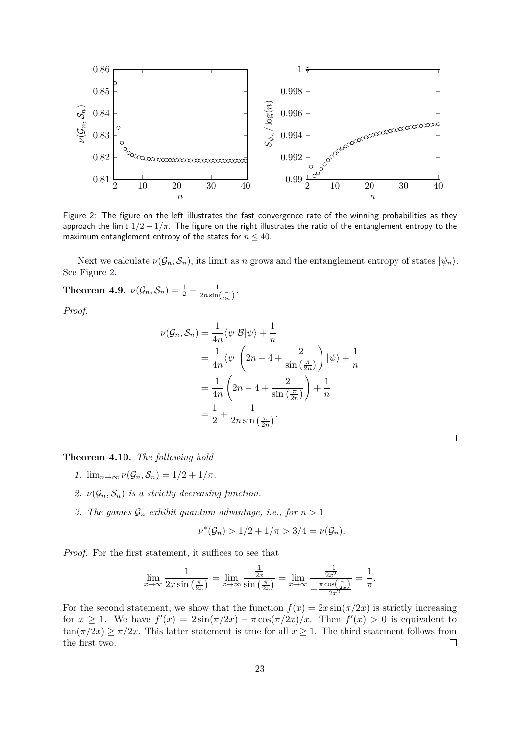Figure 2: The figure on the left illustrates the fast convergence rate of the winning probabilities as they approach the limit $1/2 + 1/\pi$. The figure on the right illustrates the ratio of the entanglement entropy to the maximum entanglement entropy of the states for $n \leq 40$.

Next we calculate $\nu(\mathcal{G}_n, \mathcal{S}_n)$, its limit as $n$ grows and the entanglement entropy of states $|\psi_n\rangle$. See Figure 2.

**Theorem 4.9.** $\nu(\mathcal{G}_n, \mathcal{S}_n) = \frac{1}{2} + \frac{1}{2n\sin\left(\frac{\pi}{2n}\right)}$.

*Proof.*

$$
\begin{aligned}
\nu(\mathcal{G}_n, \mathcal{S}_n) &= \frac{1}{4n}\langle\psi|\mathcal{B}|\psi\rangle + \frac{1}{n} \\
&= \frac{1}{4n}\langle\psi|\left(2n - 4 + \frac{2}{\sin\left(\frac{\pi}{2n}\right)}\right)|\psi\rangle + \frac{1}{n} \\
&= \frac{1}{4n}\left(2n - 4 + \frac{2}{\sin\left(\frac{\pi}{2n}\right)}\right) + \frac{1}{n} \\
&= \frac{1}{2} + \frac{1}{2n\sin\left(\frac{\pi}{2n}\right)}.
\end{aligned}
$$

□

**Theorem 4.10.** *The following hold*

1. $\lim_{n\to\infty} \nu(\mathcal{G}_n, \mathcal{S}_n) = 1/2 + 1/\pi$.
2. *$\nu(\mathcal{G}_n, \mathcal{S}_n)$ is a strictly decreasing function.*
3. *The games $\mathcal{G}_n$ exhibit quantum advantage, i.e., for $n > 1$*

$$\nu^*(\mathcal{G}_n) > 1/2 + 1/\pi > 3/4 = \nu(\mathcal{G}_n).$$

*Proof.* For the first statement, it suffices to see that

$$\lim_{x\to\infty} \frac{1}{2x\sin\left(\frac{\pi}{2x}\right)} = \lim_{x\to\infty} \frac{\frac{1}{2x}}{\sin\left(\frac{\pi}{2x}\right)} = \lim_{x\to\infty} \frac{\frac{-1}{2x^2}}{-\frac{\pi\cos\left(\frac{\pi}{2x}\right)}{2x^2}} = \frac{1}{\pi}.$$

For the second statement, we show that the function $f(x) = 2x\sin(\pi/2x)$ is strictly increasing for $x \geq 1$. We have $f'(x) = 2\sin(\pi/2x) - \pi\cos(\pi/2x)/x$. Then $f'(x) > 0$ is equivalent to $\tan(\pi/2x) \geq \pi/2x$. This latter statement is true for all $x \geq 1$. The third statement follows from the first two. □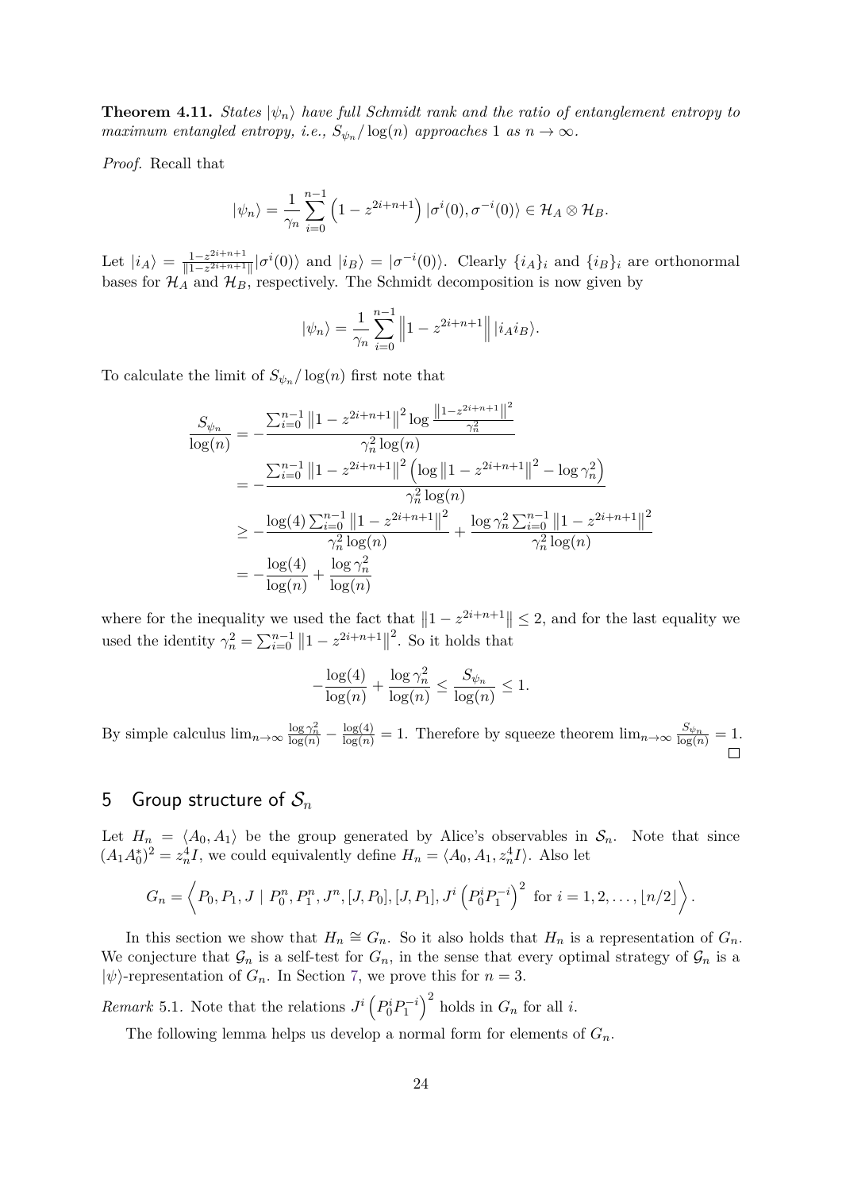**Theorem 4.11.** *States $|\psi_n\rangle$ have full Schmidt rank and the ratio of entanglement entropy to maximum entangled entropy, i.e., $S_{\psi_n}/\log(n)$ approaches 1 as $n \to \infty$.*

*Proof.* Recall that

$$|\psi_n\rangle = \frac{1}{\gamma_n}\sum_{i=0}^{n-1}\left(1 - z^{2i+n+1}\right)|\sigma^i(0), \sigma^{-i}(0)\rangle \in \mathcal{H}_A \otimes \mathcal{H}_B.$$

Let $|i_A\rangle = \frac{1-z^{2i+n+1}}{\|1-z^{2i+n+1}\|}|\sigma^i(0)\rangle$ and $|i_B\rangle = |\sigma^{-i}(0)\rangle$. Clearly $\{i_A\}_i$ and $\{i_B\}_i$ are orthonormal bases for $\mathcal{H}_A$ and $\mathcal{H}_B$, respectively. The Schmidt decomposition is now given by

$$|\psi_n\rangle = \frac{1}{\gamma_n}\sum_{i=0}^{n-1}\left\|1 - z^{2i+n+1}\right\||i_A i_B\rangle.$$

To calculate the limit of $S_{\psi_n}/\log(n)$ first note that

$$\begin{aligned}
\frac{S_{\psi_n}}{\log(n)} &= -\frac{\sum_{i=0}^{n-1}\left\|1 - z^{2i+n+1}\right\|^2 \log\frac{\left\|1-z^{2i+n+1}\right\|^2}{\gamma_n^2}}{\gamma_n^2\log(n)} \\
&= -\frac{\sum_{i=0}^{n-1}\left\|1 - z^{2i+n+1}\right\|^2\left(\log\left\|1 - z^{2i+n+1}\right\|^2 - \log\gamma_n^2\right)}{\gamma_n^2\log(n)} \\
&\geq -\frac{\log(4)\sum_{i=0}^{n-1}\left\|1 - z^{2i+n+1}\right\|^2}{\gamma_n^2\log(n)} + \frac{\log\gamma_n^2\sum_{i=0}^{n-1}\left\|1 - z^{2i+n+1}\right\|^2}{\gamma_n^2\log(n)} \\
&= -\frac{\log(4)}{\log(n)} + \frac{\log\gamma_n^2}{\log(n)}
\end{aligned}$$

where for the inequality we used the fact that $\left\|1 - z^{2i+n+1}\right\| \leq 2$, and for the last equality we used the identity $\gamma_n^2 = \sum_{i=0}^{n-1}\left\|1 - z^{2i+n+1}\right\|^2$. So it holds that

$$-\frac{\log(4)}{\log(n)} + \frac{\log\gamma_n^2}{\log(n)} \leq \frac{S_{\psi_n}}{\log(n)} \leq 1.$$

By simple calculus $\lim_{n\to\infty}\frac{\log\gamma_n^2}{\log(n)} - \frac{\log(4)}{\log(n)} = 1$. Therefore by squeeze theorem $\lim_{n\to\infty}\frac{S_{\psi_n}}{\log(n)} = 1$. □

## 5 Group structure of $\mathcal{S}_n$

Let $H_n = \langle A_0, A_1\rangle$ be the group generated by Alice's observables in $\mathcal{S}_n$. Note that since $(A_1A_0^*)^2 = z_n^4 I$, we could equivalently define $H_n = \langle A_0, A_1, z_n^4 I\rangle$. Also let

$$G_n = \left\langle P_0, P_1, J \mid P_0^n, P_1^n, J^n, [J, P_0], [J, P_1], J^i\left(P_0^i P_1^{-i}\right)^2 \text{ for } i = 1, 2, \ldots, \lfloor n/2\rfloor\right\rangle.$$

In this section we show that $H_n \cong G_n$. So it also holds that $H_n$ is a representation of $G_n$. We conjecture that $\mathcal{G}_n$ is a self-test for $G_n$, in the sense that every optimal strategy of $\mathcal{G}_n$ is a $|\psi\rangle$-representation of $G_n$. In Section 7, we prove this for $n = 3$.

*Remark* 5.1. Note that the relations $J^i\left(P_0^i P_1^{-i}\right)^2$ holds in $G_n$ for all $i$.

The following lemma helps us develop a normal form for elements of $G_n$.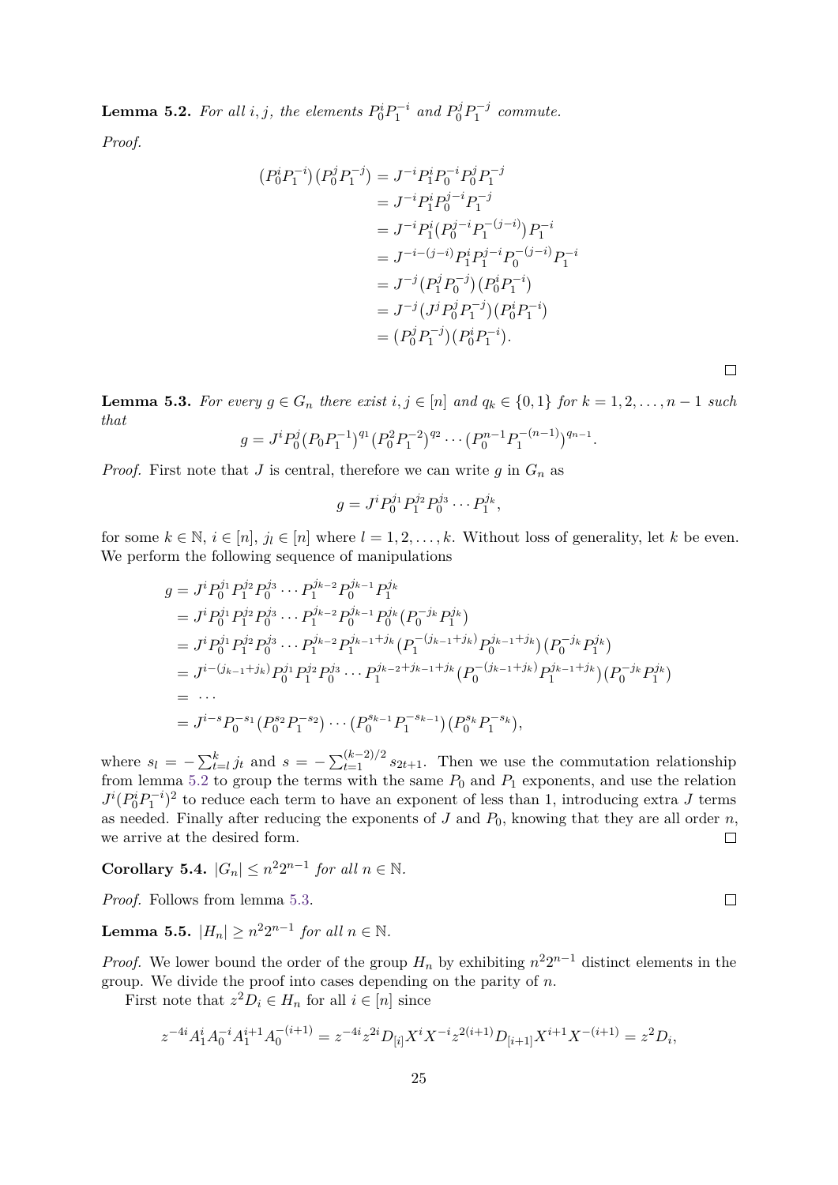**Lemma 5.2.** *For all $i, j$, the elements $P_0^i P_1^{-i}$ and $P_0^j P_1^{-j}$ commute.*

*Proof.*

$$
\begin{aligned}
(P_0^i P_1^{-i})(P_0^j P_1^{-j}) &= J^{-i} P_1^i P_0^{-i} P_0^j P_1^{-j} \\
&= J^{-i} P_1^i P_0^{j-i} P_1^{-j} \\
&= J^{-i} P_1^i (P_0^{j-i} P_1^{-(j-i)}) P_1^{-i} \\
&= J^{-i-(j-i)} P_1^i P_1^{j-i} P_0^{-(j-i)} P_1^{-i} \\
&= J^{-j} (P_1^j P_0^{-j})(P_0^i P_1^{-i}) \\
&= J^{-j} (J^j P_0^j P_1^{-j})(P_0^i P_1^{-i}) \\
&= (P_0^j P_1^{-j})(P_0^i P_1^{-i}).
\end{aligned}
$$

□

**Lemma 5.3.** *For every $g \in G_n$ there exist $i, j \in [n]$ and $q_k \in \{0, 1\}$ for $k = 1, 2, \ldots, n-1$ such that*

$$g = J^i P_0^j (P_0 P_1^{-1})^{q_1} (P_0^2 P_1^{-2})^{q_2} \cdots (P_0^{n-1} P_1^{-(n-1)})^{q_{n-1}}.$$

*Proof.* First note that $J$ is central, therefore we can write $g$ in $G_n$ as

$$g = J^i P_0^{j_1} P_1^{j_2} P_0^{j_3} \cdots P_1^{j_k},$$

for some $k \in \mathbb{N}$, $i \in [n]$, $j_l \in [n]$ where $l = 1, 2, \ldots, k$. Without loss of generality, let $k$ be even. We perform the following sequence of manipulations

$$
\begin{aligned}
g &= J^i P_0^{j_1} P_1^{j_2} P_0^{j_3} \cdots P_1^{j_{k-2}} P_0^{j_{k-1}} P_1^{j_k} \\
&= J^i P_0^{j_1} P_1^{j_2} P_0^{j_3} \cdots P_1^{j_{k-2}} P_0^{j_{k-1}} P_0^{j_k} (P_0^{-j_k} P_1^{j_k}) \\
&= J^i P_0^{j_1} P_1^{j_2} P_0^{j_3} \cdots P_1^{j_{k-2}} P_1^{j_{k-1}+j_k} (P_1^{-(j_{k-1}+j_k)} P_0^{j_{k-1}+j_k})(P_0^{-j_k} P_1^{j_k}) \\
&= J^{i-(j_{k-1}+j_k)} P_0^{j_1} P_1^{j_2} P_0^{j_3} \cdots P_1^{j_{k-2}+j_{k-1}+j_k} (P_0^{-(j_{k-1}+j_k)} P_1^{j_{k-1}+j_k})(P_0^{-j_k} P_1^{j_k}) \\
&= \cdots \\
&= J^{i-s} P_0^{-s_1} (P_0^{s_2} P_1^{-s_2}) \cdots (P_0^{s_{k-1}} P_1^{-s_{k-1}})(P_0^{s_k} P_1^{-s_k}),
\end{aligned}
$$

where $s_l = -\sum_{t=l}^k j_t$ and $s = -\sum_{t=1}^{(k-2)/2} s_{2t+1}$. Then we use the commutation relationship from lemma 5.2 to group the terms with the same $P_0$ and $P_1$ exponents, and use the relation $J^i(P_0^i P_1^{-i})^2$ to reduce each term to have an exponent of less than 1, introducing extra $J$ terms as needed. Finally after reducing the exponents of $J$ and $P_0$, knowing that they are all order $n$, we arrive at the desired form. □

**Corollary 5.4.** *$|G_n| \leq n^2 2^{n-1}$ for all $n \in \mathbb{N}$.*

*Proof.* Follows from lemma 5.3. □

**Lemma 5.5.** *$|H_n| \geq n^2 2^{n-1}$ for all $n \in \mathbb{N}$.*

*Proof.* We lower bound the order of the group $H_n$ by exhibiting $n^2 2^{n-1}$ distinct elements in the group. We divide the proof into cases depending on the parity of $n$.

First note that $z^2 D_i \in H_n$ for all $i \in [n]$ since

$$z^{-4i} A_1^i A_0^{-i} A_1^{i+1} A_0^{-(i+1)} = z^{-4i} z^{2i} D_{[i]} X^i X^{-i} z^{2(i+1)} D_{[i+1]} X^{i+1} X^{-(i+1)} = z^2 D_i,$$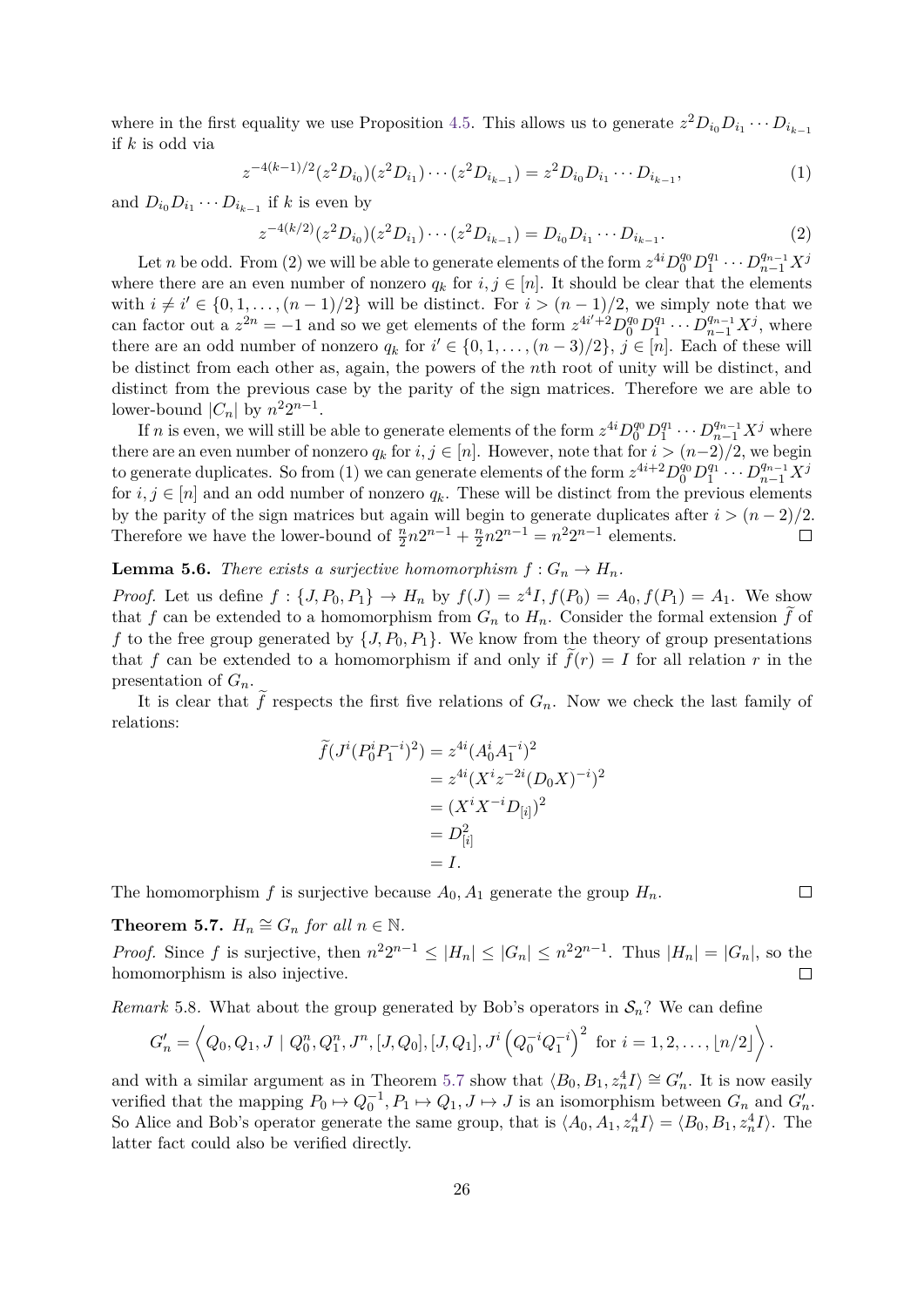where in the first equality we use Proposition 4.5. This allows us to generate $z^2 D_{i_0} D_{i_1} \cdots D_{i_{k-1}}$ if $k$ is odd via

$$z^{-4(k-1)/2}(z^2 D_{i_0})(z^2 D_{i_1}) \cdots (z^2 D_{i_{k-1}}) = z^2 D_{i_0} D_{i_1} \cdots D_{i_{k-1}}, \tag{1}$$

and $D_{i_0} D_{i_1} \cdots D_{i_{k-1}}$ if $k$ is even by

$$z^{-4(k/2)}(z^2 D_{i_0})(z^2 D_{i_1}) \cdots (z^2 D_{i_{k-1}}) = D_{i_0} D_{i_1} \cdots D_{i_{k-1}}. \tag{2}$$

Let $n$ be odd. From (2) we will be able to generate elements of the form $z^{4i} D_0^{q_0} D_1^{q_1} \cdots D_{n-1}^{q_{n-1}} X^j$ where there are an even number of nonzero $q_k$ for $i, j \in [n]$. It should be clear that the elements with $i \neq i' \in \{0, 1, \ldots, (n-1)/2\}$ will be distinct. For $i > (n-1)/2$, we simply note that we can factor out a $z^{2n} = -1$ and so we get elements of the form $z^{4i'+2} D_0^{q_0} D_1^{q_1} \cdots D_{n-1}^{q_{n-1}} X^j$, where there are an odd number of nonzero $q_k$ for $i' \in \{0, 1, \ldots, (n-3)/2\}$, $j \in [n]$. Each of these will be distinct from each other as, again, the powers of the $n$th root of unity will be distinct, and distinct from the previous case by the parity of the sign matrices. Therefore we are able to lower-bound $|C_n|$ by $n^2 2^{n-1}$.

If $n$ is even, we will still be able to generate elements of the form $z^{4i} D_0^{q_0} D_1^{q_1} \cdots D_{n-1}^{q_{n-1}} X^j$ where there are an even number of nonzero $q_k$ for $i, j \in [n]$. However, note that for $i > (n-2)/2$, we begin to generate duplicates. So from (1) we can generate elements of the form $z^{4i+2} D_0^{q_0} D_1^{q_1} \cdots D_{n-1}^{q_{n-1}} X^j$ for $i, j \in [n]$ and an odd number of nonzero $q_k$. These will be distinct from the previous elements by the parity of the sign matrices but again will begin to generate duplicates after $i > (n-2)/2$. Therefore we have the lower-bound of $\frac{n}{2} n 2^{n-1} + \frac{n}{2} n 2^{n-1} = n^2 2^{n-1}$ elements. $\square$

**Lemma 5.6.** *There exists a surjective homomorphism $f : G_n \to H_n$.*

*Proof.* Let us define $f : \{J, P_0, P_1\} \to H_n$ by $f(J) = z^4 I, f(P_0) = A_0, f(P_1) = A_1$. We show that $f$ can be extended to a homomorphism from $G_n$ to $H_n$. Consider the formal extension $\widetilde{f}$ of $f$ to the free group generated by $\{J, P_0, P_1\}$. We know from the theory of group presentations that $f$ can be extended to a homomorphism if and only if $\widetilde{f}(r) = I$ for all relation $r$ in the presentation of $G_n$.

It is clear that $\widetilde{f}$ respects the first five relations of $G_n$. Now we check the last family of relations:

$$\begin{aligned}
\widetilde{f}(J^i (P_0^i P_1^{-i})^2) &= z^{4i}(A_0^i A_1^{-i})^2 \\
&= z^{4i}(X^i z^{-2i}(D_0 X)^{-i})^2 \\
&= (X^i X^{-i} D_{[i]})^2 \\
&= D_{[i]}^2 \\
&= I.
\end{aligned}$$

The homomorphism $f$ is surjective because $A_0, A_1$ generate the group $H_n$. $\square$

**Theorem 5.7.** *$H_n \cong G_n$ for all $n \in \mathbb{N}$.*

*Proof.* Since $f$ is surjective, then $n^2 2^{n-1} \le |H_n| \le |G_n| \le n^2 2^{n-1}$. Thus $|H_n| = |G_n|$, so the homomorphism is also injective. $\square$

*Remark* 5.8. What about the group generated by Bob's operators in $\mathcal{S}_n$? We can define

$$G_n' = \left\langle Q_0, Q_1, J \mid Q_0^n, Q_1^n, J^n, [J, Q_0], [J, Q_1], J^i \left(Q_0^{-i} Q_1^{-i}\right)^2 \text{ for } i = 1, 2, \ldots, \lfloor n/2 \rfloor \right\rangle.$$

and with a similar argument as in Theorem 5.7 show that $\langle B_0, B_1, z_n^4 I \rangle \cong G_n'$. It is now easily verified that the mapping $P_0 \mapsto Q_0^{-1}, P_1 \mapsto Q_1, J \mapsto J$ is an isomorphism between $G_n$ and $G_n'$. So Alice and Bob's operator generate the same group, that is $\langle A_0, A_1, z_n^4 I \rangle = \langle B_0, B_1, z_n^4 I \rangle$. The latter fact could also be verified directly.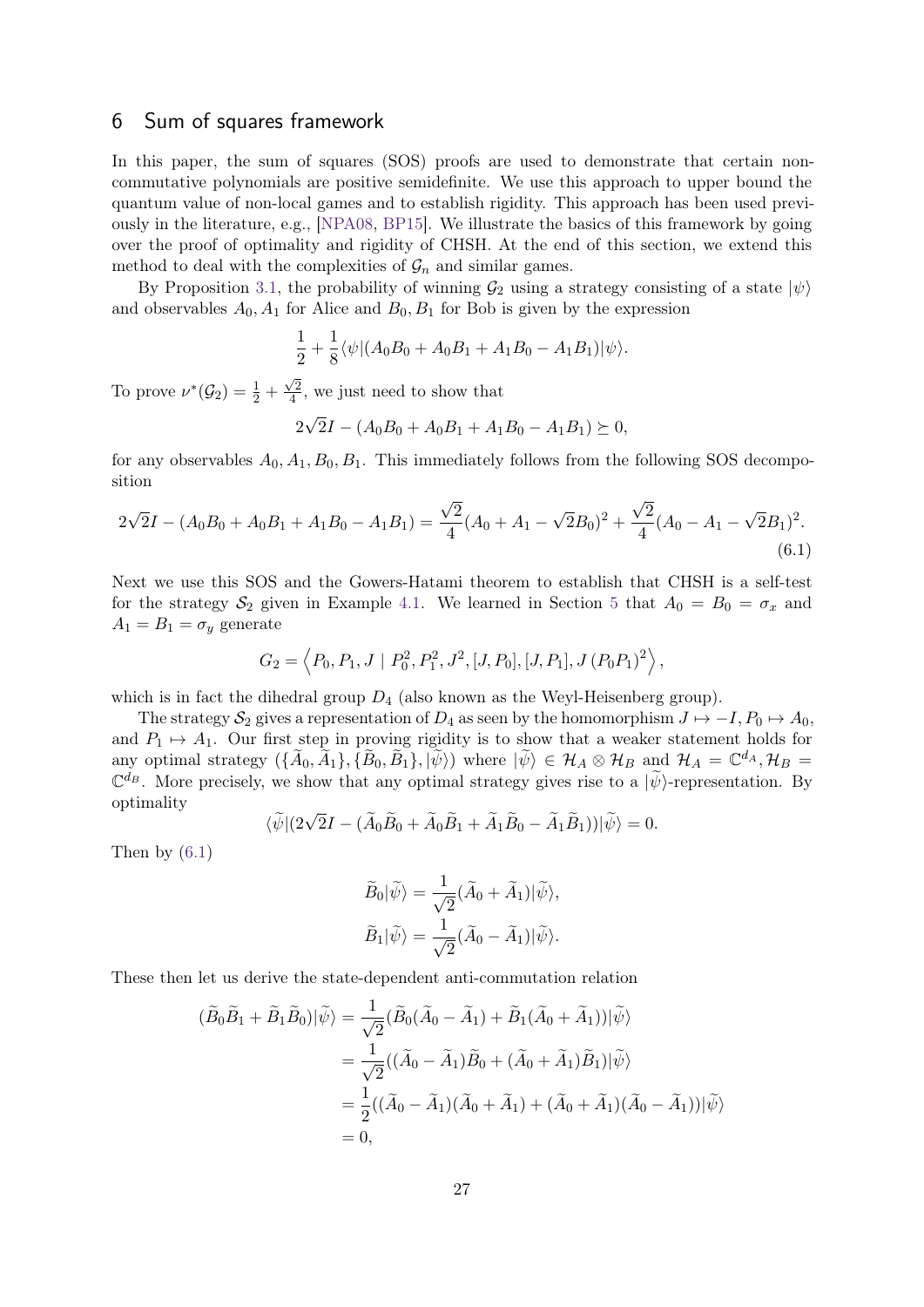## 6 Sum of squares framework

In this paper, the sum of squares (SOS) proofs are used to demonstrate that certain non-commutative polynomials are positive semidefinite. We use this approach to upper bound the quantum value of non-local games and to establish rigidity. This approach has been used previously in the literature, e.g., [NPA08, BP15]. We illustrate the basics of this framework by going over the proof of optimality and rigidity of CHSH. At the end of this section, we extend this method to deal with the complexities of $\mathcal{G}_n$ and similar games.

By Proposition 3.1, the probability of winning $\mathcal{G}_2$ using a strategy consisting of a state $|\psi\rangle$ and observables $A_0, A_1$ for Alice and $B_0, B_1$ for Bob is given by the expression

$$\frac{1}{2} + \frac{1}{8}\langle\psi|(A_0B_0 + A_0B_1 + A_1B_0 - A_1B_1)|\psi\rangle.$$

To prove $\nu^*(\mathcal{G}_2) = \frac{1}{2} + \frac{\sqrt{2}}{4}$, we just need to show that

$$2\sqrt{2}I - (A_0B_0 + A_0B_1 + A_1B_0 - A_1B_1) \succeq 0,$$

for any observables $A_0, A_1, B_0, B_1$. This immediately follows from the following SOS decomposition

$$2\sqrt{2}I - (A_0B_0 + A_0B_1 + A_1B_0 - A_1B_1) = \frac{\sqrt{2}}{4}(A_0 + A_1 - \sqrt{2}B_0)^2 + \frac{\sqrt{2}}{4}(A_0 - A_1 - \sqrt{2}B_1)^2. \tag{6.1}$$

Next we use this SOS and the Gowers-Hatami theorem to establish that CHSH is a self-test for the strategy $\mathcal{S}_2$ given in Example 4.1. We learned in Section 5 that $A_0 = B_0 = \sigma_x$ and $A_1 = B_1 = \sigma_y$ generate

$$G_2 = \left\langle P_0, P_1, J \mid P_0^2, P_1^2, J^2, [J, P_0], [J, P_1], J\,(P_0P_1)^2 \right\rangle,$$

which is in fact the dihedral group $D_4$ (also known as the Weyl-Heisenberg group).

The strategy $\mathcal{S}_2$ gives a representation of $D_4$ as seen by the homomorphism $J \mapsto -I, P_0 \mapsto A_0$, and $P_1 \mapsto A_1$. Our first step in proving rigidity is to show that a weaker statement holds for any optimal strategy $(\{\widetilde{A}_0, \widetilde{A}_1\}, \{\widetilde{B}_0, \widetilde{B}_1\}, |\widetilde{\psi}\rangle)$ where $|\widetilde{\psi}\rangle \in \mathcal{H}_A \otimes \mathcal{H}_B$ and $\mathcal{H}_A = \mathbb{C}^{d_A}, \mathcal{H}_B = \mathbb{C}^{d_B}$. More precisely, we show that any optimal strategy gives rise to a $|\widetilde{\psi}\rangle$-representation. By optimality

$$\langle\widetilde{\psi}|(2\sqrt{2}I - (\widetilde{A}_0\widetilde{B}_0 + \widetilde{A}_0\widetilde{B}_1 + \widetilde{A}_1\widetilde{B}_0 - \widetilde{A}_1\widetilde{B}_1))|\widetilde{\psi}\rangle = 0.$$

Then by (6.1)

$$\widetilde{B}_0|\widetilde{\psi}\rangle = \frac{1}{\sqrt{2}}(\widetilde{A}_0 + \widetilde{A}_1)|\widetilde{\psi}\rangle,$$
$$\widetilde{B}_1|\widetilde{\psi}\rangle = \frac{1}{\sqrt{2}}(\widetilde{A}_0 - \widetilde{A}_1)|\widetilde{\psi}\rangle.$$

These then let us derive the state-dependent anti-commutation relation

$$\begin{aligned}
(\widetilde{B}_0\widetilde{B}_1 + \widetilde{B}_1\widetilde{B}_0)|\widetilde{\psi}\rangle &= \frac{1}{\sqrt{2}}(\widetilde{B}_0(\widetilde{A}_0 - \widetilde{A}_1) + \widetilde{B}_1(\widetilde{A}_0 + \widetilde{A}_1))|\widetilde{\psi}\rangle \\
&= \frac{1}{\sqrt{2}}((\widetilde{A}_0 - \widetilde{A}_1)\widetilde{B}_0 + (\widetilde{A}_0 + \widetilde{A}_1)\widetilde{B}_1)|\widetilde{\psi}\rangle \\
&= \frac{1}{2}((\widetilde{A}_0 - \widetilde{A}_1)(\widetilde{A}_0 + \widetilde{A}_1) + (\widetilde{A}_0 + \widetilde{A}_1)(\widetilde{A}_0 - \widetilde{A}_1))|\widetilde{\psi}\rangle \\
&= 0,
\end{aligned}$$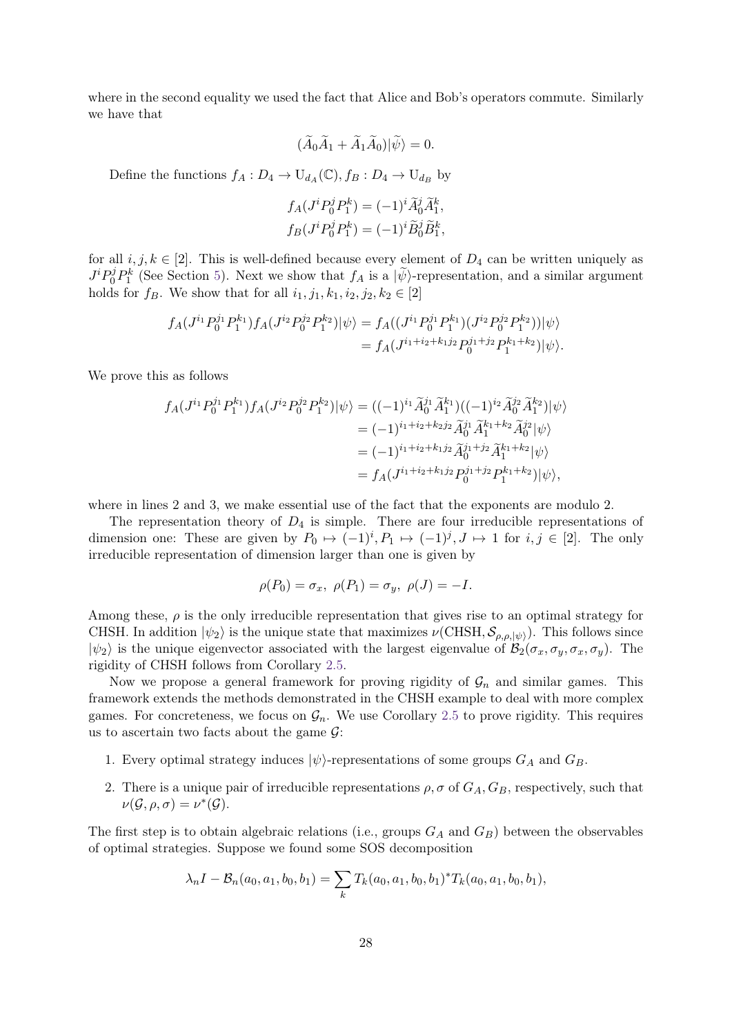where in the second equality we used the fact that Alice and Bob's operators commute. Similarly we have that

$$(\widetilde{A}_0\widetilde{A}_1 + \widetilde{A}_1\widetilde{A}_0)|\widetilde{\psi}\rangle = 0.$$

Define the functions $f_A : D_4 \to \mathrm{U}_{d_A}(\mathbb{C}), f_B : D_4 \to \mathrm{U}_{d_B}$ by

$$f_A(J^i P_0^j P_1^k) = (-1)^i \widetilde{A}_0^j \widetilde{A}_1^k,$$
$$f_B(J^i P_0^j P_1^k) = (-1)^i \widetilde{B}_0^j \widetilde{B}_1^k,$$

for all $i, j, k \in [2]$. This is well-defined because every element of $D_4$ can be written uniquely as $J^i P_0^j P_1^k$ (See Section 5). Next we show that $f_A$ is a $|\widetilde{\psi}\rangle$-representation, and a similar argument holds for $f_B$. We show that for all $i_1, j_1, k_1, i_2, j_2, k_2 \in [2]$

$$\begin{aligned}
f_A(J^{i_1} P_0^{j_1} P_1^{k_1}) f_A(J^{i_2} P_0^{j_2} P_1^{k_2})|\psi\rangle &= f_A((J^{i_1} P_0^{j_1} P_1^{k_1})(J^{i_2} P_0^{j_2} P_1^{k_2}))|\psi\rangle \\
&= f_A(J^{i_1+i_2+k_1 j_2} P_0^{j_1+j_2} P_1^{k_1+k_2})|\psi\rangle.
\end{aligned}$$

We prove this as follows

$$\begin{aligned}
f_A(J^{i_1} P_0^{j_1} P_1^{k_1}) f_A(J^{i_2} P_0^{j_2} P_1^{k_2})|\psi\rangle &= ((-1)^{i_1} \widetilde{A}_0^{j_1} \widetilde{A}_1^{k_1})((-1)^{i_2} \widetilde{A}_0^{j_2} \widetilde{A}_1^{k_2})|\psi\rangle \\
&= (-1)^{i_1+i_2+k_2 j_2} \widetilde{A}_0^{j_1} \widetilde{A}_1^{k_1+k_2} \widetilde{A}_0^{j_2}|\psi\rangle \\
&= (-1)^{i_1+i_2+k_1 j_2} \widetilde{A}_0^{j_1+j_2} \widetilde{A}_1^{k_1+k_2}|\psi\rangle \\
&= f_A(J^{i_1+i_2+k_1 j_2} P_0^{j_1+j_2} P_1^{k_1+k_2})|\psi\rangle,
\end{aligned}$$

where in lines 2 and 3, we make essential use of the fact that the exponents are modulo 2.

The representation theory of $D_4$ is simple. There are four irreducible representations of dimension one: These are given by $P_0 \mapsto (-1)^i, P_1 \mapsto (-1)^j, J \mapsto 1$ for $i, j \in [2]$. The only irreducible representation of dimension larger than one is given by

$$\rho(P_0) = \sigma_x,\ \rho(P_1) = \sigma_y,\ \rho(J) = -I.$$

Among these, $\rho$ is the only irreducible representation that gives rise to an optimal strategy for CHSH. In addition $|\psi_2\rangle$ is the unique state that maximizes $\nu(\text{CHSH}, \mathcal{S}_{\rho,\rho,|\psi\rangle})$. This follows since $|\psi_2\rangle$ is the unique eigenvector associated with the largest eigenvalue of $\mathcal{B}_2(\sigma_x, \sigma_y, \sigma_x, \sigma_y)$. The rigidity of CHSH follows from Corollary 2.5.

Now we propose a general framework for proving rigidity of $\mathcal{G}_n$ and similar games. This framework extends the methods demonstrated in the CHSH example to deal with more complex games. For concreteness, we focus on $\mathcal{G}_n$. We use Corollary 2.5 to prove rigidity. This requires us to ascertain two facts about the game $\mathcal{G}$:

1. Every optimal strategy induces $|\psi\rangle$-representations of some groups $G_A$ and $G_B$.
2. There is a unique pair of irreducible representations $\rho, \sigma$ of $G_A, G_B$, respectively, such that $\nu(\mathcal{G}, \rho, \sigma) = \nu^*(\mathcal{G})$.

The first step is to obtain algebraic relations (i.e., groups $G_A$ and $G_B$) between the observables of optimal strategies. Suppose we found some SOS decomposition

$$\lambda_n I - \mathcal{B}_n(a_0, a_1, b_0, b_1) = \sum_k T_k(a_0, a_1, b_0, b_1)^* T_k(a_0, a_1, b_0, b_1),$$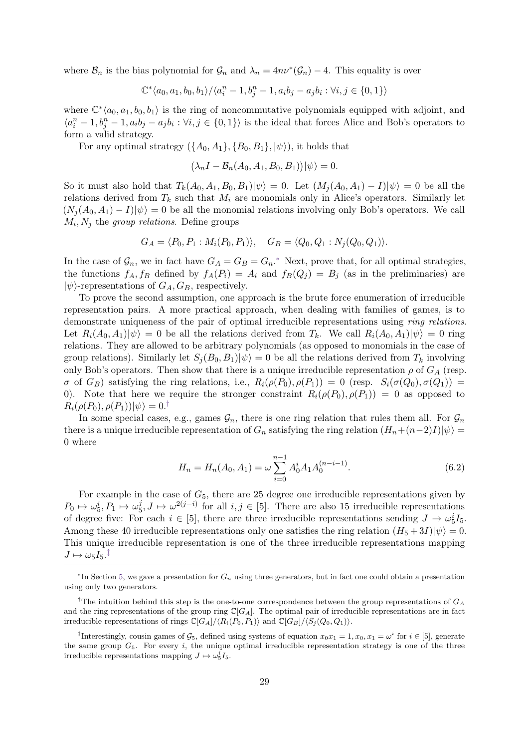where $\mathcal{B}_n$ is the bias polynomial for $\mathcal{G}_n$ and $\lambda_n = 4n\nu^*(\mathcal{G}_n) - 4$. This equality is over

$$\mathbb{C}^*\langle a_0, a_1, b_0, b_1\rangle / \langle a_i^n - 1, b_j^n - 1, a_i b_j - a_j b_i : \forall i, j \in \{0,1\}\rangle$$

where $\mathbb{C}^*\langle a_0, a_1, b_0, b_1\rangle$ is the ring of noncommutative polynomials equipped with adjoint, and $\langle a_i^n - 1, b_j^n - 1, a_i b_j - a_j b_i : \forall i, j \in \{0,1\}\rangle$ is the ideal that forces Alice and Bob's operators to form a valid strategy.

For any optimal strategy $(\{A_0, A_1\}, \{B_0, B_1\}, |\psi\rangle)$, it holds that

$$(\lambda_n I - \mathcal{B}_n(A_0, A_1, B_0, B_1))|\psi\rangle = 0.$$

So it must also hold that $T_k(A_0, A_1, B_0, B_1)|\psi\rangle = 0$. Let $(M_j(A_0, A_1) - I)|\psi\rangle = 0$ be all the relations derived from $T_k$ such that $M_i$ are monomials only in Alice's operators. Similarly let $(N_j(A_0, A_1) - I)|\psi\rangle = 0$ be all the monomial relations involving only Bob's operators. We call $M_i, N_j$ the *group relations*. Define groups

$$G_A = \langle P_0, P_1 : M_i(P_0, P_1)\rangle, \quad G_B = \langle Q_0, Q_1 : N_j(Q_0, Q_1)\rangle.$$

In the case of $\mathcal{G}_n$, we in fact have $G_A = G_B = G_n$.* Next, prove that, for all optimal strategies, the functions $f_A, f_B$ defined by $f_A(P_i) = A_i$ and $f_B(Q_j) = B_j$ (as in the preliminaries) are $|\psi\rangle$-representations of $G_A, G_B$, respectively.

To prove the second assumption, one approach is the brute force enumeration of irreducible representation pairs. A more practical approach, when dealing with families of games, is to demonstrate uniqueness of the pair of optimal irreducible representations using *ring relations*. Let $R_i(A_0, A_1)|\psi\rangle = 0$ be all the relations derived from $T_k$. We call $R_i(A_0, A_1)|\psi\rangle = 0$ ring relations. They are allowed to be arbitrary polynomials (as opposed to monomials in the case of group relations). Similarly let $S_j(B_0, B_1)|\psi\rangle = 0$ be all the relations derived from $T_k$ involving only Bob's operators. Then show that there is a unique irreducible representation $\rho$ of $G_A$ (resp. $\sigma$ of $G_B$) satisfying the ring relations, i.e., $R_i(\rho(P_0), \rho(P_1)) = 0$ (resp. $S_i(\sigma(Q_0), \sigma(Q_1)) = 0$). Note that here we require the stronger constraint $R_i(\rho(P_0), \rho(P_1)) = 0$ as opposed to $R_i(\rho(P_0), \rho(P_1))|\psi\rangle = 0$.†

In some special cases, e.g., games $\mathcal{G}_n$, there is one ring relation that rules them all. For $\mathcal{G}_n$ there is a unique irreducible representation of $G_n$ satisfying the ring relation $(H_n + (n-2)I)|\psi\rangle = 0$ where

$$H_n = H_n(A_0, A_1) = \omega \sum_{i=0}^{n-1} A_0^i A_1 A_0^{(n-i-1)}. \tag{6.2}$$

For example in the case of $G_5$, there are 25 degree one irreducible representations given by $P_0 \mapsto \omega_5^i, P_1 \mapsto \omega_5^j, J \mapsto \omega^{2(j-i)}$ for all $i, j \in [5]$. There are also 15 irreducible representations of degree five: For each $i \in [5]$, there are three irreducible representations sending $J \to \omega_5^i I_5$. Among these 40 irreducible representations only one satisfies the ring relation $(H_5 + 3I)|\psi\rangle = 0$. This unique irreducible representation is one of the three irreducible representations mapping $J \mapsto \omega_5 I_5$.‡

---

*In Section 5, we gave a presentation for $G_n$ using three generators, but in fact one could obtain a presentation using only two generators.

†The intuition behind this step is the one-to-one correspondence between the group representations of $G_A$ and the ring representations of the group ring $\mathbb{C}[G_A]$. The optimal pair of irreducible representations are in fact irreducible representations of rings $\mathbb{C}[G_A]/\langle R_i(P_0, P_1)\rangle$ and $\mathbb{C}[G_B]/\langle S_j(Q_0, Q_1)\rangle$.

‡Interestingly, cousin games of $\mathcal{G}_5$, defined using systems of equation $x_0 x_1 = 1, x_0, x_1 = \omega^i$ for $i \in [5]$, generate the same group $G_5$. For every $i$, the unique optimal irreducible representation strategy is one of the three irreducible representations mapping $J \mapsto \omega_5^i I_5$.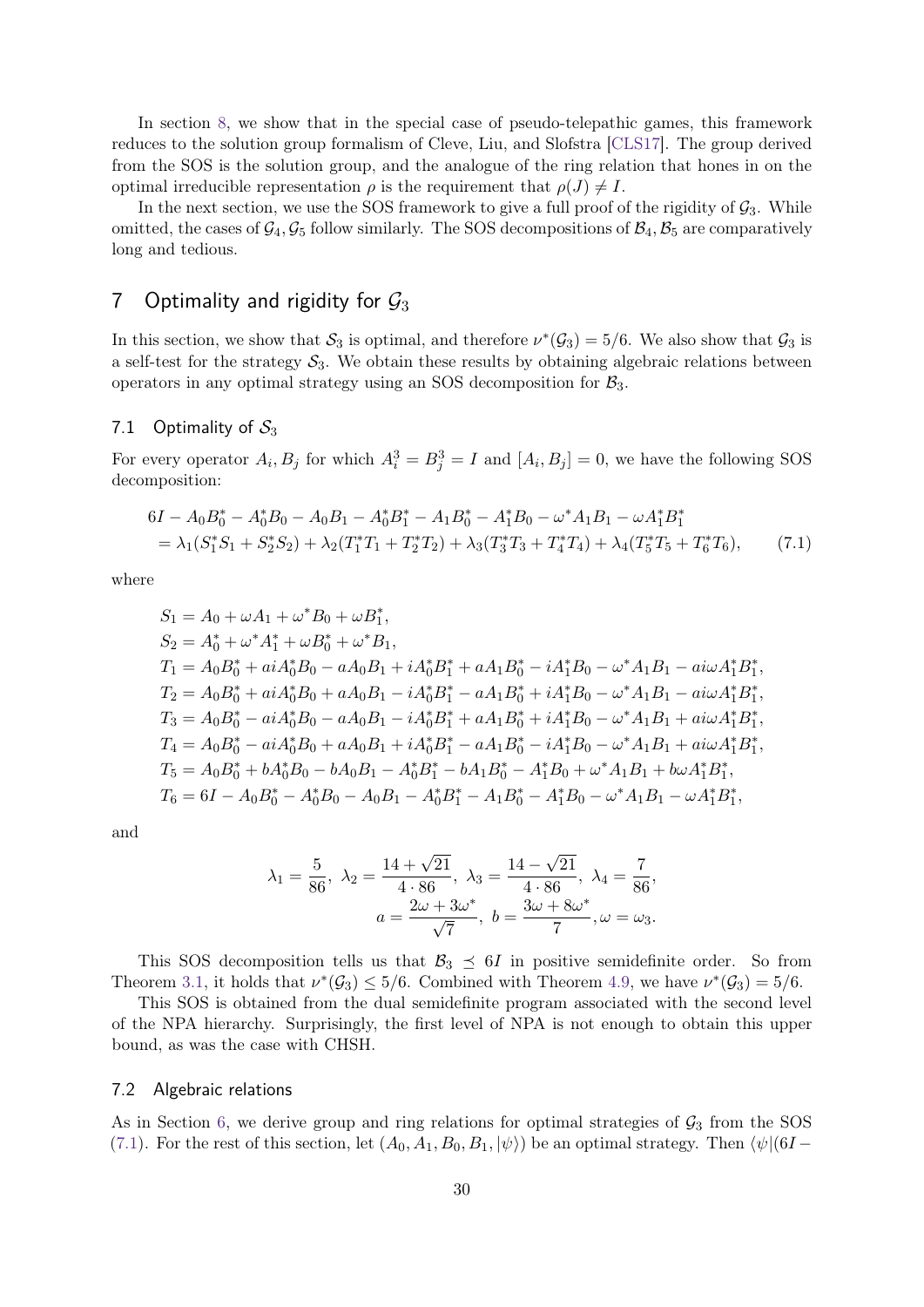In section 8, we show that in the special case of pseudo-telepathic games, this framework reduces to the solution group formalism of Cleve, Liu, and Slofstra [CLS17]. The group derived from the SOS is the solution group, and the analogue of the ring relation that hones in on the optimal irreducible representation $\rho$ is the requirement that $\rho(J) \neq I$.

In the next section, we use the SOS framework to give a full proof of the rigidity of $\mathcal{G}_3$. While omitted, the cases of $\mathcal{G}_4, \mathcal{G}_5$ follow similarly. The SOS decompositions of $\mathcal{B}_4, \mathcal{B}_5$ are comparatively long and tedious.

# 7 Optimality and rigidity for $\mathcal{G}_3$

In this section, we show that $\mathcal{S}_3$ is optimal, and therefore $\nu^*(\mathcal{G}_3) = 5/6$. We also show that $\mathcal{G}_3$ is a self-test for the strategy $\mathcal{S}_3$. We obtain these results by obtaining algebraic relations between operators in any optimal strategy using an SOS decomposition for $\mathcal{B}_3$.

## 7.1 Optimality of $\mathcal{S}_3$

For every operator $A_i, B_j$ for which $A_i^3 = B_j^3 = I$ and $[A_i, B_j] = 0$, we have the following SOS decomposition:

$$
\begin{aligned}
&6I - A_0B_0^* - A_0^*B_0 - A_0B_1 - A_0^*B_1^* - A_1B_0^* - A_1^*B_0 - \omega^*A_1B_1 - \omega A_1^*B_1^* \\
&= \lambda_1(S_1^*S_1 + S_2^*S_2) + \lambda_2(T_1^*T_1 + T_2^*T_2) + \lambda_3(T_3^*T_3 + T_4^*T_4) + \lambda_4(T_5^*T_5 + T_6^*T_6), \qquad (7.1)
\end{aligned}
$$

where

$$
\begin{aligned}
S_1 &= A_0 + \omega A_1 + \omega^* B_0 + \omega B_1^*, \\
S_2 &= A_0^* + \omega^* A_1^* + \omega B_0^* + \omega^* B_1, \\
T_1 &= A_0B_0^* + aiA_0^*B_0 - aA_0B_1 + iA_0^*B_1^* + aA_1B_0^* - iA_1^*B_0 - \omega^*A_1B_1 - ai\omega A_1^*B_1^*, \\
T_2 &= A_0B_0^* + aiA_0^*B_0 + aA_0B_1 - iA_0^*B_1^* - aA_1B_0^* + iA_1^*B_0 - \omega^*A_1B_1 - ai\omega A_1^*B_1^*, \\
T_3 &= A_0B_0^* - aiA_0^*B_0 - aA_0B_1 - iA_0^*B_1^* + aA_1B_0^* + iA_1^*B_0 - \omega^*A_1B_1 + ai\omega A_1^*B_1^*, \\
T_4 &= A_0B_0^* - aiA_0^*B_0 + aA_0B_1 + iA_0^*B_1^* - aA_1B_0^* - iA_1^*B_0 - \omega^*A_1B_1 + ai\omega A_1^*B_1^*, \\
T_5 &= A_0B_0^* + bA_0^*B_0 - bA_0B_1 - A_0^*B_1^* - bA_1B_0^* - A_1^*B_0 + \omega^*A_1B_1 + b\omega A_1^*B_1^*, \\
T_6 &= 6I - A_0B_0^* - A_0^*B_0 - A_0B_1 - A_0^*B_1^* - A_1B_0^* - A_1^*B_0 - \omega^*A_1B_1 - \omega A_1^*B_1^*,
\end{aligned}
$$

and

$$
\lambda_1 = \frac{5}{86},\ \lambda_2 = \frac{14+\sqrt{21}}{4\cdot 86},\ \lambda_3 = \frac{14-\sqrt{21}}{4\cdot 86},\ \lambda_4 = \frac{7}{86},
$$
$$
a = \frac{2\omega + 3\omega^*}{\sqrt{7}},\ b = \frac{3\omega + 8\omega^*}{7}, \omega = \omega_3.
$$

This SOS decomposition tells us that $\mathcal{B}_3 \preceq 6I$ in positive semidefinite order. So from Theorem 3.1, it holds that $\nu^*(\mathcal{G}_3) \leq 5/6$. Combined with Theorem 4.9, we have $\nu^*(\mathcal{G}_3) = 5/6$.

This SOS is obtained from the dual semidefinite program associated with the second level of the NPA hierarchy. Surprisingly, the first level of NPA is not enough to obtain this upper bound, as was the case with CHSH.

## 7.2 Algebraic relations

As in Section 6, we derive group and ring relations for optimal strategies of $\mathcal{G}_3$ from the SOS (7.1). For the rest of this section, let $(A_0, A_1, B_0, B_1, |\psi\rangle)$ be an optimal strategy. Then $\langle\psi|(6I -$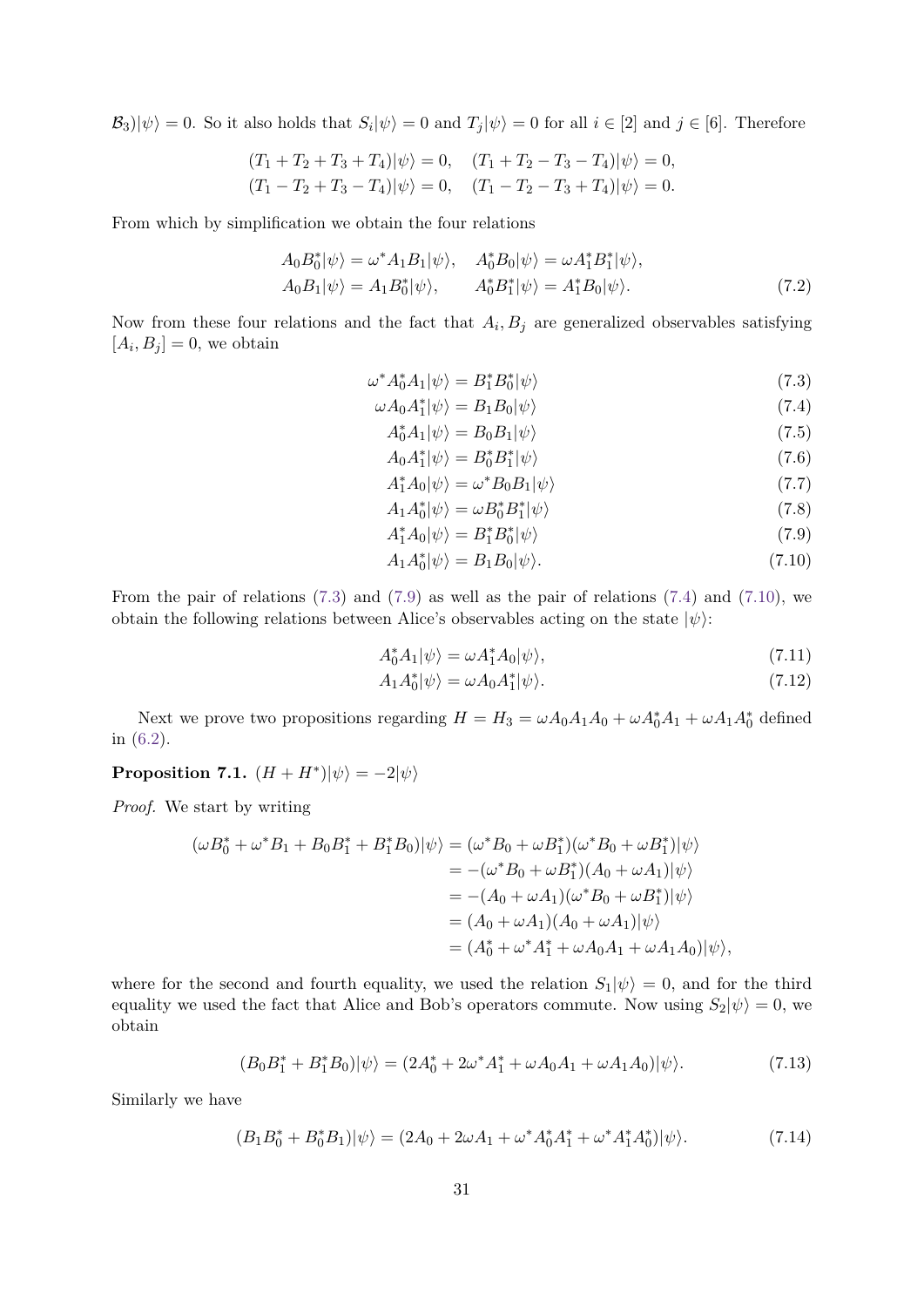$\mathcal{B}_3)|\psi\rangle = 0$. So it also holds that $S_i|\psi\rangle = 0$ and $T_j|\psi\rangle = 0$ for all $i \in [2]$ and $j \in [6]$. Therefore

$$(T_1 + T_2 + T_3 + T_4)|\psi\rangle = 0, \quad (T_1 + T_2 - T_3 - T_4)|\psi\rangle = 0,$$
$$(T_1 - T_2 + T_3 - T_4)|\psi\rangle = 0, \quad (T_1 - T_2 - T_3 + T_4)|\psi\rangle = 0.$$

From which by simplification we obtain the four relations

$$A_0 B_0^*|\psi\rangle = \omega^* A_1 B_1|\psi\rangle, \quad A_0^* B_0|\psi\rangle = \omega A_1^* B_1^*|\psi\rangle,$$
$$A_0 B_1|\psi\rangle = A_1 B_0^*|\psi\rangle, \qquad A_0^* B_1^*|\psi\rangle = A_1^* B_0|\psi\rangle. \tag{7.2}$$

Now from these four relations and the fact that $A_i, B_j$ are generalized observables satisfying $[A_i, B_j] = 0$, we obtain

$$\omega^* A_0^* A_1|\psi\rangle = B_1^* B_0^*|\psi\rangle \tag{7.3}$$
$$\omega A_0 A_1^*|\psi\rangle = B_1 B_0|\psi\rangle \tag{7.4}$$
$$A_0^* A_1|\psi\rangle = B_0 B_1|\psi\rangle \tag{7.5}$$
$$A_0 A_1^*|\psi\rangle = B_0^* B_1^*|\psi\rangle \tag{7.6}$$
$$A_1^* A_0|\psi\rangle = \omega^* B_0 B_1|\psi\rangle \tag{7.7}$$
$$A_1 A_0^*|\psi\rangle = \omega B_0^* B_1^*|\psi\rangle \tag{7.8}$$
$$A_1^* A_0|\psi\rangle = B_1^* B_0^*|\psi\rangle \tag{7.9}$$
$$A_1 A_0^*|\psi\rangle = B_1 B_0|\psi\rangle. \tag{7.10}$$

From the pair of relations (7.3) and (7.9) as well as the pair of relations (7.4) and (7.10), we obtain the following relations between Alice's observables acting on the state $|\psi\rangle$:

$$A_0^* A_1|\psi\rangle = \omega A_1^* A_0|\psi\rangle, \tag{7.11}$$
$$A_1 A_0^*|\psi\rangle = \omega A_0 A_1^*|\psi\rangle. \tag{7.12}$$

Next we prove two propositions regarding $H = H_3 = \omega A_0 A_1 A_0 + \omega A_0^* A_1 + \omega A_1 A_0^*$ defined in (6.2).

**Proposition 7.1.** $(H + H^*)|\psi\rangle = -2|\psi\rangle$

*Proof.* We start by writing

$$\begin{aligned}
(\omega B_0^* + \omega^* B_1 + B_0 B_1^* + B_1^* B_0)|\psi\rangle &= (\omega^* B_0 + \omega B_1^*)(\omega^* B_0 + \omega B_1^*)|\psi\rangle \\
&= -(\omega^* B_0 + \omega B_1^*)(A_0 + \omega A_1)|\psi\rangle \\
&= -(A_0 + \omega A_1)(\omega^* B_0 + \omega B_1^*)|\psi\rangle \\
&= (A_0 + \omega A_1)(A_0 + \omega A_1)|\psi\rangle \\
&= (A_0^* + \omega^* A_1^* + \omega A_0 A_1 + \omega A_1 A_0)|\psi\rangle,
\end{aligned}$$

where for the second and fourth equality, we used the relation $S_1|\psi\rangle = 0$, and for the third equality we used the fact that Alice and Bob's operators commute. Now using $S_2|\psi\rangle = 0$, we obtain

$$(B_0 B_1^* + B_1^* B_0)|\psi\rangle = (2A_0^* + 2\omega^* A_1^* + \omega A_0 A_1 + \omega A_1 A_0)|\psi\rangle. \tag{7.13}$$

Similarly we have

$$(B_1 B_0^* + B_0^* B_1)|\psi\rangle = (2A_0 + 2\omega A_1 + \omega^* A_0^* A_1^* + \omega^* A_1^* A_0^*)|\psi\rangle. \tag{7.14}$$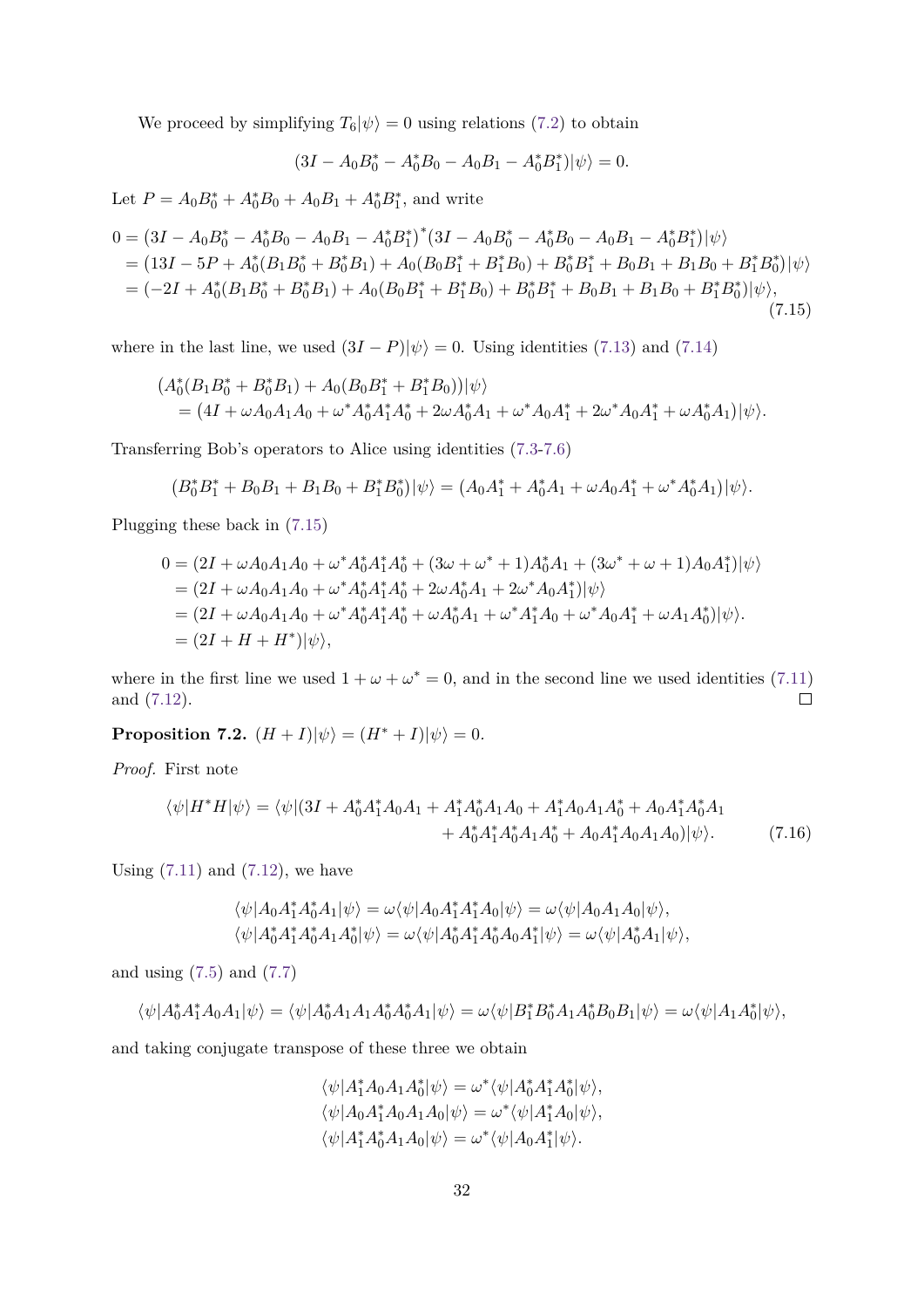We proceed by simplifying $T_6|\psi\rangle = 0$ using relations (7.2) to obtain

$$(3I - A_0B_0^* - A_0^*B_0 - A_0B_1 - A_0^*B_1^*)|\psi\rangle = 0.$$

Let $P = A_0B_0^* + A_0^*B_0 + A_0B_1 + A_0^*B_1^*$, and write

$$\begin{aligned}
0 &= \left(3I - A_0B_0^* - A_0^*B_0 - A_0B_1 - A_0^*B_1^*\right)^*\left(3I - A_0B_0^* - A_0^*B_0 - A_0B_1 - A_0^*B_1^*\right)|\psi\rangle \\
&= (13I - 5P + A_0^*(B_1B_0^* + B_0^*B_1) + A_0(B_0B_1^* + B_1^*B_0) + B_0^*B_1^* + B_0B_1 + B_1B_0 + B_1^*B_0^*)|\psi\rangle \\
&= (-2I + A_0^*(B_1B_0^* + B_0^*B_1) + A_0(B_0B_1^* + B_1^*B_0) + B_0^*B_1^* + B_0B_1 + B_1B_0 + B_1^*B_0^*)|\psi\rangle,
\end{aligned} \tag{7.15}$$

where in the last line, we used $(3I - P)|\psi\rangle = 0$. Using identities (7.13) and (7.14)

$$\begin{aligned}
&(A_0^*(B_1B_0^* + B_0^*B_1) + A_0(B_0B_1^* + B_1^*B_0))|\psi\rangle \\
&\quad = (4I + \omega A_0A_1A_0 + \omega^* A_0^*A_1^*A_0^* + 2\omega A_0^*A_1 + \omega^* A_0A_1^* + 2\omega^* A_0A_1^* + \omega A_0^*A_1)|\psi\rangle.
\end{aligned}$$

Transferring Bob's operators to Alice using identities (7.3-7.6)

$$(B_0^*B_1^* + B_0B_1 + B_1B_0 + B_1^*B_0^*)|\psi\rangle = (A_0A_1^* + A_0^*A_1 + \omega A_0A_1^* + \omega^* A_0^*A_1)|\psi\rangle.$$

Plugging these back in (7.15)

$$\begin{aligned}
0 &= (2I + \omega A_0A_1A_0 + \omega^* A_0^*A_1^*A_0^* + (3\omega + \omega^* + 1)A_0^*A_1 + (3\omega^* + \omega + 1)A_0A_1^*)|\psi\rangle \\
&= (2I + \omega A_0A_1A_0 + \omega^* A_0^*A_1^*A_0^* + 2\omega A_0^*A_1 + 2\omega^* A_0A_1^*)|\psi\rangle \\
&= (2I + \omega A_0A_1A_0 + \omega^* A_0^*A_1^*A_0^* + \omega A_0^*A_1 + \omega^* A_1^*A_0 + \omega^* A_0A_1^* + \omega A_1A_0^*)|\psi\rangle. \\
&= (2I + H + H^*)|\psi\rangle,
\end{aligned}$$

where in the first line we used $1 + \omega + \omega^* = 0$, and in the second line we used identities (7.11) and (7.12). $\square$

**Proposition 7.2.** $(H + I)|\psi\rangle = (H^* + I)|\psi\rangle = 0$.

*Proof.* First note

$$\begin{aligned}
\langle\psi|H^*H|\psi\rangle = \langle\psi|(3I + A_0^*A_1^*A_0A_1 + A_1^*A_0^*A_1A_0 + A_1^*A_0A_1A_0^* + A_0A_1^*A_0^*A_1 \\
+ A_0^*A_1^*A_0^*A_1A_0^* + A_0A_1^*A_0A_1A_0)|\psi\rangle.
\end{aligned} \tag{7.16}$$

Using (7.11) and (7.12), we have

$$\begin{aligned}
\langle\psi|A_0A_1^*A_0^*A_1|\psi\rangle &= \omega\langle\psi|A_0A_1^*A_1^*A_0|\psi\rangle = \omega\langle\psi|A_0A_1A_0|\psi\rangle, \\
\langle\psi|A_0^*A_1^*A_0^*A_1A_0^*|\psi\rangle &= \omega\langle\psi|A_0^*A_1^*A_0^*A_0A_1^*|\psi\rangle = \omega\langle\psi|A_0^*A_1|\psi\rangle,
\end{aligned}$$

and using (7.5) and (7.7)

$$\langle\psi|A_0^*A_1^*A_0A_1|\psi\rangle = \langle\psi|A_0^*A_1A_1A_0^*A_0^*A_1|\psi\rangle = \omega\langle\psi|B_1^*B_0^*A_1A_0^*B_0B_1|\psi\rangle = \omega\langle\psi|A_1A_0^*|\psi\rangle,$$

and taking conjugate transpose of these three we obtain

$$\begin{aligned}
\langle\psi|A_1^*A_0A_1A_0^*|\psi\rangle &= \omega^*\langle\psi|A_0^*A_1^*A_0^*|\psi\rangle, \\
\langle\psi|A_0A_1^*A_0A_1A_0|\psi\rangle &= \omega^*\langle\psi|A_1^*A_0|\psi\rangle, \\
\langle\psi|A_1^*A_0^*A_1A_0|\psi\rangle &= \omega^*\langle\psi|A_0A_1^*|\psi\rangle.
\end{aligned}$$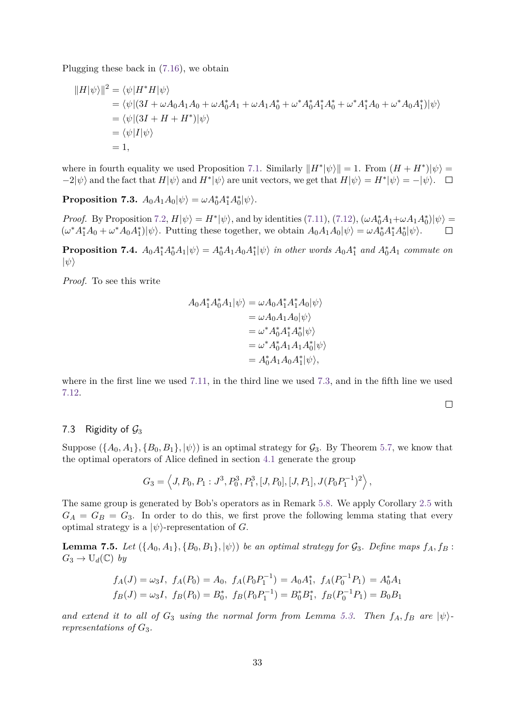Plugging these back in (7.16), we obtain

$$
\begin{aligned}
\|H|\psi\rangle\|^2 &= \langle\psi|H^*H|\psi\rangle \\
&= \langle\psi|(3I + \omega A_0A_1A_0 + \omega A_0^*A_1 + \omega A_1A_0^* + \omega^* A_0^*A_1^*A_0^* + \omega^* A_1^*A_0 + \omega^* A_0A_1^*)|\psi\rangle \\
&= \langle\psi|(3I + H + H^*)|\psi\rangle \\
&= \langle\psi|I|\psi\rangle \\
&= 1,
\end{aligned}
$$

where in fourth equality we used Proposition 7.1. Similarly $\|H^*|\psi\rangle\| = 1$. From $(H + H^*)|\psi\rangle = -2|\psi\rangle$ and the fact that $H|\psi\rangle$ and $H^*|\psi\rangle$ are unit vectors, we get that $H|\psi\rangle = H^*|\psi\rangle = -|\psi\rangle$. □

**Proposition 7.3.** $A_0A_1A_0|\psi\rangle = \omega A_0^*A_1^*A_0^*|\psi\rangle$.

*Proof.* By Proposition 7.2, $H|\psi\rangle = H^*|\psi\rangle$, and by identities (7.11), (7.12), $(\omega A_0^*A_1 + \omega A_1A_0^*)|\psi\rangle = (\omega^* A_1^*A_0 + \omega^* A_0A_1^*)|\psi\rangle$. Putting these together, we obtain $A_0A_1A_0|\psi\rangle = \omega A_0^*A_1^*A_0^*|\psi\rangle$. □

**Proposition 7.4.** *$A_0A_1^*A_0^*A_1|\psi\rangle = A_0^*A_1A_0A_1^*|\psi\rangle$ in other words $A_0A_1^*$ and $A_0^*A_1$ commute on $|\psi\rangle$*

*Proof.* To see this write

$$
\begin{aligned}
A_0A_1^*A_0^*A_1|\psi\rangle &= \omega A_0A_1^*A_1^*A_0|\psi\rangle \\
&= \omega A_0A_1A_0|\psi\rangle \\
&= \omega^* A_0^*A_1^*A_0^*|\psi\rangle \\
&= \omega^* A_0^*A_1A_1A_0^*|\psi\rangle \\
&= A_0^*A_1A_0A_1^*|\psi\rangle,
\end{aligned}
$$

where in the first line we used 7.11, in the third line we used 7.3, and in the fifth line we used 7.12. □

## 7.3 Rigidity of $\mathcal{G}_3$

Suppose $(\{A_0, A_1\}, \{B_0, B_1\}, |\psi\rangle)$ is an optimal strategy for $\mathcal{G}_3$. By Theorem 5.7, we know that the optimal operators of Alice defined in section 4.1 generate the group

$$
G_3 = \left\langle J, P_0, P_1 : J^3, P_0^3, P_1^3, [J, P_0], [J, P_1], J(P_0P_1^{-1})^2 \right\rangle,
$$

The same group is generated by Bob's operators as in Remark 5.8. We apply Corollary 2.5 with $G_A = G_B = G_3$. In order to do this, we first prove the following lemma stating that every optimal strategy is a $|\psi\rangle$-representation of $G$.

**Lemma 7.5.** *Let $(\{A_0, A_1\}, \{B_0, B_1\}, |\psi\rangle)$ be an optimal strategy for $\mathcal{G}_3$. Define maps $f_A, f_B : G_3 \to \mathrm{U}_d(\mathbb{C})$ by*

$$
\begin{aligned}
&f_A(J) = \omega_3 I,\ \ f_A(P_0) = A_0,\ \ f_A(P_0P_1^{-1}) = A_0A_1^*,\ \ f_A(P_0^{-1}P_1) = A_0^*A_1 \\
&f_B(J) = \omega_3 I,\ \ f_B(P_0) = B_0^*,\ \ f_B(P_0P_1^{-1}) = B_0^*B_1^*,\ \ f_B(P_0^{-1}P_1) = B_0B_1
\end{aligned}
$$

*and extend it to all of $G_3$ using the normal form from Lemma 5.3. Then $f_A, f_B$ are $|\psi\rangle$-representations of $G_3$.*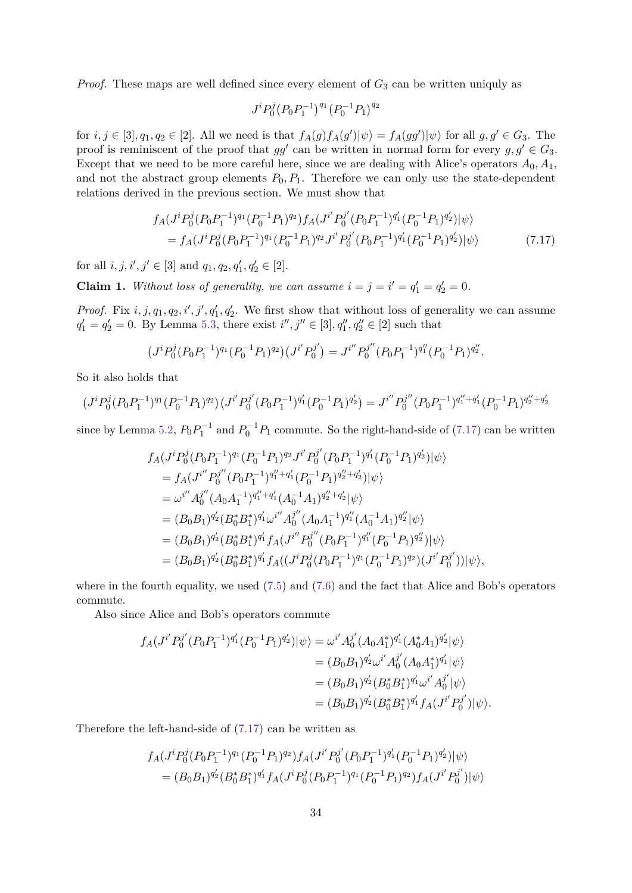*Proof.* These maps are well defined since every element of $G_3$ can be written uniqluy as

$$J^i P_0^j (P_0 P_1^{-1})^{q_1} (P_0^{-1} P_1)^{q_2}$$

for $i, j \in [3], q_1, q_2 \in [2]$. All we need is that $f_A(g) f_A(g')|\psi\rangle = f_A(gg')|\psi\rangle$ for all $g, g' \in G_3$. The proof is reminiscent of the proof that $gg'$ can be written in normal form for every $g, g' \in G_3$. Except that we need to be more careful here, since we are dealing with Alice's operators $A_0, A_1$, and not the abstract group elements $P_0, P_1$. Therefore we can only use the state-dependent relations derived in the previous section. We must show that

$$\begin{aligned}
&f_A(J^i P_0^j (P_0 P_1^{-1})^{q_1} (P_0^{-1} P_1)^{q_2}) f_A(J^{i'} P_0^{j'} (P_0 P_1^{-1})^{q_1'} (P_0^{-1} P_1)^{q_2'})|\psi\rangle \\
&\quad = f_A(J^i P_0^j (P_0 P_1^{-1})^{q_1} (P_0^{-1} P_1)^{q_2} J^{i'} P_0^{j'} (P_0 P_1^{-1})^{q_1'} (P_0^{-1} P_1)^{q_2'})|\psi\rangle
\end{aligned} \tag{7.17}$$

for all $i, j, i', j' \in [3]$ and $q_1, q_2, q_1', q_2' \in [2]$.

**Claim 1.** *Without loss of generality, we can assume $i = j = i' = q_1' = q_2' = 0$.*

*Proof.* Fix $i, j, q_1, q_2, i', j', q_1', q_2'$. We first show that without loss of generality we can assume $q_1' = q_2' = 0$. By Lemma 5.3, there exist $i'', j'' \in [3], q_1'', q_2'' \in [2]$ such that

$$(J^i P_0^j (P_0 P_1^{-1})^{q_1} (P_0^{-1} P_1)^{q_2})(J^{i'} P_0^{j'}) = J^{i''} P_0^{j''} (P_0 P_1^{-1})^{q_1''} (P_0^{-1} P_1)^{q_2''}.$$

So it also holds that

$$(J^i P_0^j (P_0 P_1^{-1})^{q_1} (P_0^{-1} P_1)^{q_2})(J^{i'} P_0^{j'} (P_0 P_1^{-1})^{q_1'} (P_0^{-1} P_1)^{q_2'}) = J^{i''} P_0^{j''} (P_0 P_1^{-1})^{q_1''+q_1'} (P_0^{-1} P_1)^{q_2''+q_2'}$$

since by Lemma 5.2, $P_0 P_1^{-1}$ and $P_0^{-1} P_1$ commute. So the right-hand-side of (7.17) can be written

$$\begin{aligned}
&f_A(J^i P_0^j (P_0 P_1^{-1})^{q_1} (P_0^{-1} P_1)^{q_2} J^{i'} P_0^{j'} (P_0 P_1^{-1})^{q_1'} (P_0^{-1} P_1)^{q_2'})|\psi\rangle \\
&= f_A(J^{i''} P_0^{j''} (P_0 P_1^{-1})^{q_1''+q_1'} (P_0^{-1} P_1)^{q_2''+q_2'})|\psi\rangle \\
&= \omega^{i''} A_0^{j''} (A_0 A_1^{-1})^{q_1''+q_1'} (A_0^{-1} A_1)^{q_2''+q_2'}|\psi\rangle \\
&= (B_0 B_1)^{q_2'} (B_0^* B_1^*)^{q_1'} \omega^{i''} A_0^{j''} (A_0 A_1^{-1})^{q_1''} (A_0^{-1} A_1)^{q_2''}|\psi\rangle \\
&= (B_0 B_1)^{q_2'} (B_0^* B_1^*)^{q_1'} f_A(J^{i''} P_0^{j''} (P_0 P_1^{-1})^{q_1''} (P_0^{-1} P_1)^{q_2''})|\psi\rangle \\
&= (B_0 B_1)^{q_2'} (B_0^* B_1^*)^{q_1'} f_A((J^i P_0^j (P_0 P_1^{-1})^{q_1} (P_0^{-1} P_1)^{q_2})(J^{i'} P_0^{j'}))|\psi\rangle,
\end{aligned}$$

where in the fourth equality, we used (7.5) and (7.6) and the fact that Alice and Bob's operators commute.

Also since Alice and Bob's operators commute

$$\begin{aligned}
f_A(J^{i'} P_0^{j'} (P_0 P_1^{-1})^{q_1'} (P_0^{-1} P_1)^{q_2'})|\psi\rangle &= \omega^{i'} A_0^{j'} (A_0 A_1^*)^{q_1'} (A_0^* A_1)^{q_2'}|\psi\rangle \\
&= (B_0 B_1)^{q_2'} \omega^{i'} A_0^{j'} (A_0 A_1^*)^{q_1'}|\psi\rangle \\
&= (B_0 B_1)^{q_2'} (B_0^* B_1^*)^{q_1'} \omega^{i'} A_0^{j'}|\psi\rangle \\
&= (B_0 B_1)^{q_2'} (B_0^* B_1^*)^{q_1'} f_A(J^{i'} P_0^{j'})|\psi\rangle.
\end{aligned}$$

Therefore the left-hand-side of (7.17) can be written as

$$\begin{aligned}
&f_A(J^i P_0^j (P_0 P_1^{-1})^{q_1} (P_0^{-1} P_1)^{q_2}) f_A(J^{i'} P_0^{j'} (P_0 P_1^{-1})^{q_1'} (P_0^{-1} P_1)^{q_2'})|\psi\rangle \\
&= (B_0 B_1)^{q_2'} (B_0^* B_1^*)^{q_1'} f_A(J^i P_0^j (P_0 P_1^{-1})^{q_1} (P_0^{-1} P_1)^{q_2}) f_A(J^{i'} P_0^{j'})|\psi\rangle
\end{aligned}$$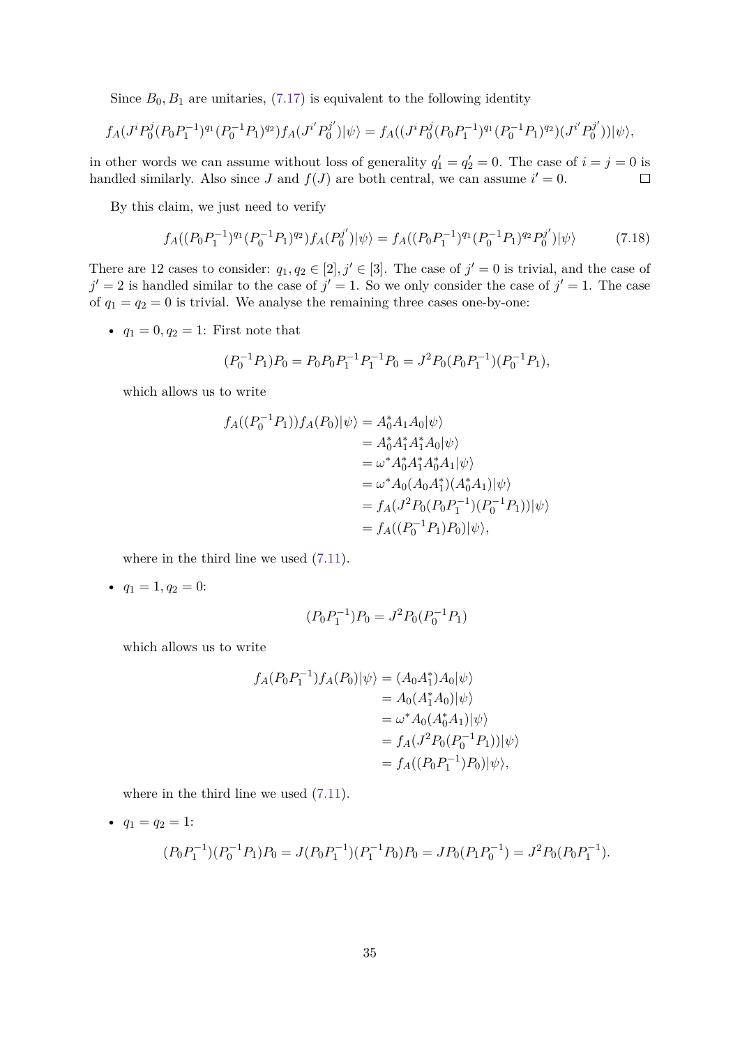Since $B_0, B_1$ are unitaries, (7.17) is equivalent to the following identity

$$f_A(J^i P_0^j (P_0 P_1^{-1})^{q_1} (P_0^{-1} P_1)^{q_2}) f_A(J^{i'} P_0^{j'})|\psi\rangle = f_A((J^i P_0^j (P_0 P_1^{-1})^{q_1} (P_0^{-1} P_1)^{q_2})(J^{i'} P_0^{j'}))|\psi\rangle,$$

in other words we can assume without loss of generality $q_1' = q_2' = 0$. The case of $i = j = 0$ is handled similarly. Also since $J$ and $f(J)$ are both central, we can assume $i' = 0$. $\square$

By this claim, we just need to verify

$$f_A((P_0 P_1^{-1})^{q_1} (P_0^{-1} P_1)^{q_2}) f_A(P_0^{j'})|\psi\rangle = f_A((P_0 P_1^{-1})^{q_1} (P_0^{-1} P_1)^{q_2} P_0^{j'})|\psi\rangle \tag{7.18}$$

There are 12 cases to consider: $q_1, q_2 \in [2], j' \in [3]$. The case of $j' = 0$ is trivial, and the case of $j' = 2$ is handled similar to the case of $j' = 1$. So we only consider the case of $j' = 1$. The case of $q_1 = q_2 = 0$ is trivial. We analyse the remaining three cases one-by-one:

- $q_1 = 0, q_2 = 1$: First note that

  $$(P_0^{-1} P_1) P_0 = P_0 P_0 P_1^{-1} P_1^{-1} P_0 = J^2 P_0 (P_0 P_1^{-1})(P_0^{-1} P_1),$$

  which allows us to write

  $$\begin{aligned}
  f_A((P_0^{-1} P_1)) f_A(P_0)|\psi\rangle &= A_0^* A_1 A_0 |\psi\rangle \\
  &= A_0^* A_1^* A_1^* A_0 |\psi\rangle \\
  &= \omega^* A_0^* A_1^* A_0^* A_1 |\psi\rangle \\
  &= \omega^* A_0 (A_0 A_1^*)(A_0^* A_1)|\psi\rangle \\
  &= f_A(J^2 P_0 (P_0 P_1^{-1})(P_0^{-1} P_1))|\psi\rangle \\
  &= f_A((P_0^{-1} P_1) P_0)|\psi\rangle,
  \end{aligned}$$

  where in the third line we used (7.11).

- $q_1 = 1, q_2 = 0$:

  $$(P_0 P_1^{-1}) P_0 = J^2 P_0 (P_0^{-1} P_1)$$

  which allows us to write

  $$\begin{aligned}
  f_A(P_0 P_1^{-1}) f_A(P_0)|\psi\rangle &= (A_0 A_1^*) A_0 |\psi\rangle \\
  &= A_0 (A_1^* A_0)|\psi\rangle \\
  &= \omega^* A_0 (A_0^* A_1)|\psi\rangle \\
  &= f_A(J^2 P_0 (P_0^{-1} P_1))|\psi\rangle \\
  &= f_A((P_0 P_1^{-1}) P_0)|\psi\rangle,
  \end{aligned}$$

  where in the third line we used (7.11).

- $q_1 = q_2 = 1$:

  $$(P_0 P_1^{-1})(P_0^{-1} P_1) P_0 = J (P_0 P_1^{-1})(P_1^{-1} P_0) P_0 = J P_0 (P_1 P_0^{-1}) = J^2 P_0 (P_0 P_1^{-1}).$$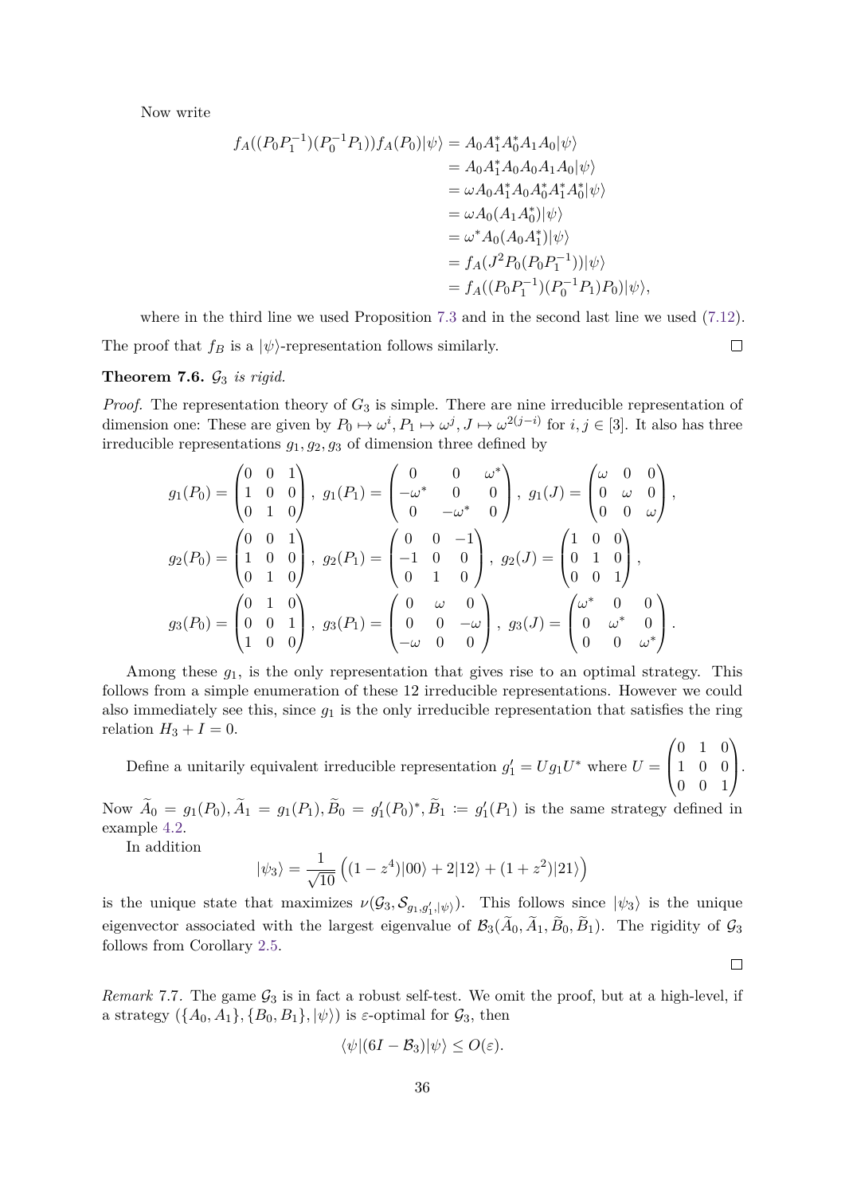Now write

$$
\begin{aligned}
f_A((P_0P_1^{-1})(P_0^{-1}P_1))f_A(P_0)|\psi\rangle &= A_0A_1^*A_0^*A_1A_0|\psi\rangle \\
&= A_0A_1^*A_0A_0A_1A_0|\psi\rangle \\
&= \omega A_0A_1^*A_0A_0^*A_1^*A_0^*|\psi\rangle \\
&= \omega A_0(A_1A_0^*)|\psi\rangle \\
&= \omega^* A_0(A_0A_1^*)|\psi\rangle \\
&= f_A(J^2P_0(P_0P_1^{-1}))|\psi\rangle \\
&= f_A((P_0P_1^{-1})(P_0^{-1}P_1)P_0)|\psi\rangle,
\end{aligned}
$$

where in the third line we used Proposition 7.3 and in the second last line we used (7.12).

The proof that $f_B$ is a $|\psi\rangle$-representation follows similarly. □

**Theorem 7.6.** *$\mathcal{G}_3$ is rigid.*

*Proof.* The representation theory of $G_3$ is simple. There are nine irreducible representation of dimension one: These are given by $P_0 \mapsto \omega^i, P_1 \mapsto \omega^j, J \mapsto \omega^{2(j-i)}$ for $i, j \in [3]$. It also has three irreducible representations $g_1, g_2, g_3$ of dimension three defined by

$$
g_1(P_0) = \begin{pmatrix} 0 & 0 & 1 \\ 1 & 0 & 0 \\ 0 & 1 & 0 \end{pmatrix},\ g_1(P_1) = \begin{pmatrix} 0 & 0 & \omega^* \\ -\omega^* & 0 & 0 \\ 0 & -\omega^* & 0 \end{pmatrix},\ g_1(J) = \begin{pmatrix} \omega & 0 & 0 \\ 0 & \omega & 0 \\ 0 & 0 & \omega \end{pmatrix},
$$

$$
g_2(P_0) = \begin{pmatrix} 0 & 0 & 1 \\ 1 & 0 & 0 \\ 0 & 1 & 0 \end{pmatrix},\ g_2(P_1) = \begin{pmatrix} 0 & 0 & -1 \\ -1 & 0 & 0 \\ 0 & 1 & 0 \end{pmatrix},\ g_2(J) = \begin{pmatrix} 1 & 0 & 0 \\ 0 & 1 & 0 \\ 0 & 0 & 1 \end{pmatrix},
$$

$$
g_3(P_0) = \begin{pmatrix} 0 & 1 & 0 \\ 0 & 0 & 1 \\ 1 & 0 & 0 \end{pmatrix},\ g_3(P_1) = \begin{pmatrix} 0 & \omega & 0 \\ 0 & 0 & -\omega \\ -\omega & 0 & 0 \end{pmatrix},\ g_3(J) = \begin{pmatrix} \omega^* & 0 & 0 \\ 0 & \omega^* & 0 \\ 0 & 0 & \omega^* \end{pmatrix}.
$$

Among these $g_1$, is the only representation that gives rise to an optimal strategy. This follows from a simple enumeration of these 12 irreducible representations. However we could also immediately see this, since $g_1$ is the only irreducible representation that satisfies the ring relation $H_3 + I = 0$.

Define a unitarily equivalent irreducible representation $g_1' = Ug_1U^*$ where $U = \begin{pmatrix} 0 & 1 & 0 \\ 1 & 0 & 0 \\ 0 & 0 & 1 \end{pmatrix}$. Now $\widetilde{A}_0 = g_1(P_0), \widetilde{A}_1 = g_1(P_1), \widetilde{B}_0 = g_1'(P_0)^*, \widetilde{B}_1 := g_1'(P_1)$ is the same strategy defined in example 4.2.

In addition

$$
|\psi_3\rangle = \frac{1}{\sqrt{10}}\left((1 - z^4)|00\rangle + 2|12\rangle + (1 + z^2)|21\rangle\right)
$$

is the unique state that maximizes $\nu(\mathcal{G}_3, \mathcal{S}_{g_1, g_1', |\psi\rangle})$. This follows since $|\psi_3\rangle$ is the unique eigenvector associated with the largest eigenvalue of $\mathcal{B}_3(\widetilde{A}_0, \widetilde{A}_1, \widetilde{B}_0, \widetilde{B}_1)$. The rigidity of $\mathcal{G}_3$ follows from Corollary 2.5. □

*Remark* 7.7. The game $\mathcal{G}_3$ is in fact a robust self-test. We omit the proof, but at a high-level, if a strategy $(\{A_0, A_1\}, \{B_0, B_1\}, |\psi\rangle)$ is $\varepsilon$-optimal for $\mathcal{G}_3$, then

$$
\langle\psi|(6I - \mathcal{B}_3)|\psi\rangle \leq O(\varepsilon).
$$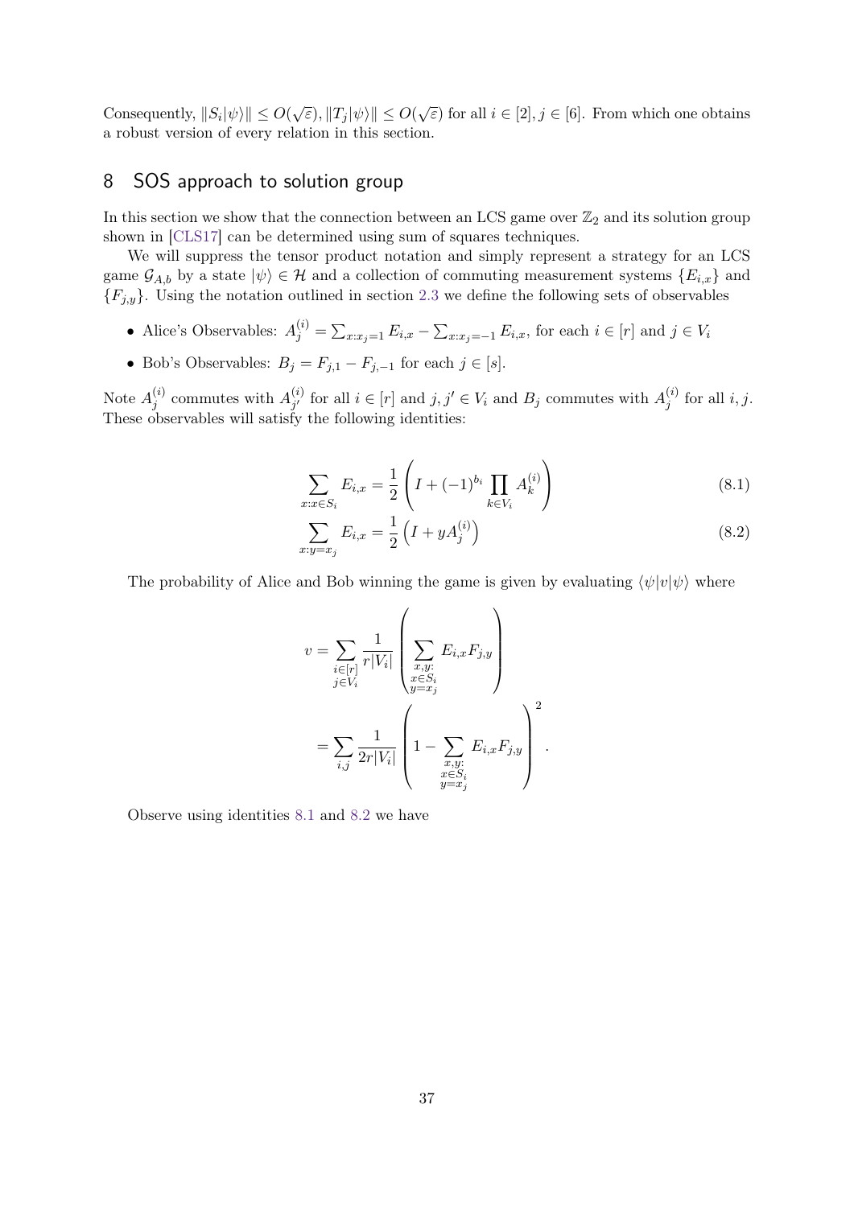Consequently, $\|S_i|\psi\rangle\| \le O(\sqrt{\varepsilon}), \|T_j|\psi\rangle\| \le O(\sqrt{\varepsilon})$ for all $i \in [2], j \in [6]$. From which one obtains a robust version of every relation in this section.

## 8 SOS approach to solution group

In this section we show that the connection between an LCS game over $\mathbb{Z}_2$ and its solution group shown in [CLS17] can be determined using sum of squares techniques.

We will suppress the tensor product notation and simply represent a strategy for an LCS game $\mathcal{G}_{A,b}$ by a state $|\psi\rangle \in \mathcal{H}$ and a collection of commuting measurement systems $\{E_{i,x}\}$ and $\{F_{j,y}\}$. Using the notation outlined in section 2.3 we define the following sets of observables

- Alice's Observables: $A^{(i)}_j = \sum_{x:x_j=1} E_{i,x} - \sum_{x:x_j=-1} E_{i,x}$, for each $i \in [r]$ and $j \in V_i$
- Bob's Observables: $B_j = F_{j,1} - F_{j,-1}$ for each $j \in [s]$.

Note $A^{(i)}_j$ commutes with $A^{(i)}_{j'}$ for all $i \in [r]$ and $j, j' \in V_i$ and $B_j$ commutes with $A^{(i)}_j$ for all $i, j$. These observables will satisfy the following identities:

$$\sum_{x:x\in S_i} E_{i,x} = \frac{1}{2}\left(I + (-1)^{b_i}\prod_{k\in V_i} A^{(i)}_k\right) \tag{8.1}$$

$$\sum_{x:y=x_j} E_{i,x} = \frac{1}{2}\left(I + yA^{(i)}_j\right) \tag{8.2}$$

The probability of Alice and Bob winning the game is given by evaluating $\langle\psi|v|\psi\rangle$ where

$$
\begin{aligned}
v &= \sum_{\substack{i\in[r]\\ j\in V_i}} \frac{1}{r|V_i|}\left(\sum_{\substack{x,y:\\ x\in S_i\\ y=x_j}} E_{i,x}F_{j,y}\right) \\
&= \sum_{i,j} \frac{1}{2r|V_i|}\left(1 - \sum_{\substack{x,y:\\ x\in S_i\\ y=x_j}} E_{i,x}F_{j,y}\right)^2.
\end{aligned}
$$

Observe using identities 8.1 and 8.2 we have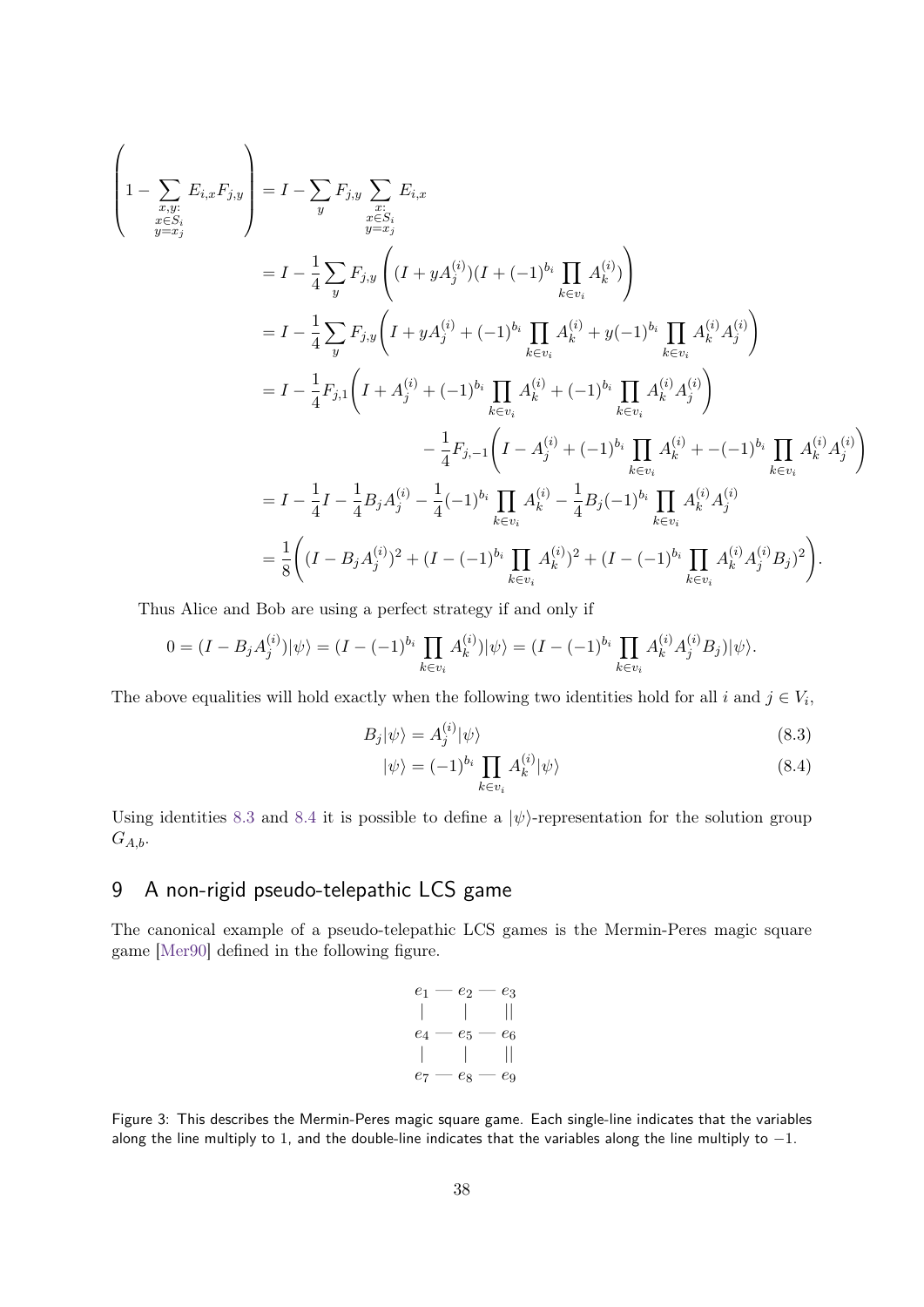$$
\begin{aligned}
\left(1 - \sum_{\substack{x,y:\\ x\in S_i\\ y=x_j}} E_{i,x}F_{j,y}\right) &= I - \sum_y F_{j,y} \sum_{\substack{x:\\ x\in S_i\\ y=x_j}} E_{i,x} \\
&= I - \frac{1}{4}\sum_y F_{j,y}\left((I + yA_j^{(i)})(I + (-1)^{b_i}\prod_{k\in v_i} A_k^{(i)})\right) \\
&= I - \frac{1}{4}\sum_y F_{j,y}\bigg(I + yA_j^{(i)} + (-1)^{b_i}\prod_{k\in v_i} A_k^{(i)} + y(-1)^{b_i}\prod_{k\in v_i} A_k^{(i)}A_j^{(i)}\bigg) \\
&= I - \frac{1}{4}F_{j,1}\bigg(I + A_j^{(i)} + (-1)^{b_i}\prod_{k\in v_i} A_k^{(i)} + (-1)^{b_i}\prod_{k\in v_i} A_k^{(i)}A_j^{(i)}\bigg) \\
&\qquad\qquad - \frac{1}{4}F_{j,-1}\bigg(I - A_j^{(i)} + (-1)^{b_i}\prod_{k\in v_i} A_k^{(i)} + -(-1)^{b_i}\prod_{k\in v_i} A_k^{(i)}A_j^{(i)}\bigg) \\
&= I - \frac{1}{4}I - \frac{1}{4}B_jA_j^{(i)} - \frac{1}{4}(-1)^{b_i}\prod_{k\in v_i} A_k^{(i)} - \frac{1}{4}B_j(-1)^{b_i}\prod_{k\in v_i} A_k^{(i)}A_j^{(i)} \\
&= \frac{1}{8}\bigg((I - B_jA_j^{(i)})^2 + (I - (-1)^{b_i}\prod_{k\in v_i} A_k^{(i)})^2 + (I - (-1)^{b_i}\prod_{k\in v_i} A_k^{(i)}A_j^{(i)}B_j)^2\bigg).
\end{aligned}
$$

Thus Alice and Bob are using a perfect strategy if and only if

$$
0 = (I - B_jA_j^{(i)})|\psi\rangle = (I - (-1)^{b_i}\prod_{k\in v_i} A_k^{(i)})|\psi\rangle = (I - (-1)^{b_i}\prod_{k\in v_i} A_k^{(i)}A_j^{(i)}B_j)|\psi\rangle.
$$

The above equalities will hold exactly when the following two identities hold for all $i$ and $j \in V_i$,

$$
B_j|\psi\rangle = A_j^{(i)}|\psi\rangle \tag{8.3}
$$

$$
|\psi\rangle = (-1)^{b_i}\prod_{k\in v_i} A_k^{(i)}|\psi\rangle \tag{8.4}
$$

Using identities 8.3 and 8.4 it is possible to define a $|\psi\rangle$-representation for the solution group $G_{A,b}$.

## 9 A non-rigid pseudo-telepathic LCS game

The canonical example of a pseudo-telepathic LCS games is the Mermin-Peres magic square game [Mer90] defined in the following figure.

$$
\begin{array}{ccccc}
e_1 & — & e_2 & — & e_3 \\
| & & | & & || \\
e_4 & — & e_5 & — & e_6 \\
| & & | & & || \\
e_7 & — & e_8 & — & e_9
\end{array}
$$

Figure 3: This describes the Mermin-Peres magic square game. Each single-line indicates that the variables along the line multiply to 1, and the double-line indicates that the variables along the line multiply to −1.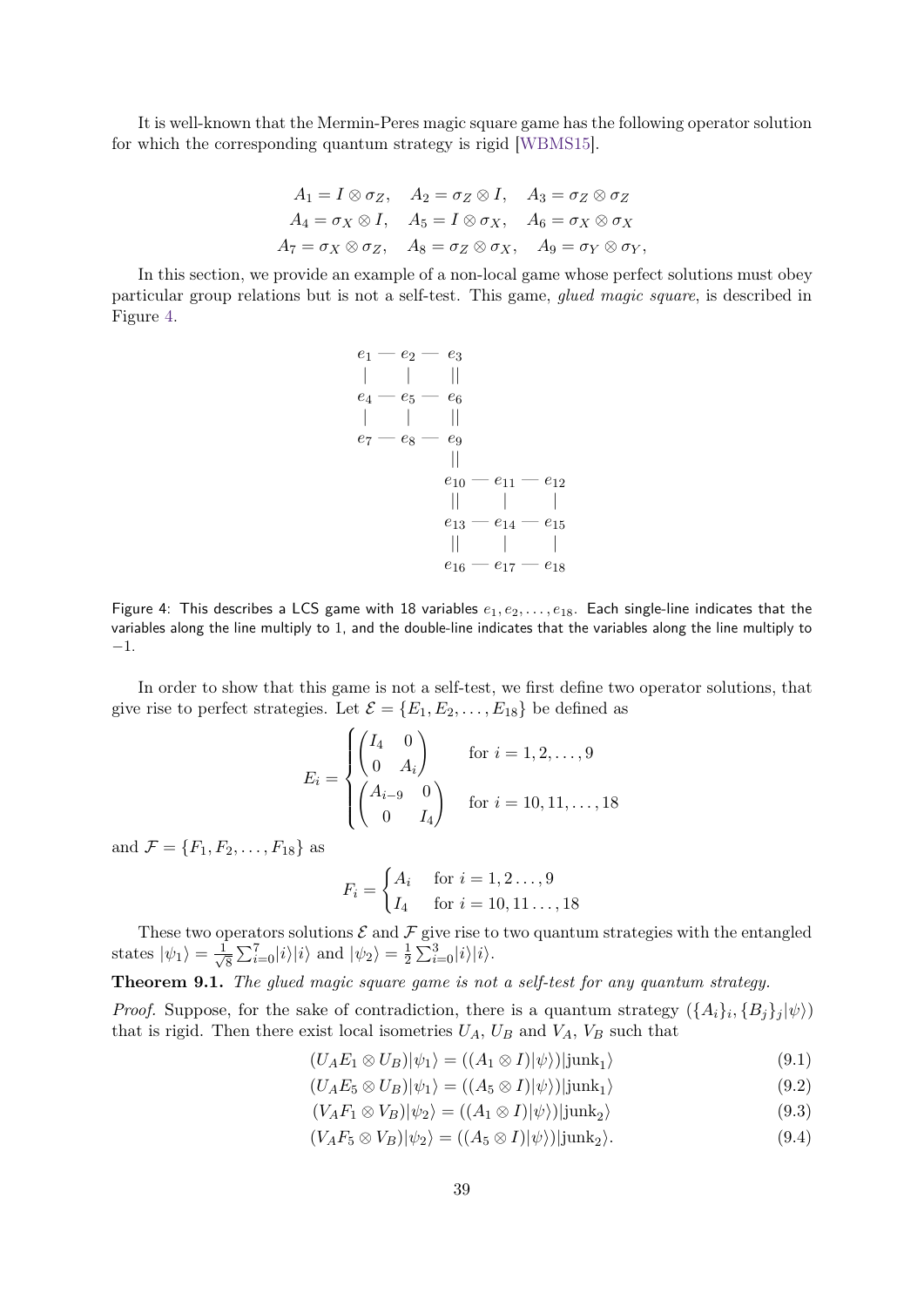It is well-known that the Mermin-Peres magic square game has the following operator solution for which the corresponding quantum strategy is rigid [WBMS15].

$$
\begin{aligned}
A_1 = I \otimes \sigma_Z, \quad A_2 = \sigma_Z \otimes I, \quad A_3 = \sigma_Z \otimes \sigma_Z \\
A_4 = \sigma_X \otimes I, \quad A_5 = I \otimes \sigma_X, \quad A_6 = \sigma_X \otimes \sigma_X \\
A_7 = \sigma_X \otimes \sigma_Z, \quad A_8 = \sigma_Z \otimes \sigma_X, \quad A_9 = \sigma_Y \otimes \sigma_Y,
\end{aligned}
$$

In this section, we provide an example of a non-local game whose perfect solutions must obey particular group relations but is not a self-test. This game, *glued magic square*, is described in Figure 4.

```
e1 — e2 — e3
|     |    ||
e4 — e5 — e6
|     |    ||
e7 — e8 — e9
           ||
           e10 — e11 — e12
           ||     |      |
           e13 — e14 — e15
           ||     |      |
           e16 — e17 — e18
```

Figure 4: This describes a LCS game with 18 variables $e_1, e_2, \ldots, e_{18}$. Each single-line indicates that the variables along the line multiply to 1, and the double-line indicates that the variables along the line multiply to $-1$.

In order to show that this game is not a self-test, we first define two operator solutions, that give rise to perfect strategies. Let $\mathcal{E} = \{E_1, E_2, \ldots, E_{18}\}$ be defined as

$$
E_i = \begin{cases} \begin{pmatrix} I_4 & 0 \\ 0 & A_i \end{pmatrix} & \text{for } i = 1, 2, \ldots, 9 \\ \begin{pmatrix} A_{i-9} & 0 \\ 0 & I_4 \end{pmatrix} & \text{for } i = 10, 11, \ldots, 18 \end{cases}
$$

and $\mathcal{F} = \{F_1, F_2, \ldots, F_{18}\}$ as

$$
F_i = \begin{cases} A_i & \text{for } i = 1, 2 \ldots, 9 \\ I_4 & \text{for } i = 10, 11 \ldots, 18 \end{cases}
$$

These two operators solutions $\mathcal{E}$ and $\mathcal{F}$ give rise to two quantum strategies with the entangled states $|\psi_1\rangle = \frac{1}{\sqrt{8}} \sum_{i=0}^{7} |i\rangle|i\rangle$ and $|\psi_2\rangle = \frac{1}{2} \sum_{i=0}^{3} |i\rangle|i\rangle$.

**Theorem 9.1.** *The glued magic square game is not a self-test for any quantum strategy.*

*Proof.* Suppose, for the sake of contradiction, there is a quantum strategy $(\{A_i\}_i, \{B_j\}_j |\psi\rangle)$ that is rigid. Then there exist local isometries $U_A$, $U_B$ and $V_A$, $V_B$ such that

$$
(U_A E_1 \otimes U_B)|\psi_1\rangle = ((A_1 \otimes I)|\psi\rangle)|\text{junk}_1\rangle \tag{9.1}
$$

$$
(U_A E_5 \otimes U_B)|\psi_1\rangle = ((A_5 \otimes I)|\psi\rangle)|\text{junk}_1\rangle \tag{9.2}
$$

$$
(V_A F_1 \otimes V_B)|\psi_2\rangle = ((A_1 \otimes I)|\psi\rangle)|\text{junk}_2\rangle \tag{9.3}
$$

$$
(V_A F_5 \otimes V_B)|\psi_2\rangle = ((A_5 \otimes I)|\psi\rangle)|\text{junk}_2\rangle. \tag{9.4}
$$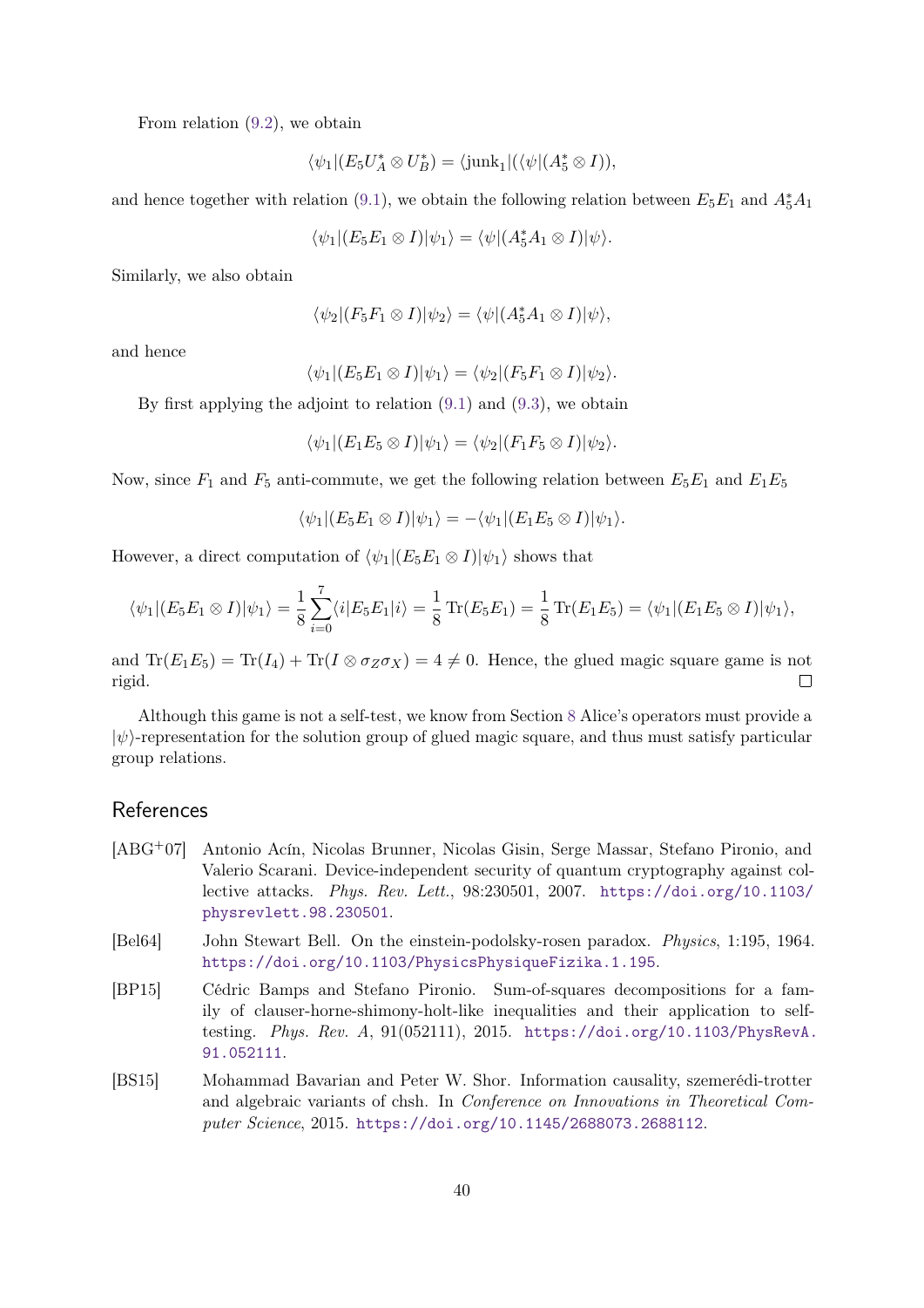From relation (9.2), we obtain

$$\langle \psi_1 | (E_5 U_A^* \otimes U_B^*) = \langle \text{junk}_1 | (\langle \psi | (A_5^* \otimes I)),$$

and hence together with relation (9.1), we obtain the following relation between $E_5 E_1$ and $A_5^* A_1$

$$\langle \psi_1 | (E_5 E_1 \otimes I) | \psi_1 \rangle = \langle \psi | (A_5^* A_1 \otimes I) | \psi \rangle.$$

Similarly, we also obtain

$$\langle \psi_2 | (F_5 F_1 \otimes I) | \psi_2 \rangle = \langle \psi | (A_5^* A_1 \otimes I) | \psi \rangle,$$

and hence

$$\langle \psi_1 | (E_5 E_1 \otimes I) | \psi_1 \rangle = \langle \psi_2 | (F_5 F_1 \otimes I) | \psi_2 \rangle.$$

By first applying the adjoint to relation (9.1) and (9.3), we obtain

$$\langle \psi_1 | (E_1 E_5 \otimes I) | \psi_1 \rangle = \langle \psi_2 | (F_1 F_5 \otimes I) | \psi_2 \rangle.$$

Now, since $F_1$ and $F_5$ anti-commute, we get the following relation between $E_5 E_1$ and $E_1 E_5$

$$\langle \psi_1 | (E_5 E_1 \otimes I) | \psi_1 \rangle = -\langle \psi_1 | (E_1 E_5 \otimes I) | \psi_1 \rangle.$$

However, a direct computation of $\langle \psi_1 | (E_5 E_1 \otimes I) | \psi_1 \rangle$ shows that

$$\langle \psi_1 | (E_5 E_1 \otimes I) | \psi_1 \rangle = \frac{1}{8} \sum_{i=0}^{7} \langle i | E_5 E_1 | i \rangle = \frac{1}{8} \operatorname{Tr}(E_5 E_1) = \frac{1}{8} \operatorname{Tr}(E_1 E_5) = \langle \psi_1 | (E_1 E_5 \otimes I) | \psi_1 \rangle,$$

and $\operatorname{Tr}(E_1 E_5) = \operatorname{Tr}(I_4) + \operatorname{Tr}(I \otimes \sigma_Z \sigma_X) = 4 \neq 0$. Hence, the glued magic square game is not rigid. □

Although this game is not a self-test, we know from Section 8 Alice's operators must provide a $|\psi\rangle$-representation for the solution group of glued magic square, and thus must satisfy particular group relations.

## References

[ABG+07] Antonio Acín, Nicolas Brunner, Nicolas Gisin, Serge Massar, Stefano Pironio, and Valerio Scarani. Device-independent security of quantum cryptography against collective attacks. *Phys. Rev. Lett.*, 98:230501, 2007. https://doi.org/10.1103/physrevlett.98.230501.

[Bel64] John Stewart Bell. On the einstein-podolsky-rosen paradox. *Physics*, 1:195, 1964. https://doi.org/10.1103/PhysicsPhysiqueFizika.1.195.

[BP15] Cédric Bamps and Stefano Pironio. Sum-of-squares decompositions for a family of clauser-horne-shimony-holt-like inequalities and their application to self-testing. *Phys. Rev. A*, 91(052111), 2015. https://doi.org/10.1103/PhysRevA.91.052111.

[BS15] Mohammad Bavarian and Peter W. Shor. Information causality, szemerédi-trotter and algebraic variants of chsh. In *Conference on Innovations in Theoretical Computer Science*, 2015. https://doi.org/10.1145/2688073.2688112.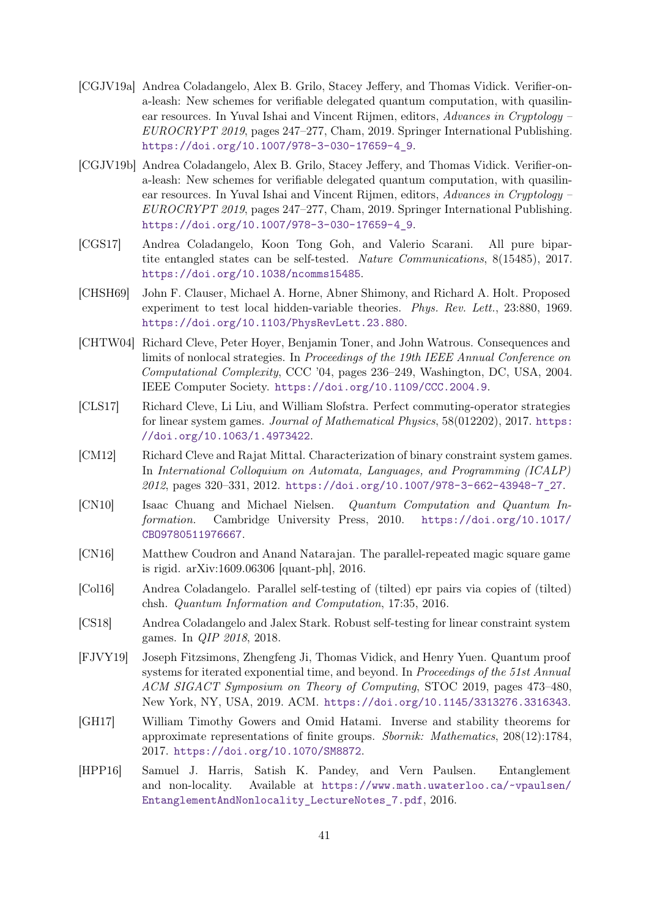[CGJV19a] Andrea Coladangelo, Alex B. Grilo, Stacey Jeffery, and Thomas Vidick. Verifier-on-a-leash: New schemes for verifiable delegated quantum computation, with quasilinear resources. In Yuval Ishai and Vincent Rijmen, editors, *Advances in Cryptology – EUROCRYPT 2019*, pages 247–277, Cham, 2019. Springer International Publishing. https://doi.org/10.1007/978-3-030-17659-4_9.

[CGJV19b] Andrea Coladangelo, Alex B. Grilo, Stacey Jeffery, and Thomas Vidick. Verifier-on-a-leash: New schemes for verifiable delegated quantum computation, with quasilinear resources. In Yuval Ishai and Vincent Rijmen, editors, *Advances in Cryptology – EUROCRYPT 2019*, pages 247–277, Cham, 2019. Springer International Publishing. https://doi.org/10.1007/978-3-030-17659-4_9.

[CGS17] Andrea Coladangelo, Koon Tong Goh, and Valerio Scarani. All pure bipartite entangled states can be self-tested. *Nature Communications*, 8(15485), 2017. https://doi.org/10.1038/ncomms15485.

[CHSH69] John F. Clauser, Michael A. Horne, Abner Shimony, and Richard A. Holt. Proposed experiment to test local hidden-variable theories. *Phys. Rev. Lett.*, 23:880, 1969. https://doi.org/10.1103/PhysRevLett.23.880.

[CHTW04] Richard Cleve, Peter Hoyer, Benjamin Toner, and John Watrous. Consequences and limits of nonlocal strategies. In *Proceedings of the 19th IEEE Annual Conference on Computational Complexity*, CCC '04, pages 236–249, Washington, DC, USA, 2004. IEEE Computer Society. https://doi.org/10.1109/CCC.2004.9.

[CLS17] Richard Cleve, Li Liu, and William Slofstra. Perfect commuting-operator strategies for linear system games. *Journal of Mathematical Physics*, 58(012202), 2017. https://doi.org/10.1063/1.4973422.

[CM12] Richard Cleve and Rajat Mittal. Characterization of binary constraint system games. In *International Colloquium on Automata, Languages, and Programming (ICALP) 2012*, pages 320–331, 2012. https://doi.org/10.1007/978-3-662-43948-7_27.

[CN10] Isaac Chuang and Michael Nielsen. *Quantum Computation and Quantum Information.* Cambridge University Press, 2010. https://doi.org/10.1017/CBO9780511976667.

[CN16] Matthew Coudron and Anand Natarajan. The parallel-repeated magic square game is rigid. arXiv:1609.06306 [quant-ph], 2016.

[Col16] Andrea Coladangelo. Parallel self-testing of (tilted) epr pairs via copies of (tilted) chsh. *Quantum Information and Computation*, 17:35, 2016.

[CS18] Andrea Coladangelo and Jalex Stark. Robust self-testing for linear constraint system games. In *QIP 2018*, 2018.

[FJVY19] Joseph Fitzsimons, Zhengfeng Ji, Thomas Vidick, and Henry Yuen. Quantum proof systems for iterated exponential time, and beyond. In *Proceedings of the 51st Annual ACM SIGACT Symposium on Theory of Computing*, STOC 2019, pages 473–480, New York, NY, USA, 2019. ACM. https://doi.org/10.1145/3313276.3316343.

[GH17] William Timothy Gowers and Omid Hatami. Inverse and stability theorems for approximate representations of finite groups. *Sbornik: Mathematics*, 208(12):1784, 2017. https://doi.org/10.1070/SM8872.

[HPP16] Samuel J. Harris, Satish K. Pandey, and Vern Paulsen. Entanglement and non-locality. Available at https://www.math.uwaterloo.ca/~vpaulsen/EntanglementAndNonlocality_LectureNotes_7.pdf, 2016.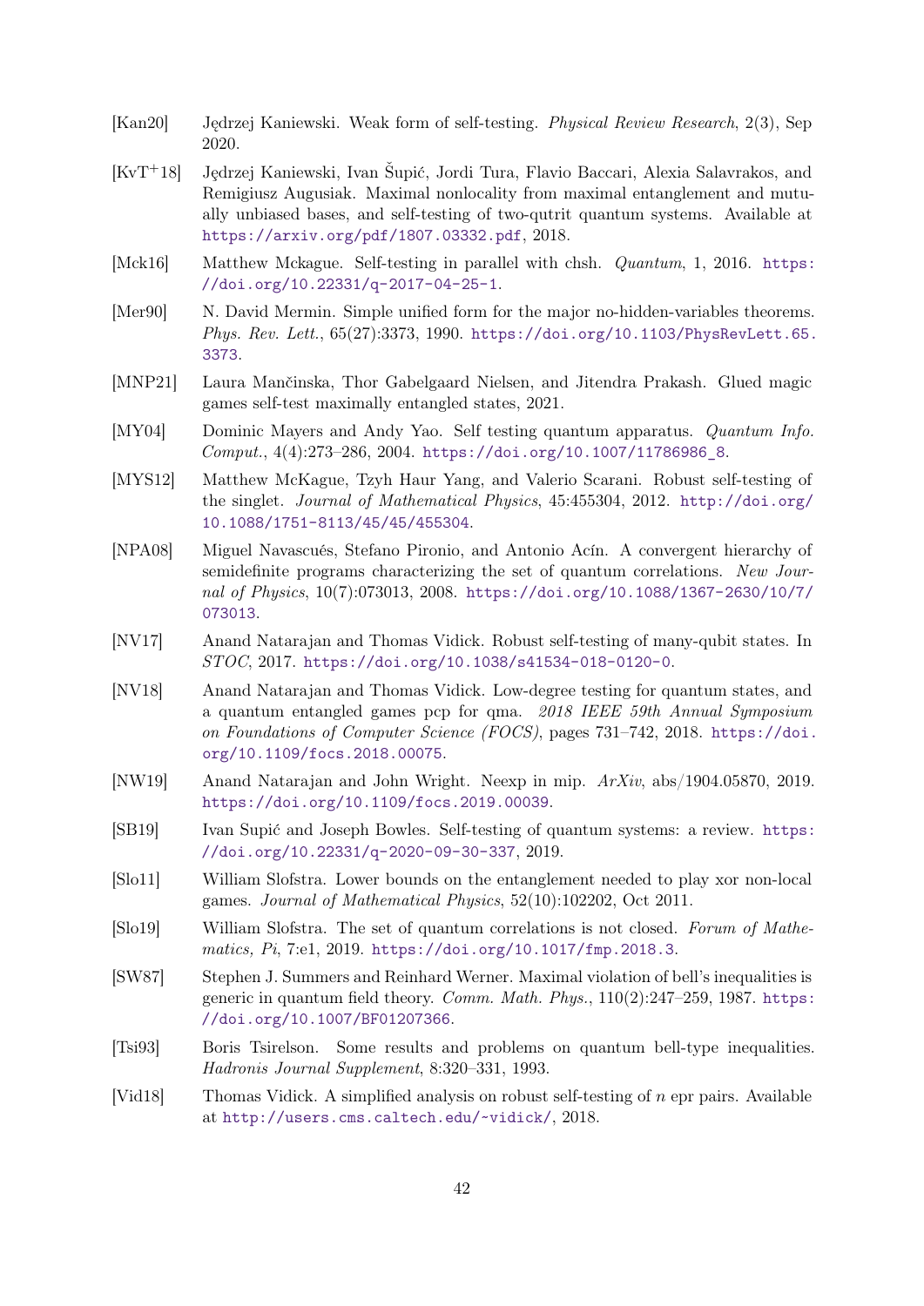[Kan20] Jędrzej Kaniewski. Weak form of self-testing. *Physical Review Research*, 2(3), Sep 2020.

[KvT+18] Jędrzej Kaniewski, Ivan Šupić, Jordi Tura, Flavio Baccari, Alexia Salavrakos, and Remigiusz Augusiak. Maximal nonlocality from maximal entanglement and mutually unbiased bases, and self-testing of two-qutrit quantum systems. Available at https://arxiv.org/pdf/1807.03332.pdf, 2018.

[Mck16] Matthew Mckague. Self-testing in parallel with chsh. *Quantum*, 1, 2016. https://doi.org/10.22331/q-2017-04-25-1.

[Mer90] N. David Mermin. Simple unified form for the major no-hidden-variables theorems. *Phys. Rev. Lett.*, 65(27):3373, 1990. https://doi.org/10.1103/PhysRevLett.65.3373.

[MNP21] Laura Mančinska, Thor Gabelgaard Nielsen, and Jitendra Prakash. Glued magic games self-test maximally entangled states, 2021.

[MY04] Dominic Mayers and Andy Yao. Self testing quantum apparatus. *Quantum Info. Comput.*, 4(4):273–286, 2004. https://doi.org/10.1007/11786986_8.

[MYS12] Matthew McKague, Tzyh Haur Yang, and Valerio Scarani. Robust self-testing of the singlet. *Journal of Mathematical Physics*, 45:455304, 2012. http://doi.org/10.1088/1751-8113/45/45/455304.

[NPA08] Miguel Navascués, Stefano Pironio, and Antonio Acín. A convergent hierarchy of semidefinite programs characterizing the set of quantum correlations. *New Journal of Physics*, 10(7):073013, 2008. https://doi.org/10.1088/1367-2630/10/7/073013.

[NV17] Anand Natarajan and Thomas Vidick. Robust self-testing of many-qubit states. In *STOC*, 2017. https://doi.org/10.1038/s41534-018-0120-0.

[NV18] Anand Natarajan and Thomas Vidick. Low-degree testing for quantum states, and a quantum entangled games pcp for qma. *2018 IEEE 59th Annual Symposium on Foundations of Computer Science (FOCS)*, pages 731–742, 2018. https://doi.org/10.1109/focs.2018.00075.

[NW19] Anand Natarajan and John Wright. Neexp in mip. *ArXiv*, abs/1904.05870, 2019. https://doi.org/10.1109/focs.2019.00039.

[SB19] Ivan Supić and Joseph Bowles. Self-testing of quantum systems: a review. https://doi.org/10.22331/q-2020-09-30-337, 2019.

[Slo11] William Slofstra. Lower bounds on the entanglement needed to play xor non-local games. *Journal of Mathematical Physics*, 52(10):102202, Oct 2011.

[Slo19] William Slofstra. The set of quantum correlations is not closed. *Forum of Mathematics, Pi*, 7:e1, 2019. https://doi.org/10.1017/fmp.2018.3.

[SW87] Stephen J. Summers and Reinhard Werner. Maximal violation of bell's inequalities is generic in quantum field theory. *Comm. Math. Phys.*, 110(2):247–259, 1987. https://doi.org/10.1007/BF01207366.

[Tsi93] Boris Tsirelson. Some results and problems on quantum bell-type inequalities. *Hadronis Journal Supplement*, 8:320–331, 1993.

[Vid18] Thomas Vidick. A simplified analysis on robust self-testing of $n$ epr pairs. Available at http://users.cms.caltech.edu/~vidick/, 2018.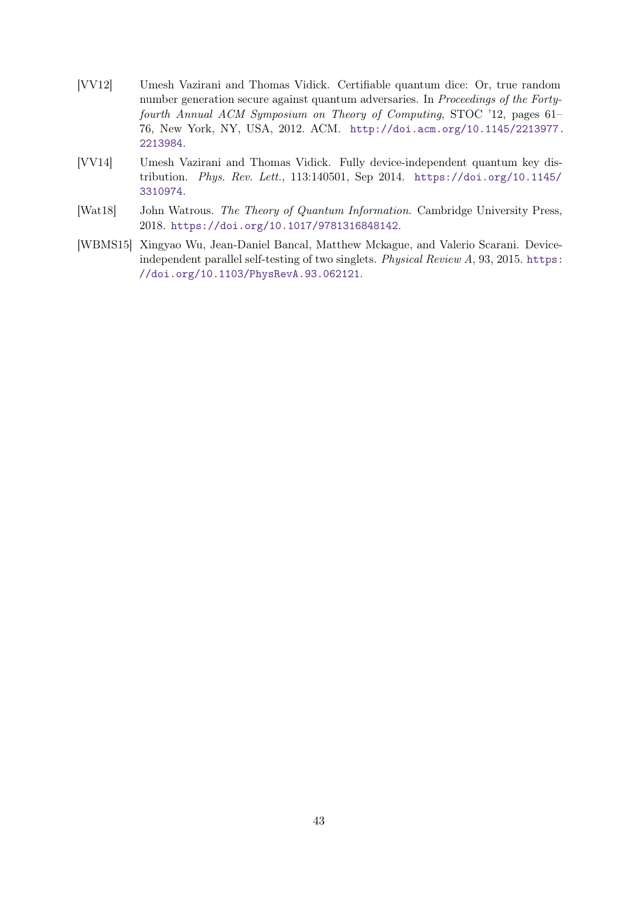[VV12] Umesh Vazirani and Thomas Vidick. Certifiable quantum dice: Or, true random number generation secure against quantum adversaries. In *Proceedings of the Forty-fourth Annual ACM Symposium on Theory of Computing*, STOC '12, pages 61–76, New York, NY, USA, 2012. ACM. http://doi.acm.org/10.1145/2213977.2213984.

[VV14] Umesh Vazirani and Thomas Vidick. Fully device-independent quantum key distribution. *Phys. Rev. Lett.*, 113:140501, Sep 2014. https://doi.org/10.1145/3310974.

[Wat18] John Watrous. *The Theory of Quantum Information*. Cambridge University Press, 2018. https://doi.org/10.1017/9781316848142.

[WBMS15] Xingyao Wu, Jean-Daniel Bancal, Matthew Mckague, and Valerio Scarani. Device-independent parallel self-testing of two singlets. *Physical Review A*, 93, 2015. https://doi.org/10.1103/PhysRevA.93.062121.